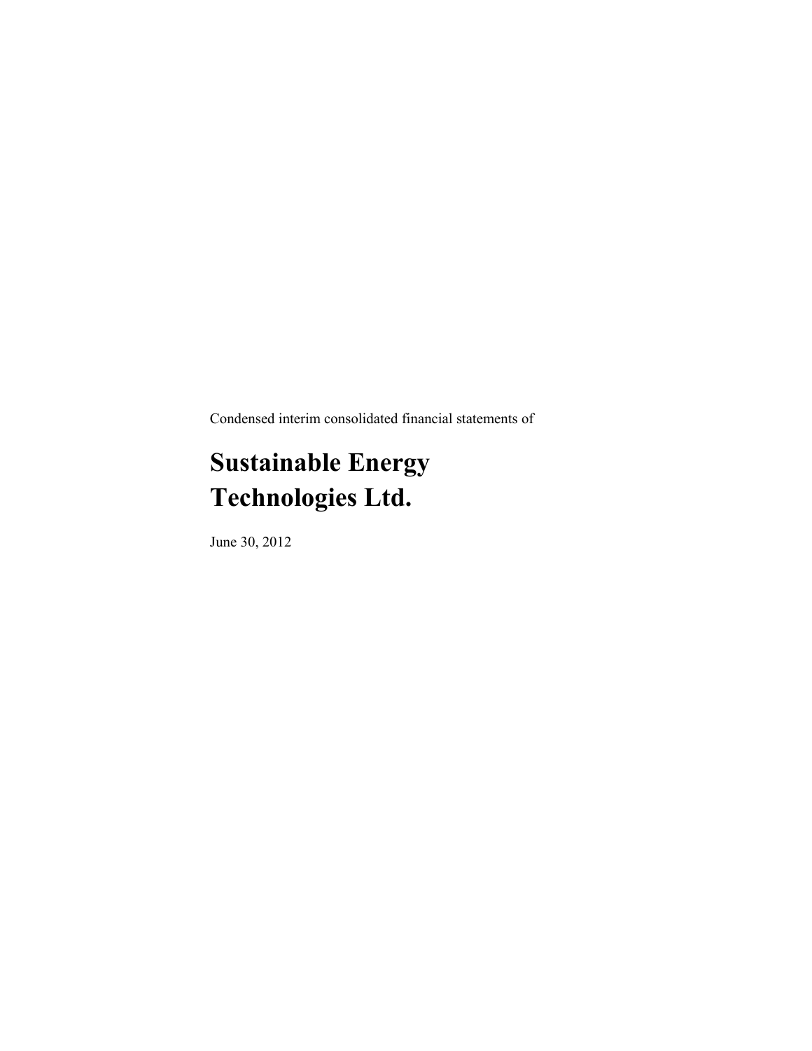Condensed interim consolidated financial statements of

# Sustainable Energy Technologies Ltd.

June 30, 2012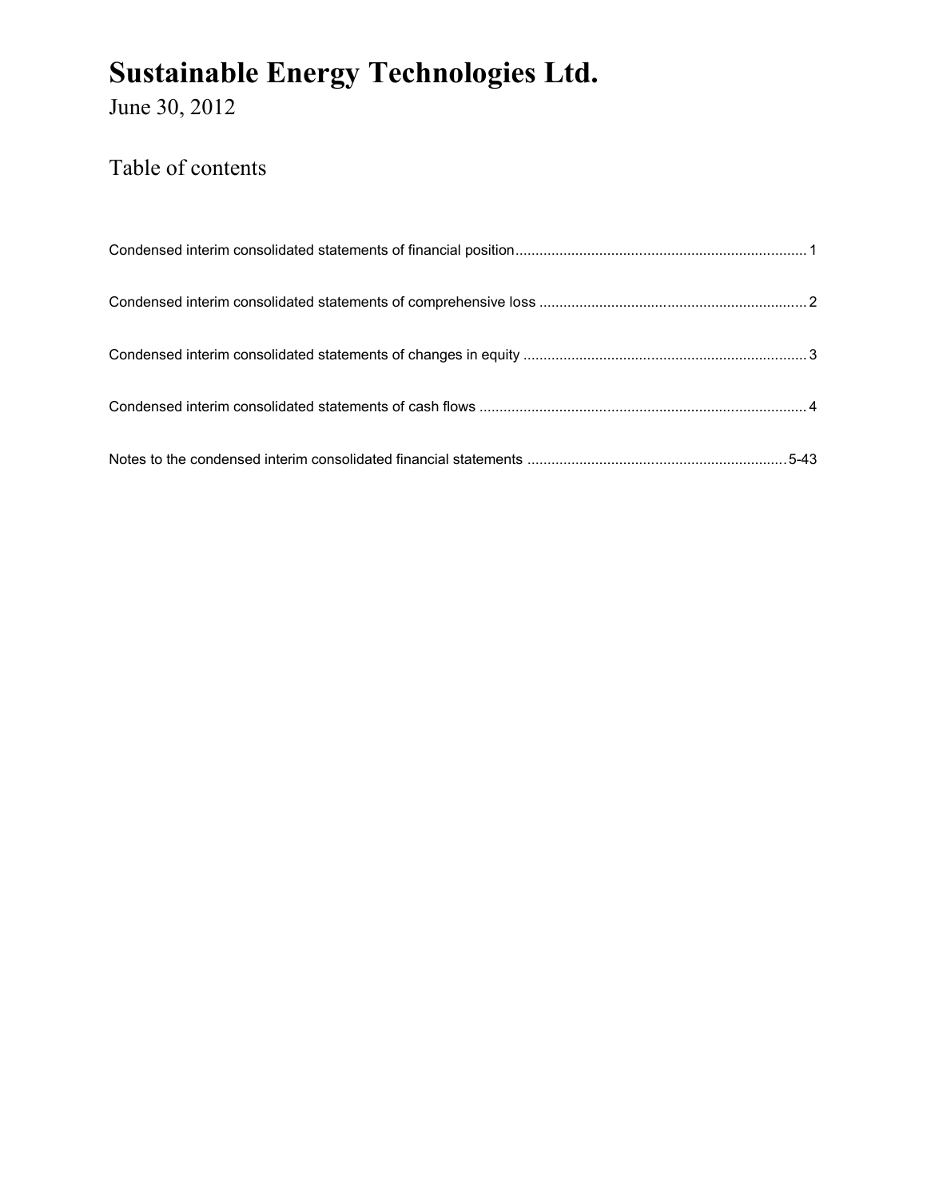# Sustainable Energy Technologies Ltd.

June 30, 2012

## Table of contents

Condensed interim consolidated statements of financial position........................................................................ 1

Condensed interim consolidated statements of comprehensive loss .................................................................. 2

Condensed interim consolidated statements of changes in equity ...................................................................... 3

Condensed interim consolidated statements of cash flows ................................................................................. 4

Notes to the condensed interim consolidated financial statements ................................................................ 5-43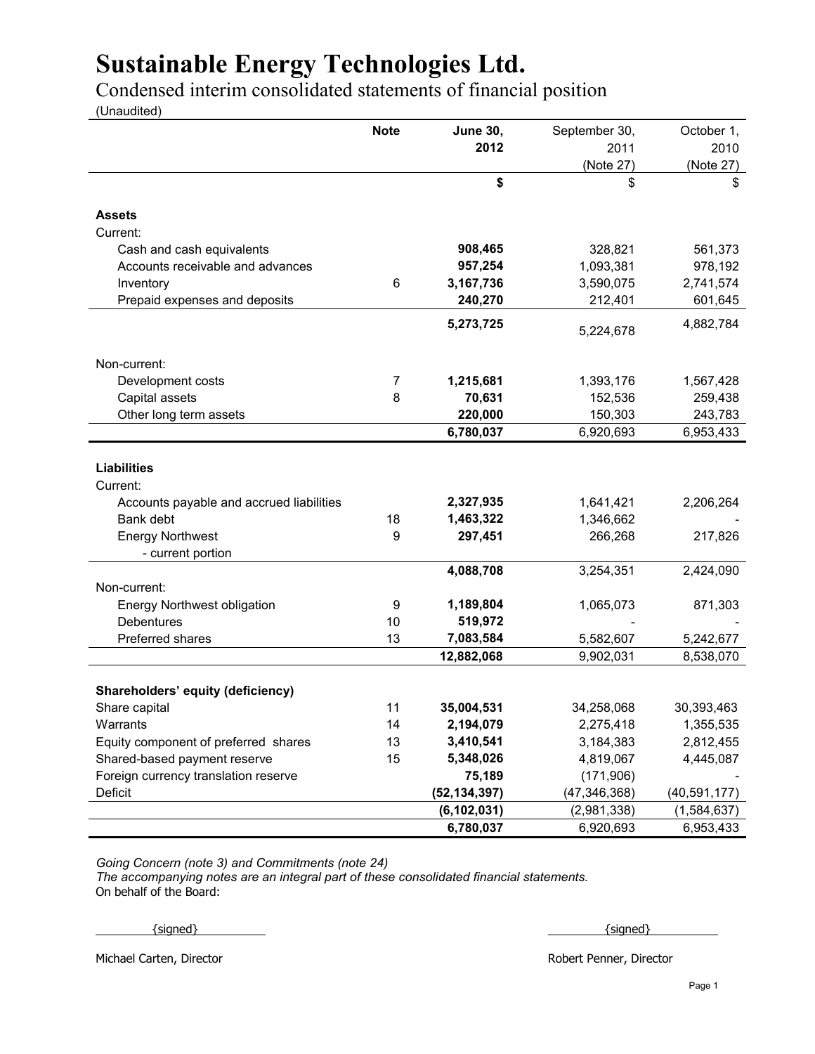# Sustainable Energy Technologies Ltd.

## Condensed interim consolidated statements of financial position

(Unaudited)

| | Note | June 30, 2012 | September 30, 2011 (Note 27) | October 1, 2010 (Note 27) |
|---|---|---|---|---|
| | | **$** | $ | $ |
| **Assets** | | | | |
| Current: | | | | |
| Cash and cash equivalents | | **908,465** | 328,821 | 561,373 |
| Accounts receivable and advances | | **957,254** | 1,093,381 | 978,192 |
| Inventory | 6 | **3,167,736** | 3,590,075 | 2,741,574 |
| Prepaid expenses and deposits | | **240,270** | 212,401 | 601,645 |
| | | **5,273,725** | 5,224,678 | 4,882,784 |
| Non-current: | | | | |
| Development costs | 7 | **1,215,681** | 1,393,176 | 1,567,428 |
| Capital assets | 8 | **70,631** | 152,536 | 259,438 |
| Other long term assets | | **220,000** | 150,303 | 243,783 |
| | | **6,780,037** | 6,920,693 | 6,953,433 |
| **Liabilities** | | | | |
| Current: | | | | |
| Accounts payable and accrued liabilities | | **2,327,935** | 1,641,421 | 2,206,264 |
| Bank debt | 18 | **1,463,322** | 1,346,662 | - |
| Energy Northwest - current portion | 9 | **297,451** | 266,268 | 217,826 |
| | | **4,088,708** | 3,254,351 | 2,424,090 |
| Non-current: | | | | |
| Energy Northwest obligation | 9 | **1,189,804** | 1,065,073 | 871,303 |
| Debentures | 10 | **519,972** | - | - |
| Preferred shares | 13 | **7,083,584** | 5,582,607 | 5,242,677 |
| | | **12,882,068** | 9,902,031 | 8,538,070 |
| **Shareholders' equity (deficiency)** | | | | |
| Share capital | 11 | **35,004,531** | 34,258,068 | 30,393,463 |
| Warrants | 14 | **2,194,079** | 2,275,418 | 1,355,535 |
| Equity component of preferred shares | 13 | **3,410,541** | 3,184,383 | 2,812,455 |
| Shared-based payment reserve | 15 | **5,348,026** | 4,819,067 | 4,445,087 |
| Foreign currency translation reserve | | **75,189** | (171,906) | - |
| Deficit | | **(52,134,397)** | (47,346,368) | (40,591,177) |
| | | **(6,102,031)** | (2,981,338) | (1,584,637) |
| | | **6,780,037** | 6,920,693 | 6,953,433 |

*Going Concern (note 3) and Commitments (note 24)*
*The accompanying notes are an integral part of these consolidated financial statements.*
On behalf of the Board:

{signed} — Michael Carten, Director

{signed} — Robert Penner, Director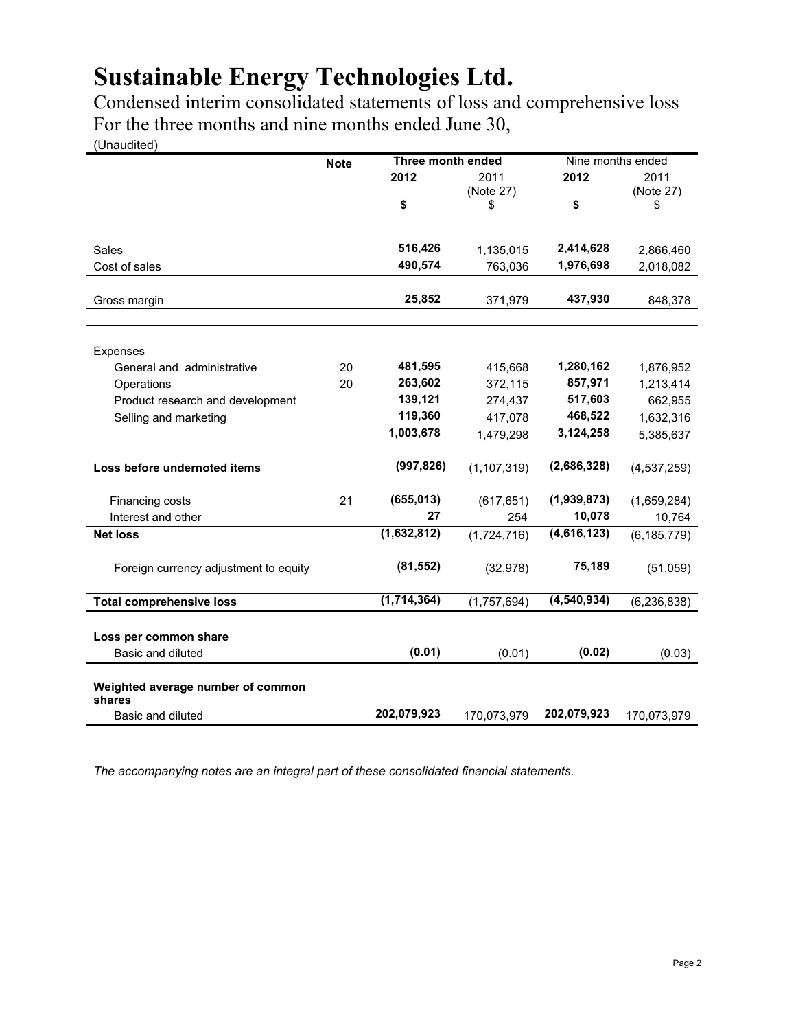# Sustainable Energy Technologies Ltd.

Condensed interim consolidated statements of loss and comprehensive loss
For the three months and nine months ended June 30,
(Unaudited)

| | Note | Three month ended | | Nine months ended | |
|---|---|---|---|---|---|
| | | **2012** | 2011 (Note 27) | **2012** | 2011 (Note 27) |
| | | **$** | $ | **$** | $ |
| Sales | | **516,426** | 1,135,015 | **2,414,628** | 2,866,460 |
| Cost of sales | | **490,574** | 763,036 | **1,976,698** | 2,018,082 |
| Gross margin | | **25,852** | 371,979 | **437,930** | 848,378 |
| Expenses | | | | | |
| General and administrative | 20 | **481,595** | 415,668 | **1,280,162** | 1,876,952 |
| Operations | 20 | **263,602** | 372,115 | **857,971** | 1,213,414 |
| Product research and development | | **139,121** | 274,437 | **517,603** | 662,955 |
| Selling and marketing | | **119,360** | 417,078 | **468,522** | 1,632,316 |
| | | **1,003,678** | 1,479,298 | **3,124,258** | 5,385,637 |
| **Loss before undernoted items** | | **(997,826)** | (1,107,319) | **(2,686,328)** | (4,537,259) |
| Financing costs | 21 | **(655,013)** | (617,651) | **(1,939,873)** | (1,659,284) |
| Interest and other | | **27** | 254 | **10,078** | 10,764 |
| **Net loss** | | **(1,632,812)** | (1,724,716) | **(4,616,123)** | (6,185,779) |
| Foreign currency adjustment to equity | | **(81,552)** | (32,978) | **75,189** | (51,059) |
| **Total comprehensive loss** | | **(1,714,364)** | (1,757,694) | **(4,540,934)** | (6,236,838) |
| **Loss per common share** | | | | | |
| Basic and diluted | | **(0.01)** | (0.01) | **(0.02)** | (0.03) |
| **Weighted average number of common shares** | | | | | |
| Basic and diluted | | **202,079,923** | 170,073,979 | **202,079,923** | 170,073,979 |

*The accompanying notes are an integral part of these consolidated financial statements.*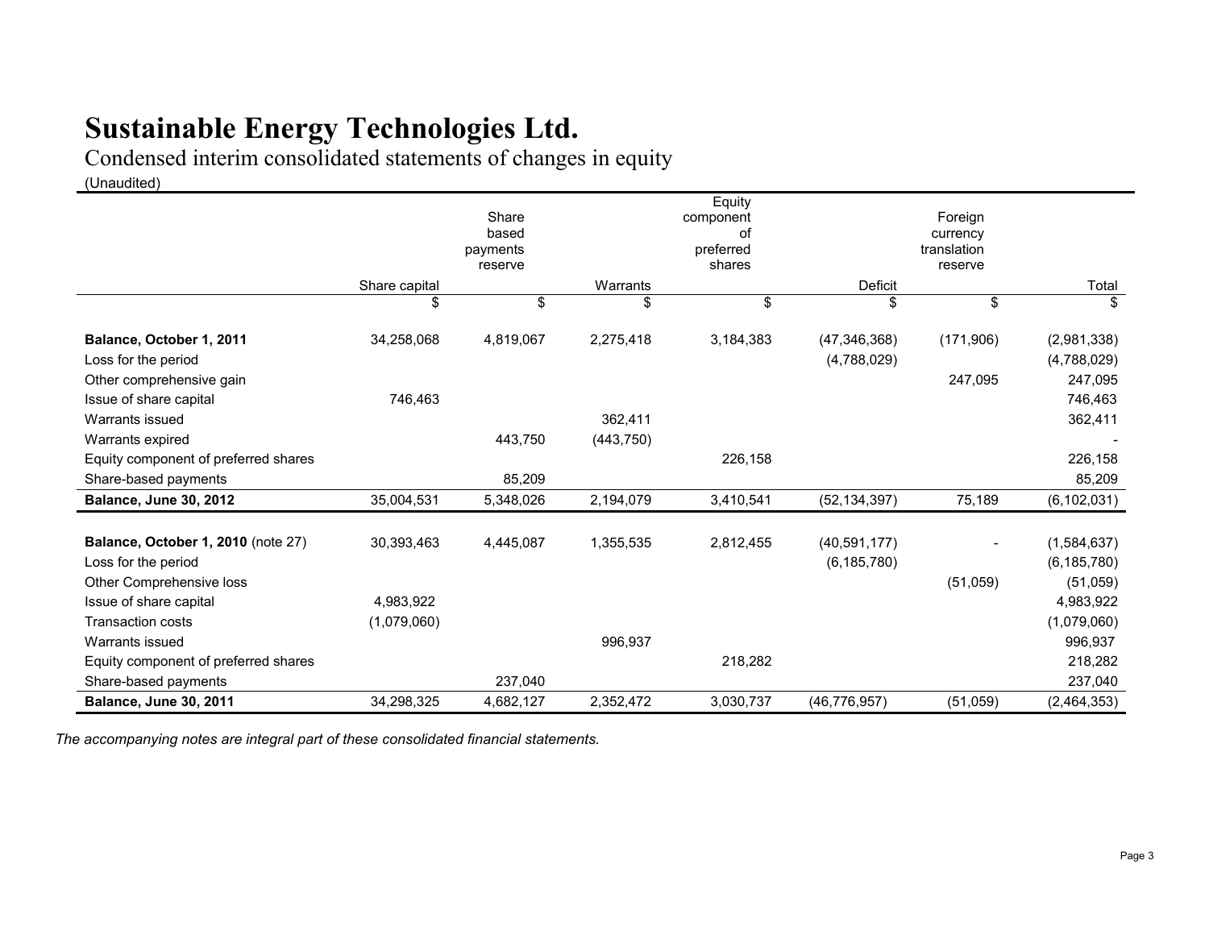# Sustainable Energy Technologies Ltd.

Condensed interim consolidated statements of changes in equity

(Unaudited)

| | Share capital | Share based payments reserve | Warrants | Equity component of preferred shares | Deficit | Foreign currency translation reserve | Total |
|---|---|---|---|---|---|---|---|
| | $ | $ | $ | $ | $ | $ | $ |
| **Balance, October 1, 2011** | 34,258,068 | 4,819,067 | 2,275,418 | 3,184,383 | (47,346,368) | (171,906) | (2,981,338) |
| Loss for the period | | | | | (4,788,029) | | (4,788,029) |
| Other comprehensive gain | | | | | | 247,095 | 247,095 |
| Issue of share capital | 746,463 | | | | | | 746,463 |
| Warrants issued | | | 362,411 | | | | 362,411 |
| Warrants expired | | 443,750 | (443,750) | | | | - |
| Equity component of preferred shares | | | | 226,158 | | | 226,158 |
| Share-based payments | | 85,209 | | | | | 85,209 |
| **Balance, June 30, 2012** | 35,004,531 | 5,348,026 | 2,194,079 | 3,410,541 | (52,134,397) | 75,189 | (6,102,031) |
| | | | | | | | |
| **Balance, October 1, 2010** (note 27) | 30,393,463 | 4,445,087 | 1,355,535 | 2,812,455 | (40,591,177) | - | (1,584,637) |
| Loss for the period | | | | | (6,185,780) | | (6,185,780) |
| Other Comprehensive loss | | | | | | (51,059) | (51,059) |
| Issue of share capital | 4,983,922 | | | | | | 4,983,922 |
| Transaction costs | (1,079,060) | | | | | | (1,079,060) |
| Warrants issued | | | 996,937 | | | | 996,937 |
| Equity component of preferred shares | | | | 218,282 | | | 218,282 |
| Share-based payments | | 237,040 | | | | | 237,040 |
| **Balance, June 30, 2011** | 34,298,325 | 4,682,127 | 2,352,472 | 3,030,737 | (46,776,957) | (51,059) | (2,464,353) |

*The accompanying notes are integral part of these consolidated financial statements.*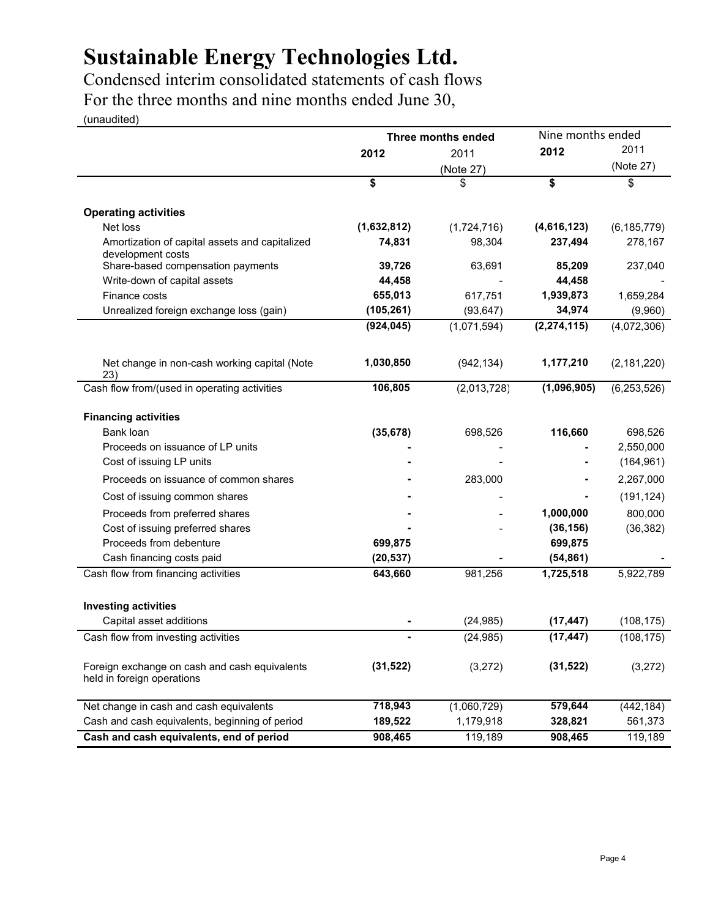# Sustainable Energy Technologies Ltd.

Condensed interim consolidated statements of cash flows

For the three months and nine months ended June 30,

(unaudited)

| | Three months ended | | Nine months ended | |
|---|---|---|---|---|
| | **2012** | 2011 (Note 27) | **2012** | 2011 (Note 27) |
| | **$** | $ | **$** | $ |
| **Operating activities** | | | | |
| Net loss | **(1,632,812)** | (1,724,716) | **(4,616,123)** | (6,185,779) |
| Amortization of capital assets and capitalized development costs | **74,831** | 98,304 | **237,494** | 278,167 |
| Share-based compensation payments | **39,726** | 63,691 | **85,209** | 237,040 |
| Write-down of capital assets | **44,458** | - | **44,458** | - |
| Finance costs | **655,013** | 617,751 | **1,939,873** | 1,659,284 |
| Unrealized foreign exchange loss (gain) | **(105,261)** | (93,647) | **34,974** | (9,960) |
| | **(924,045)** | (1,071,594) | **(2,274,115)** | (4,072,306) |
| Net change in non-cash working capital (Note 23) | **1,030,850** | (942,134) | **1,177,210** | (2,181,220) |
| Cash flow from/(used in operating activities | **106,805** | (2,013,728) | **(1,096,905)** | (6,253,526) |
| **Financing activities** | | | | |
| Bank loan | **(35,678)** | 698,526 | **116,660** | 698,526 |
| Proceeds on issuance of LP units | **-** | - | **-** | 2,550,000 |
| Cost of issuing LP units | **-** | - | **-** | (164,961) |
| Proceeds on issuance of common shares | **-** | 283,000 | **-** | 2,267,000 |
| Cost of issuing common shares | **-** | - | **-** | (191,124) |
| Proceeds from preferred shares | **-** | - | **1,000,000** | 800,000 |
| Cost of issuing preferred shares | **-** | - | **(36,156)** | (36,382) |
| Proceeds from debenture | **699,875** | | **699,875** | |
| Cash financing costs paid | **(20,537)** | - | **(54,861)** | - |
| Cash flow from financing activities | **643,660** | 981,256 | **1,725,518** | 5,922,789 |
| **Investing activities** | | | | |
| Capital asset additions | **-** | (24,985) | **(17,447)** | (108,175) |
| Cash flow from investing activities | **-** | (24,985) | **(17,447)** | (108,175) |
| Foreign exchange on cash and cash equivalents held in foreign operations | **(31,522)** | (3,272) | **(31,522)** | (3,272) |
| Net change in cash and cash equivalents | **718,943** | (1,060,729) | **579,644** | (442,184) |
| Cash and cash equivalents, beginning of period | **189,522** | 1,179,918 | **328,821** | 561,373 |
| **Cash and cash equivalents, end of period** | **908,465** | 119,189 | **908,465** | 119,189 |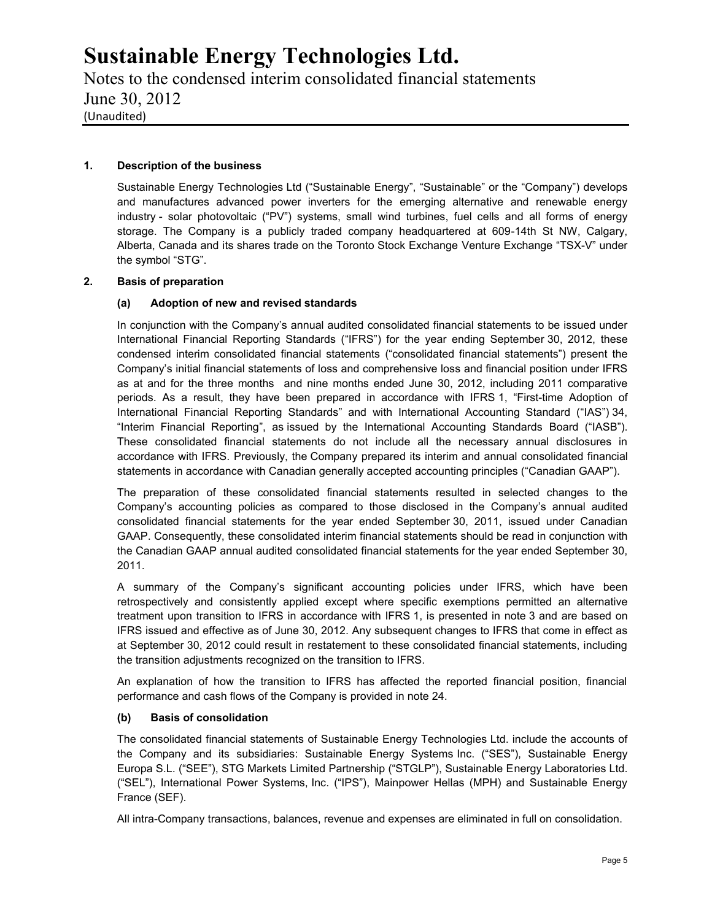## 1. Description of the business

Sustainable Energy Technologies Ltd ("Sustainable Energy", "Sustainable" or the "Company") develops and manufactures advanced power inverters for the emerging alternative and renewable energy industry - solar photovoltaic ("PV") systems, small wind turbines, fuel cells and all forms of energy storage. The Company is a publicly traded company headquartered at 609-14th St NW, Calgary, Alberta, Canada and its shares trade on the Toronto Stock Exchange Venture Exchange "TSX-V" under the symbol "STG".

## 2. Basis of preparation

### (a) Adoption of new and revised standards

In conjunction with the Company's annual audited consolidated financial statements to be issued under International Financial Reporting Standards ("IFRS") for the year ending September 30, 2012, these condensed interim consolidated financial statements ("consolidated financial statements") present the Company's initial financial statements of loss and comprehensive loss and financial position under IFRS as at and for the three months and nine months ended June 30, 2012, including 2011 comparative periods. As a result, they have been prepared in accordance with IFRS 1, "First-time Adoption of International Financial Reporting Standards" and with International Accounting Standard ("IAS") 34, "Interim Financial Reporting", as issued by the International Accounting Standards Board ("IASB"). These consolidated financial statements do not include all the necessary annual disclosures in accordance with IFRS. Previously, the Company prepared its interim and annual consolidated financial statements in accordance with Canadian generally accepted accounting principles ("Canadian GAAP").

The preparation of these consolidated financial statements resulted in selected changes to the Company's accounting policies as compared to those disclosed in the Company's annual audited consolidated financial statements for the year ended September 30, 2011, issued under Canadian GAAP. Consequently, these consolidated interim financial statements should be read in conjunction with the Canadian GAAP annual audited consolidated financial statements for the year ended September 30, 2011.

A summary of the Company's significant accounting policies under IFRS, which have been retrospectively and consistently applied except where specific exemptions permitted an alternative treatment upon transition to IFRS in accordance with IFRS 1, is presented in note 3 and are based on IFRS issued and effective as of June 30, 2012. Any subsequent changes to IFRS that come in effect as at September 30, 2012 could result in restatement to these consolidated financial statements, including the transition adjustments recognized on the transition to IFRS.

An explanation of how the transition to IFRS has affected the reported financial position, financial performance and cash flows of the Company is provided in note 24.

### (b) Basis of consolidation

The consolidated financial statements of Sustainable Energy Technologies Ltd. include the accounts of the Company and its subsidiaries: Sustainable Energy Systems Inc. ("SES"), Sustainable Energy Europa S.L. ("SEE"), STG Markets Limited Partnership ("STGLP"), Sustainable Energy Laboratories Ltd. ("SEL"), International Power Systems, Inc. ("IPS"), Mainpower Hellas (MPH) and Sustainable Energy France (SEF).

All intra-Company transactions, balances, revenue and expenses are eliminated in full on consolidation.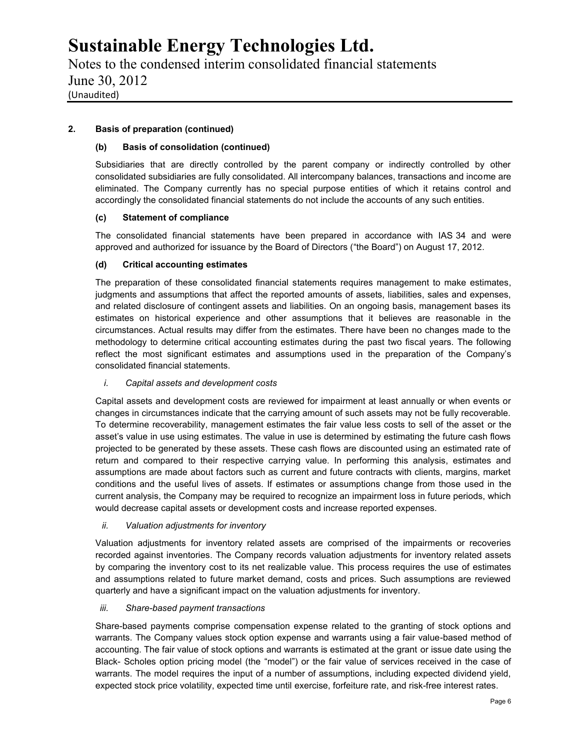## 2. Basis of preparation (continued)

### (b) Basis of consolidation (continued)

Subsidiaries that are directly controlled by the parent company or indirectly controlled by other consolidated subsidiaries are fully consolidated. All intercompany balances, transactions and income are eliminated. The Company currently has no special purpose entities of which it retains control and accordingly the consolidated financial statements do not include the accounts of any such entities.

### (c) Statement of compliance

The consolidated financial statements have been prepared in accordance with IAS 34 and were approved and authorized for issuance by the Board of Directors ("the Board") on August 17, 2012.

### (d) Critical accounting estimates

The preparation of these consolidated financial statements requires management to make estimates, judgments and assumptions that affect the reported amounts of assets, liabilities, sales and expenses, and related disclosure of contingent assets and liabilities. On an ongoing basis, management bases its estimates on historical experience and other assumptions that it believes are reasonable in the circumstances. Actual results may differ from the estimates. There have been no changes made to the methodology to determine critical accounting estimates during the past two fiscal years. The following reflect the most significant estimates and assumptions used in the preparation of the Company's consolidated financial statements.

*i. Capital assets and development costs*

Capital assets and development costs are reviewed for impairment at least annually or when events or changes in circumstances indicate that the carrying amount of such assets may not be fully recoverable. To determine recoverability, management estimates the fair value less costs to sell of the asset or the asset's value in use using estimates. The value in use is determined by estimating the future cash flows projected to be generated by these assets. These cash flows are discounted using an estimated rate of return and compared to their respective carrying value. In performing this analysis, estimates and assumptions are made about factors such as current and future contracts with clients, margins, market conditions and the useful lives of assets. If estimates or assumptions change from those used in the current analysis, the Company may be required to recognize an impairment loss in future periods, which would decrease capital assets or development costs and increase reported expenses.

*ii. Valuation adjustments for inventory*

Valuation adjustments for inventory related assets are comprised of the impairments or recoveries recorded against inventories. The Company records valuation adjustments for inventory related assets by comparing the inventory cost to its net realizable value. This process requires the use of estimates and assumptions related to future market demand, costs and prices. Such assumptions are reviewed quarterly and have a significant impact on the valuation adjustments for inventory.

*iii. Share-based payment transactions*

Share-based payments comprise compensation expense related to the granting of stock options and warrants. The Company values stock option expense and warrants using a fair value-based method of accounting. The fair value of stock options and warrants is estimated at the grant or issue date using the Black- Scholes option pricing model (the "model") or the fair value of services received in the case of warrants. The model requires the input of a number of assumptions, including expected dividend yield, expected stock price volatility, expected time until exercise, forfeiture rate, and risk-free interest rates.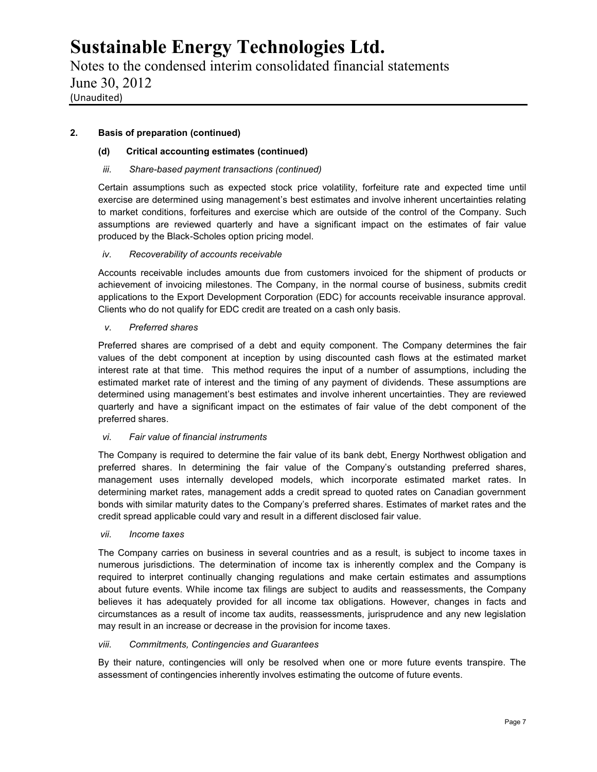## 2. Basis of preparation (continued)

### (d) Critical accounting estimates (continued)

*iii. Share-based payment transactions (continued)*

Certain assumptions such as expected stock price volatility, forfeiture rate and expected time until exercise are determined using management's best estimates and involve inherent uncertainties relating to market conditions, forfeitures and exercise which are outside of the control of the Company. Such assumptions are reviewed quarterly and have a significant impact on the estimates of fair value produced by the Black-Scholes option pricing model.

*iv. Recoverability of accounts receivable*

Accounts receivable includes amounts due from customers invoiced for the shipment of products or achievement of invoicing milestones. The Company, in the normal course of business, submits credit applications to the Export Development Corporation (EDC) for accounts receivable insurance approval. Clients who do not qualify for EDC credit are treated on a cash only basis.

*v. Preferred shares*

Preferred shares are comprised of a debt and equity component. The Company determines the fair values of the debt component at inception by using discounted cash flows at the estimated market interest rate at that time. This method requires the input of a number of assumptions, including the estimated market rate of interest and the timing of any payment of dividends. These assumptions are determined using management's best estimates and involve inherent uncertainties. They are reviewed quarterly and have a significant impact on the estimates of fair value of the debt component of the preferred shares.

*vi. Fair value of financial instruments*

The Company is required to determine the fair value of its bank debt, Energy Northwest obligation and preferred shares. In determining the fair value of the Company's outstanding preferred shares, management uses internally developed models, which incorporate estimated market rates. In determining market rates, management adds a credit spread to quoted rates on Canadian government bonds with similar maturity dates to the Company's preferred shares. Estimates of market rates and the credit spread applicable could vary and result in a different disclosed fair value.

*vii. Income taxes*

The Company carries on business in several countries and as a result, is subject to income taxes in numerous jurisdictions. The determination of income tax is inherently complex and the Company is required to interpret continually changing regulations and make certain estimates and assumptions about future events. While income tax filings are subject to audits and reassessments, the Company believes it has adequately provided for all income tax obligations. However, changes in facts and circumstances as a result of income tax audits, reassessments, jurisprudence and any new legislation may result in an increase or decrease in the provision for income taxes.

*viii. Commitments, Contingencies and Guarantees*

By their nature, contingencies will only be resolved when one or more future events transpire. The assessment of contingencies inherently involves estimating the outcome of future events.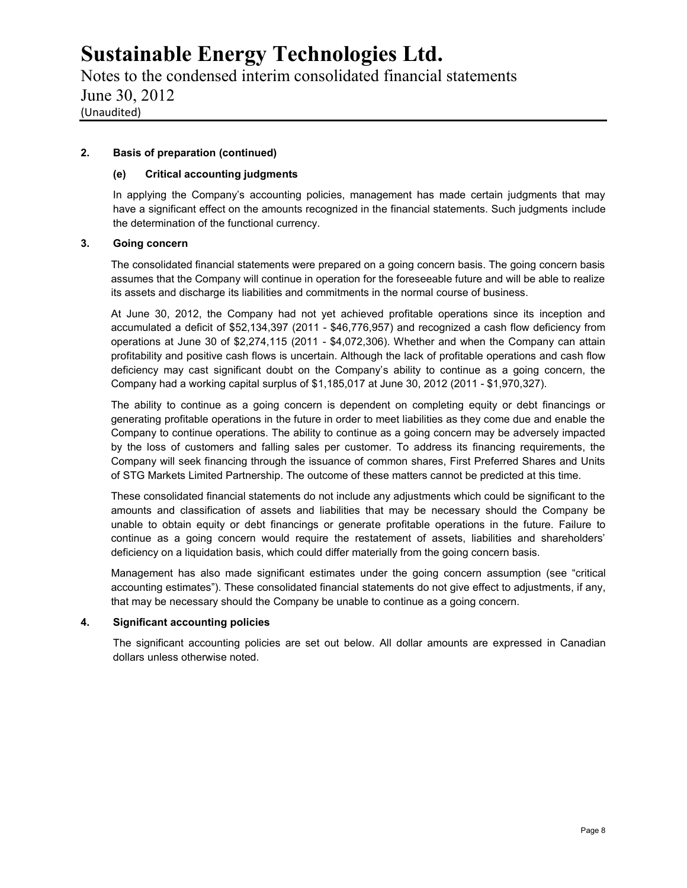## 2. Basis of preparation (continued)

### (e) Critical accounting judgments

In applying the Company's accounting policies, management has made certain judgments that may have a significant effect on the amounts recognized in the financial statements. Such judgments include the determination of the functional currency.

## 3. Going concern

The consolidated financial statements were prepared on a going concern basis. The going concern basis assumes that the Company will continue in operation for the foreseeable future and will be able to realize its assets and discharge its liabilities and commitments in the normal course of business.

At June 30, 2012, the Company had not yet achieved profitable operations since its inception and accumulated a deficit of $52,134,397 (2011 - $46,776,957) and recognized a cash flow deficiency from operations at June 30 of $2,274,115 (2011 - $4,072,306). Whether and when the Company can attain profitability and positive cash flows is uncertain. Although the lack of profitable operations and cash flow deficiency may cast significant doubt on the Company's ability to continue as a going concern, the Company had a working capital surplus of $1,185,017 at June 30, 2012 (2011 - $1,970,327).

The ability to continue as a going concern is dependent on completing equity or debt financings or generating profitable operations in the future in order to meet liabilities as they come due and enable the Company to continue operations. The ability to continue as a going concern may be adversely impacted by the loss of customers and falling sales per customer. To address its financing requirements, the Company will seek financing through the issuance of common shares, First Preferred Shares and Units of STG Markets Limited Partnership. The outcome of these matters cannot be predicted at this time.

These consolidated financial statements do not include any adjustments which could be significant to the amounts and classification of assets and liabilities that may be necessary should the Company be unable to obtain equity or debt financings or generate profitable operations in the future. Failure to continue as a going concern would require the restatement of assets, liabilities and shareholders' deficiency on a liquidation basis, which could differ materially from the going concern basis.

Management has also made significant estimates under the going concern assumption (see "critical accounting estimates"). These consolidated financial statements do not give effect to adjustments, if any, that may be necessary should the Company be unable to continue as a going concern.

## 4. Significant accounting policies

The significant accounting policies are set out below. All dollar amounts are expressed in Canadian dollars unless otherwise noted.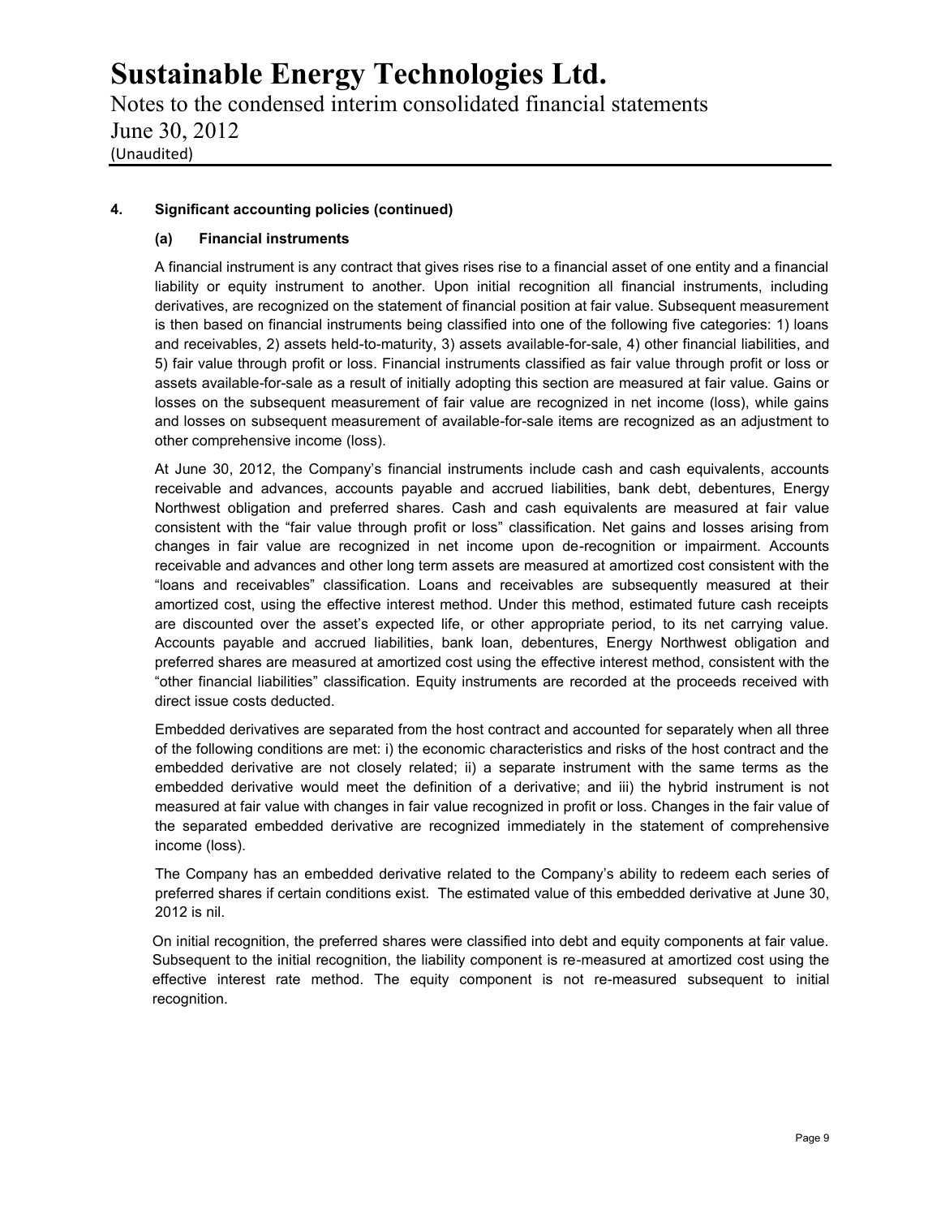## 4. Significant accounting policies (continued)

### (a) Financial instruments

A financial instrument is any contract that gives rises rise to a financial asset of one entity and a financial liability or equity instrument to another. Upon initial recognition all financial instruments, including derivatives, are recognized on the statement of financial position at fair value. Subsequent measurement is then based on financial instruments being classified into one of the following five categories: 1) loans and receivables, 2) assets held-to-maturity, 3) assets available-for-sale, 4) other financial liabilities, and 5) fair value through profit or loss. Financial instruments classified as fair value through profit or loss or assets available-for-sale as a result of initially adopting this section are measured at fair value. Gains or losses on the subsequent measurement of fair value are recognized in net income (loss), while gains and losses on subsequent measurement of available-for-sale items are recognized as an adjustment to other comprehensive income (loss).

At June 30, 2012, the Company's financial instruments include cash and cash equivalents, accounts receivable and advances, accounts payable and accrued liabilities, bank debt, debentures, Energy Northwest obligation and preferred shares. Cash and cash equivalents are measured at fair value consistent with the "fair value through profit or loss" classification. Net gains and losses arising from changes in fair value are recognized in net income upon de-recognition or impairment. Accounts receivable and advances and other long term assets are measured at amortized cost consistent with the "loans and receivables" classification. Loans and receivables are subsequently measured at their amortized cost, using the effective interest method. Under this method, estimated future cash receipts are discounted over the asset's expected life, or other appropriate period, to its net carrying value. Accounts payable and accrued liabilities, bank loan, debentures, Energy Northwest obligation and preferred shares are measured at amortized cost using the effective interest method, consistent with the "other financial liabilities" classification. Equity instruments are recorded at the proceeds received with direct issue costs deducted.

Embedded derivatives are separated from the host contract and accounted for separately when all three of the following conditions are met: i) the economic characteristics and risks of the host contract and the embedded derivative are not closely related; ii) a separate instrument with the same terms as the embedded derivative would meet the definition of a derivative; and iii) the hybrid instrument is not measured at fair value with changes in fair value recognized in profit or loss. Changes in the fair value of the separated embedded derivative are recognized immediately in the statement of comprehensive income (loss).

The Company has an embedded derivative related to the Company's ability to redeem each series of preferred shares if certain conditions exist. The estimated value of this embedded derivative at June 30, 2012 is nil.

On initial recognition, the preferred shares were classified into debt and equity components at fair value. Subsequent to the initial recognition, the liability component is re-measured at amortized cost using the effective interest rate method. The equity component is not re-measured subsequent to initial recognition.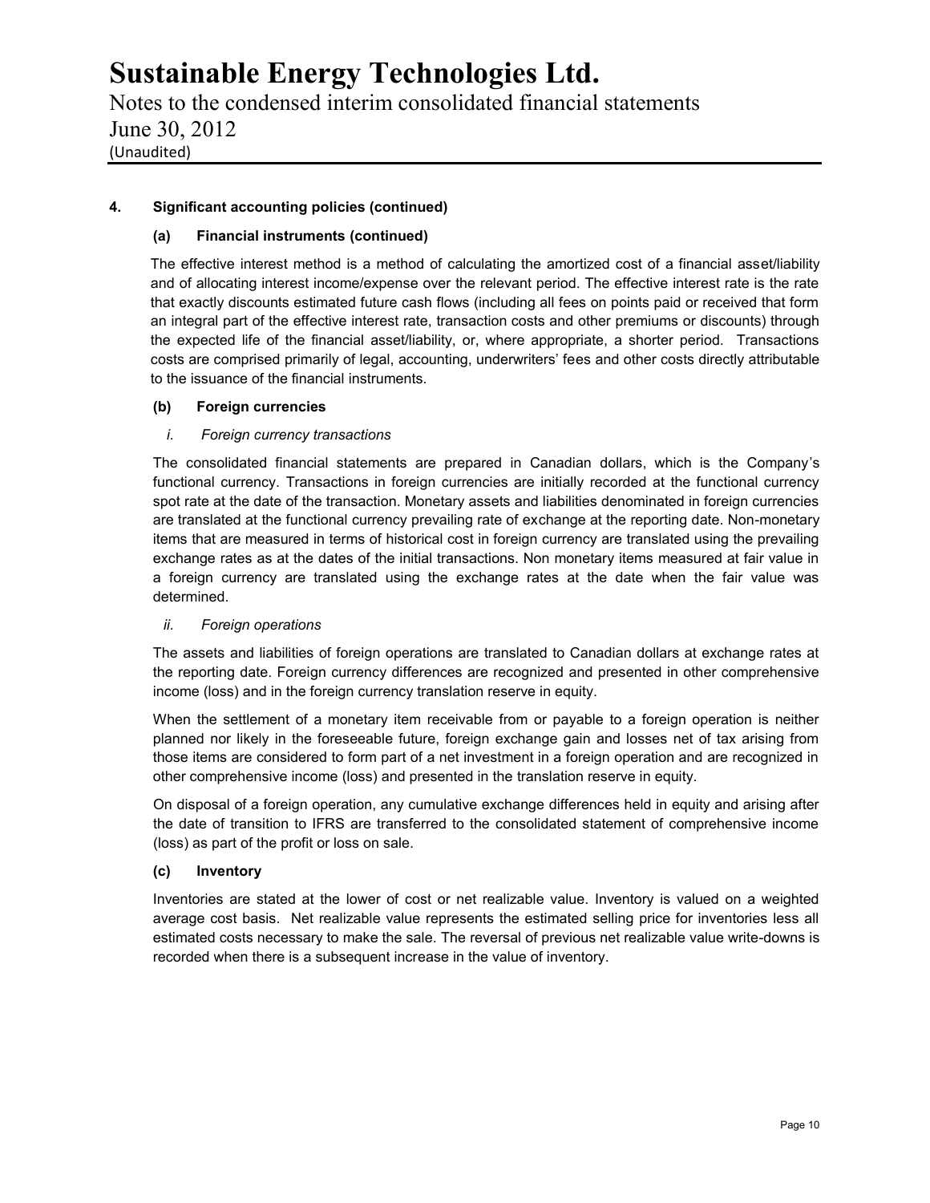## 4. Significant accounting policies (continued)

### (a) Financial instruments (continued)

The effective interest method is a method of calculating the amortized cost of a financial asset/liability and of allocating interest income/expense over the relevant period. The effective interest rate is the rate that exactly discounts estimated future cash flows (including all fees on points paid or received that form an integral part of the effective interest rate, transaction costs and other premiums or discounts) through the expected life of the financial asset/liability, or, where appropriate, a shorter period. Transactions costs are comprised primarily of legal, accounting, underwriters' fees and other costs directly attributable to the issuance of the financial instruments.

### (b) Foreign currencies

*i. Foreign currency transactions*

The consolidated financial statements are prepared in Canadian dollars, which is the Company's functional currency. Transactions in foreign currencies are initially recorded at the functional currency spot rate at the date of the transaction. Monetary assets and liabilities denominated in foreign currencies are translated at the functional currency prevailing rate of exchange at the reporting date. Non-monetary items that are measured in terms of historical cost in foreign currency are translated using the prevailing exchange rates as at the dates of the initial transactions. Non monetary items measured at fair value in a foreign currency are translated using the exchange rates at the date when the fair value was determined.

*ii. Foreign operations*

The assets and liabilities of foreign operations are translated to Canadian dollars at exchange rates at the reporting date. Foreign currency differences are recognized and presented in other comprehensive income (loss) and in the foreign currency translation reserve in equity.

When the settlement of a monetary item receivable from or payable to a foreign operation is neither planned nor likely in the foreseeable future, foreign exchange gain and losses net of tax arising from those items are considered to form part of a net investment in a foreign operation and are recognized in other comprehensive income (loss) and presented in the translation reserve in equity.

On disposal of a foreign operation, any cumulative exchange differences held in equity and arising after the date of transition to IFRS are transferred to the consolidated statement of comprehensive income (loss) as part of the profit or loss on sale.

### (c) Inventory

Inventories are stated at the lower of cost or net realizable value. Inventory is valued on a weighted average cost basis. Net realizable value represents the estimated selling price for inventories less all estimated costs necessary to make the sale. The reversal of previous net realizable value write-downs is recorded when there is a subsequent increase in the value of inventory.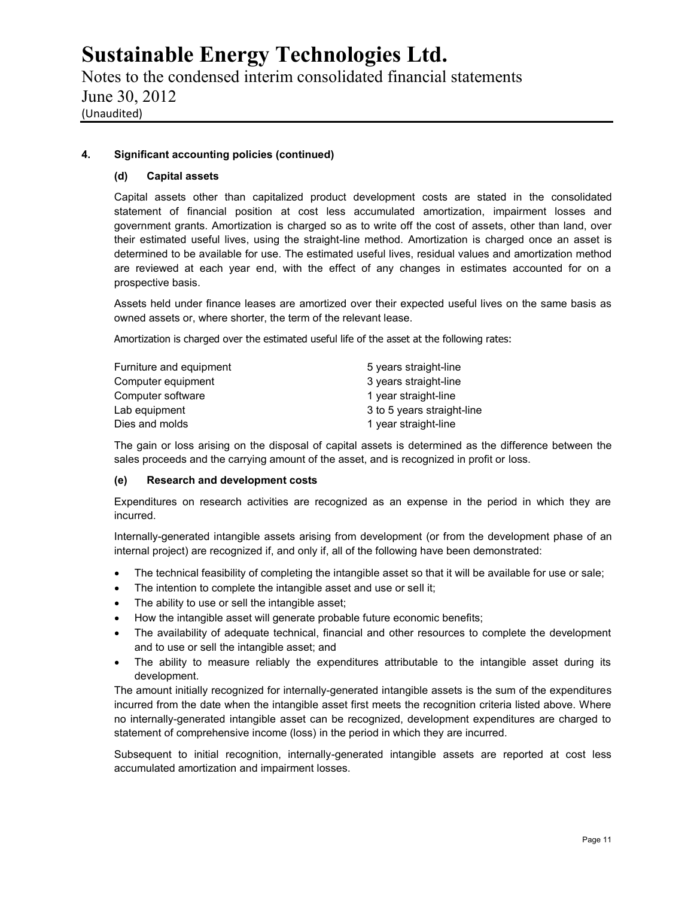## 4. Significant accounting policies (continued)

### (d) Capital assets

Capital assets other than capitalized product development costs are stated in the consolidated statement of financial position at cost less accumulated amortization, impairment losses and government grants. Amortization is charged so as to write off the cost of assets, other than land, over their estimated useful lives, using the straight-line method. Amortization is charged once an asset is determined to be available for use. The estimated useful lives, residual values and amortization method are reviewed at each year end, with the effect of any changes in estimates accounted for on a prospective basis.

Assets held under finance leases are amortized over their expected useful lives on the same basis as owned assets or, where shorter, the term of the relevant lease.

Amortization is charged over the estimated useful life of the asset at the following rates:

| | |
|---|---|
| Furniture and equipment | 5 years straight-line |
| Computer equipment | 3 years straight-line |
| Computer software | 1 year straight-line |
| Lab equipment | 3 to 5 years straight-line |
| Dies and molds | 1 year straight-line |

The gain or loss arising on the disposal of capital assets is determined as the difference between the sales proceeds and the carrying amount of the asset, and is recognized in profit or loss.

### (e) Research and development costs

Expenditures on research activities are recognized as an expense in the period in which they are incurred.

Internally-generated intangible assets arising from development (or from the development phase of an internal project) are recognized if, and only if, all of the following have been demonstrated:

- The technical feasibility of completing the intangible asset so that it will be available for use or sale;
- The intention to complete the intangible asset and use or sell it;
- The ability to use or sell the intangible asset;
- How the intangible asset will generate probable future economic benefits;
- The availability of adequate technical, financial and other resources to complete the development and to use or sell the intangible asset; and
- The ability to measure reliably the expenditures attributable to the intangible asset during its development.

The amount initially recognized for internally-generated intangible assets is the sum of the expenditures incurred from the date when the intangible asset first meets the recognition criteria listed above. Where no internally-generated intangible asset can be recognized, development expenditures are charged to statement of comprehensive income (loss) in the period in which they are incurred.

Subsequent to initial recognition, internally-generated intangible assets are reported at cost less accumulated amortization and impairment losses.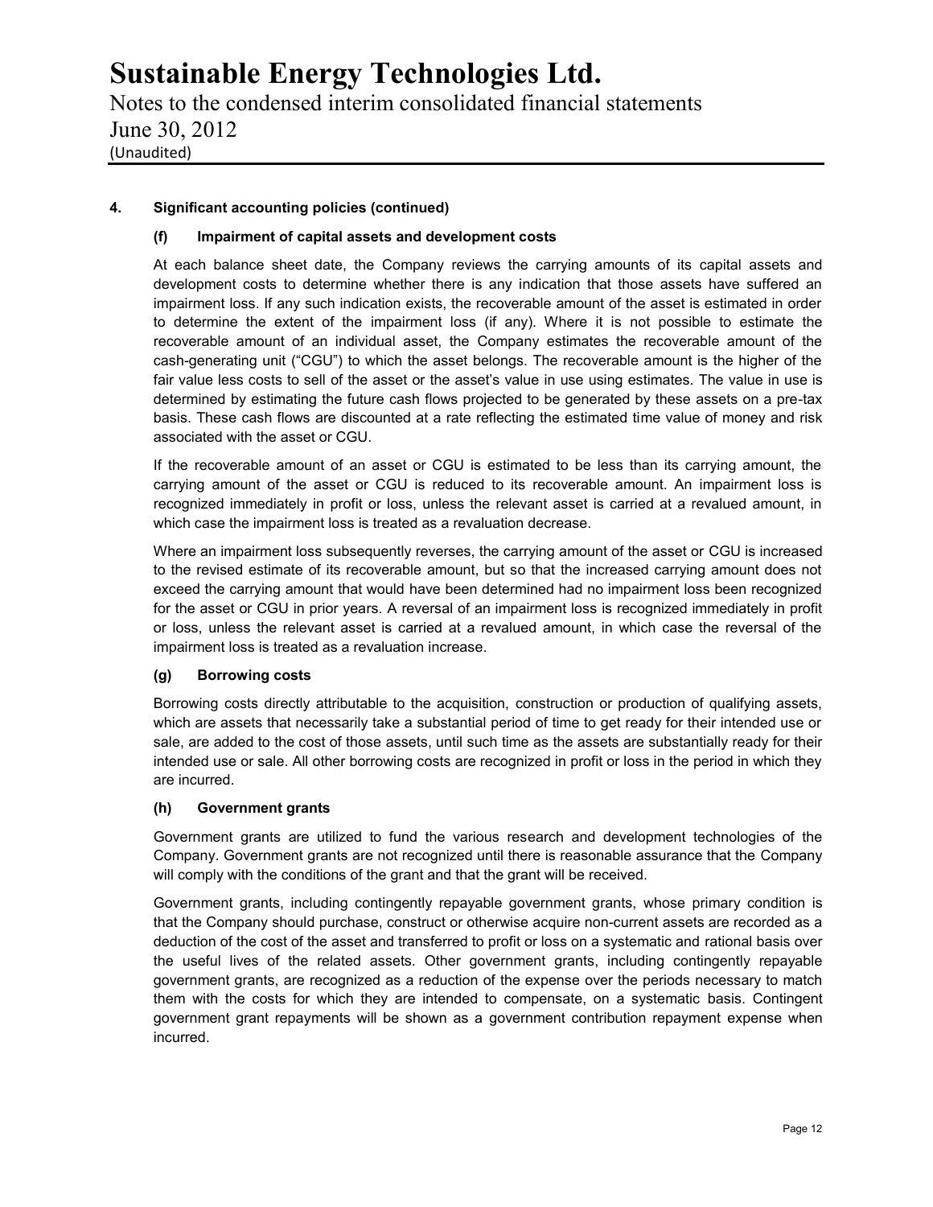# Sustainable Energy Technologies Ltd.

Notes to the condensed interim consolidated financial statements
June 30, 2012
(Unaudited)

**4. Significant accounting policies (continued)**

**(f) Impairment of capital assets and development costs**

At each balance sheet date, the Company reviews the carrying amounts of its capital assets and development costs to determine whether there is any indication that those assets have suffered an impairment loss. If any such indication exists, the recoverable amount of the asset is estimated in order to determine the extent of the impairment loss (if any). Where it is not possible to estimate the recoverable amount of an individual asset, the Company estimates the recoverable amount of the cash-generating unit ("CGU") to which the asset belongs. The recoverable amount is the higher of the fair value less costs to sell of the asset or the asset's value in use using estimates. The value in use is determined by estimating the future cash flows projected to be generated by these assets on a pre-tax basis. These cash flows are discounted at a rate reflecting the estimated time value of money and risk associated with the asset or CGU.

If the recoverable amount of an asset or CGU is estimated to be less than its carrying amount, the carrying amount of the asset or CGU is reduced to its recoverable amount. An impairment loss is recognized immediately in profit or loss, unless the relevant asset is carried at a revalued amount, in which case the impairment loss is treated as a revaluation decrease.

Where an impairment loss subsequently reverses, the carrying amount of the asset or CGU is increased to the revised estimate of its recoverable amount, but so that the increased carrying amount does not exceed the carrying amount that would have been determined had no impairment loss been recognized for the asset or CGU in prior years. A reversal of an impairment loss is recognized immediately in profit or loss, unless the relevant asset is carried at a revalued amount, in which case the reversal of the impairment loss is treated as a revaluation increase.

**(g) Borrowing costs**

Borrowing costs directly attributable to the acquisition, construction or production of qualifying assets, which are assets that necessarily take a substantial period of time to get ready for their intended use or sale, are added to the cost of those assets, until such time as the assets are substantially ready for their intended use or sale. All other borrowing costs are recognized in profit or loss in the period in which they are incurred.

**(h) Government grants**

Government grants are utilized to fund the various research and development technologies of the Company. Government grants are not recognized until there is reasonable assurance that the Company will comply with the conditions of the grant and that the grant will be received.

Government grants, including contingently repayable government grants, whose primary condition is that the Company should purchase, construct or otherwise acquire non-current assets are recorded as a deduction of the cost of the asset and transferred to profit or loss on a systematic and rational basis over the useful lives of the related assets. Other government grants, including contingently repayable government grants, are recognized as a reduction of the expense over the periods necessary to match them with the costs for which they are intended to compensate, on a systematic basis. Contingent government grant repayments will be shown as a government contribution repayment expense when incurred.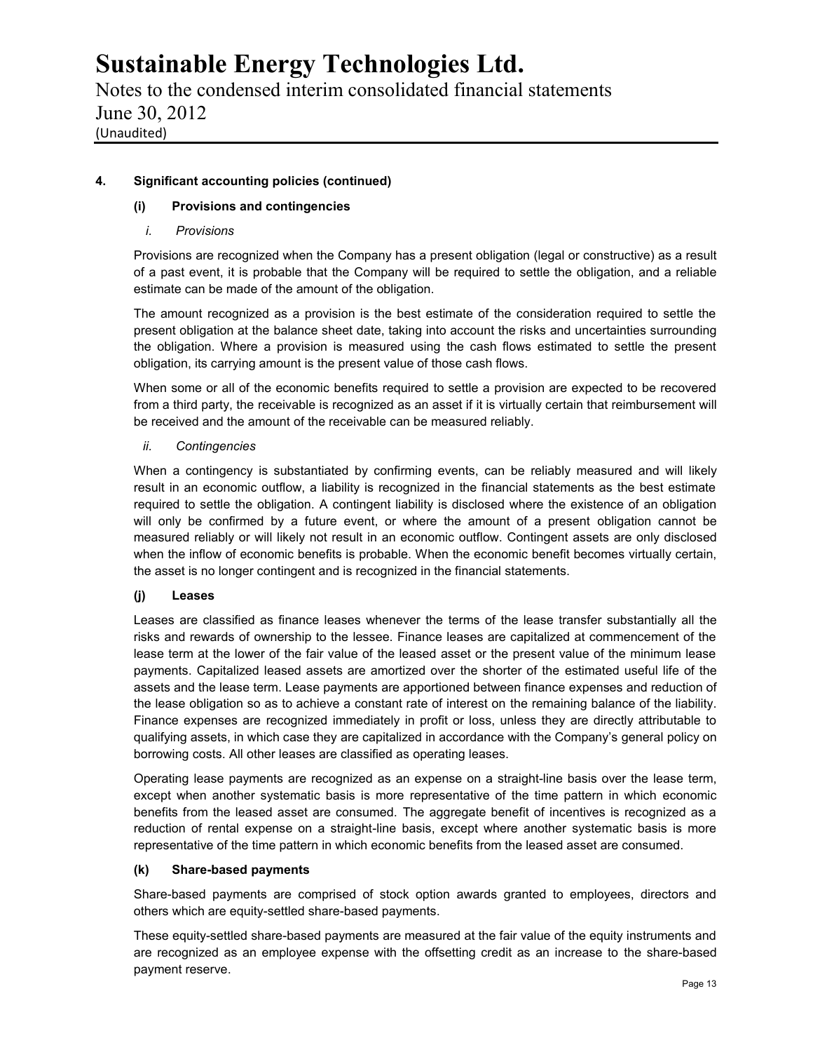## 4. Significant accounting policies (continued)

### (i) Provisions and contingencies

*i. Provisions*

Provisions are recognized when the Company has a present obligation (legal or constructive) as a result of a past event, it is probable that the Company will be required to settle the obligation, and a reliable estimate can be made of the amount of the obligation.

The amount recognized as a provision is the best estimate of the consideration required to settle the present obligation at the balance sheet date, taking into account the risks and uncertainties surrounding the obligation. Where a provision is measured using the cash flows estimated to settle the present obligation, its carrying amount is the present value of those cash flows.

When some or all of the economic benefits required to settle a provision are expected to be recovered from a third party, the receivable is recognized as an asset if it is virtually certain that reimbursement will be received and the amount of the receivable can be measured reliably.

*ii. Contingencies*

When a contingency is substantiated by confirming events, can be reliably measured and will likely result in an economic outflow, a liability is recognized in the financial statements as the best estimate required to settle the obligation. A contingent liability is disclosed where the existence of an obligation will only be confirmed by a future event, or where the amount of a present obligation cannot be measured reliably or will likely not result in an economic outflow. Contingent assets are only disclosed when the inflow of economic benefits is probable. When the economic benefit becomes virtually certain, the asset is no longer contingent and is recognized in the financial statements.

### (j) Leases

Leases are classified as finance leases whenever the terms of the lease transfer substantially all the risks and rewards of ownership to the lessee. Finance leases are capitalized at commencement of the lease term at the lower of the fair value of the leased asset or the present value of the minimum lease payments. Capitalized leased assets are amortized over the shorter of the estimated useful life of the assets and the lease term. Lease payments are apportioned between finance expenses and reduction of the lease obligation so as to achieve a constant rate of interest on the remaining balance of the liability. Finance expenses are recognized immediately in profit or loss, unless they are directly attributable to qualifying assets, in which case they are capitalized in accordance with the Company's general policy on borrowing costs. All other leases are classified as operating leases.

Operating lease payments are recognized as an expense on a straight-line basis over the lease term, except when another systematic basis is more representative of the time pattern in which economic benefits from the leased asset are consumed. The aggregate benefit of incentives is recognized as a reduction of rental expense on a straight-line basis, except where another systematic basis is more representative of the time pattern in which economic benefits from the leased asset are consumed.

### (k) Share-based payments

Share-based payments are comprised of stock option awards granted to employees, directors and others which are equity-settled share-based payments.

These equity-settled share-based payments are measured at the fair value of the equity instruments and are recognized as an employee expense with the offsetting credit as an increase to the share-based payment reserve.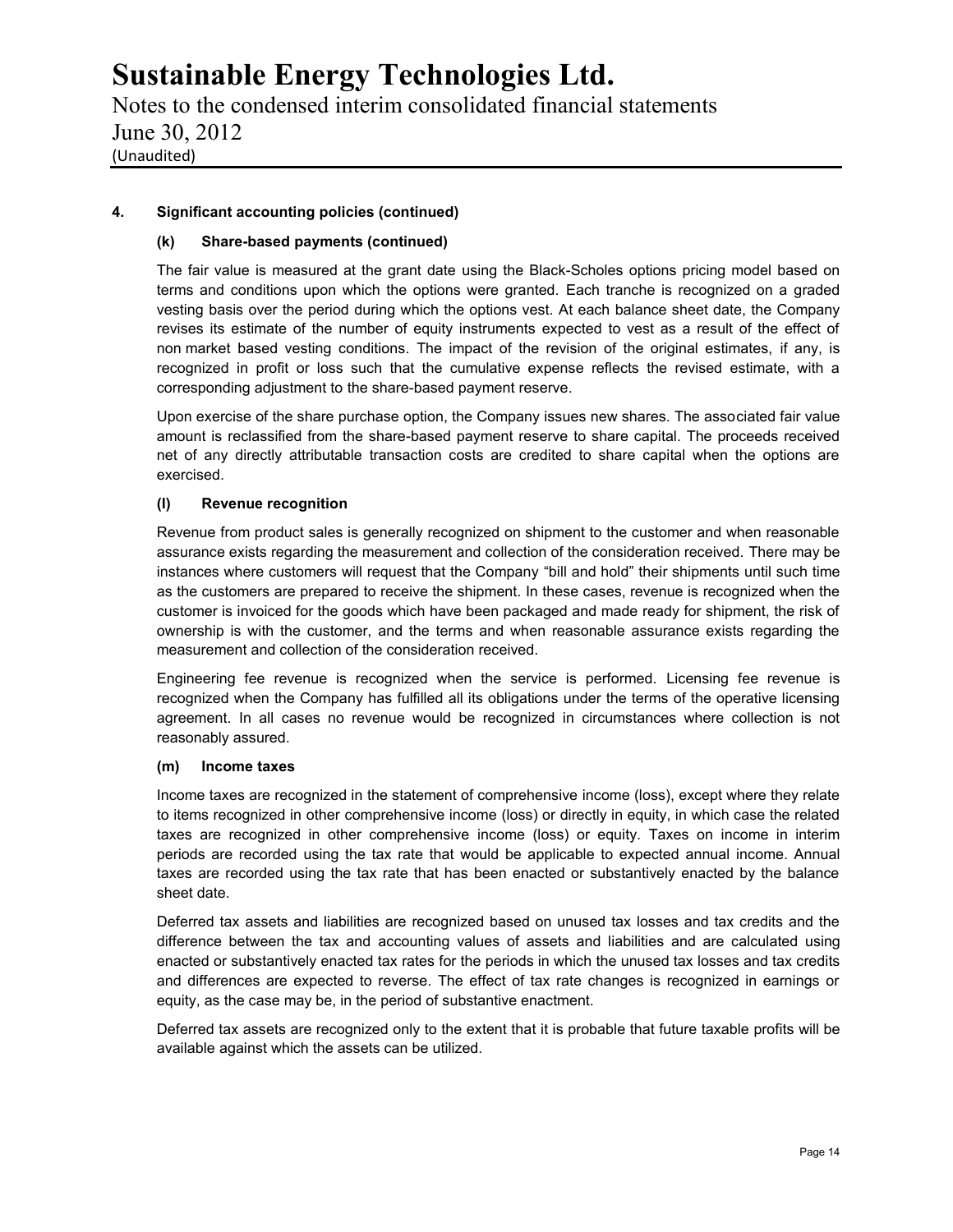## 4. Significant accounting policies (continued)

### (k) Share-based payments (continued)

The fair value is measured at the grant date using the Black-Scholes options pricing model based on terms and conditions upon which the options were granted. Each tranche is recognized on a graded vesting basis over the period during which the options vest. At each balance sheet date, the Company revises its estimate of the number of equity instruments expected to vest as a result of the effect of non market based vesting conditions. The impact of the revision of the original estimates, if any, is recognized in profit or loss such that the cumulative expense reflects the revised estimate, with a corresponding adjustment to the share-based payment reserve.

Upon exercise of the share purchase option, the Company issues new shares. The associated fair value amount is reclassified from the share-based payment reserve to share capital. The proceeds received net of any directly attributable transaction costs are credited to share capital when the options are exercised.

### (l) Revenue recognition

Revenue from product sales is generally recognized on shipment to the customer and when reasonable assurance exists regarding the measurement and collection of the consideration received. There may be instances where customers will request that the Company "bill and hold" their shipments until such time as the customers are prepared to receive the shipment. In these cases, revenue is recognized when the customer is invoiced for the goods which have been packaged and made ready for shipment, the risk of ownership is with the customer, and the terms and when reasonable assurance exists regarding the measurement and collection of the consideration received.

Engineering fee revenue is recognized when the service is performed. Licensing fee revenue is recognized when the Company has fulfilled all its obligations under the terms of the operative licensing agreement. In all cases no revenue would be recognized in circumstances where collection is not reasonably assured.

### (m) Income taxes

Income taxes are recognized in the statement of comprehensive income (loss), except where they relate to items recognized in other comprehensive income (loss) or directly in equity, in which case the related taxes are recognized in other comprehensive income (loss) or equity. Taxes on income in interim periods are recorded using the tax rate that would be applicable to expected annual income. Annual taxes are recorded using the tax rate that has been enacted or substantively enacted by the balance sheet date.

Deferred tax assets and liabilities are recognized based on unused tax losses and tax credits and the difference between the tax and accounting values of assets and liabilities and are calculated using enacted or substantively enacted tax rates for the periods in which the unused tax losses and tax credits and differences are expected to reverse. The effect of tax rate changes is recognized in earnings or equity, as the case may be, in the period of substantive enactment.

Deferred tax assets are recognized only to the extent that it is probable that future taxable profits will be available against which the assets can be utilized.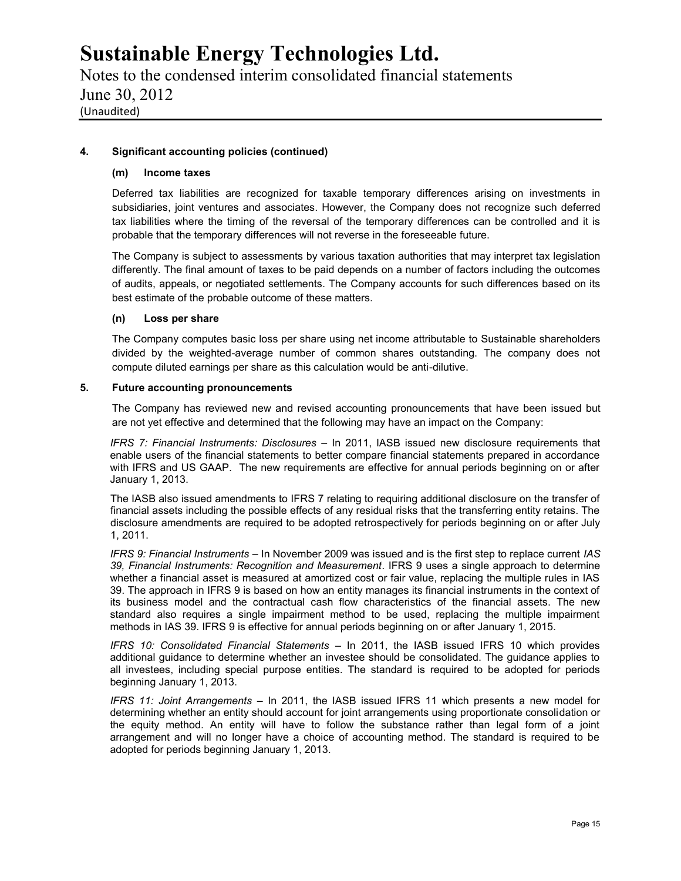**4. Significant accounting policies (continued)**

**(m) Income taxes**

Deferred tax liabilities are recognized for taxable temporary differences arising on investments in subsidiaries, joint ventures and associates. However, the Company does not recognize such deferred tax liabilities where the timing of the reversal of the temporary differences can be controlled and it is probable that the temporary differences will not reverse in the foreseeable future.

The Company is subject to assessments by various taxation authorities that may interpret tax legislation differently. The final amount of taxes to be paid depends on a number of factors including the outcomes of audits, appeals, or negotiated settlements. The Company accounts for such differences based on its best estimate of the probable outcome of these matters.

**(n) Loss per share**

The Company computes basic loss per share using net income attributable to Sustainable shareholders divided by the weighted-average number of common shares outstanding. The company does not compute diluted earnings per share as this calculation would be anti-dilutive.

**5. Future accounting pronouncements**

The Company has reviewed new and revised accounting pronouncements that have been issued but are not yet effective and determined that the following may have an impact on the Company:

*IFRS 7: Financial Instruments: Disclosures* – In 2011, IASB issued new disclosure requirements that enable users of the financial statements to better compare financial statements prepared in accordance with IFRS and US GAAP. The new requirements are effective for annual periods beginning on or after January 1, 2013.

The IASB also issued amendments to IFRS 7 relating to requiring additional disclosure on the transfer of financial assets including the possible effects of any residual risks that the transferring entity retains. The disclosure amendments are required to be adopted retrospectively for periods beginning on or after July 1, 2011.

*IFRS 9: Financial Instruments* – In November 2009 was issued and is the first step to replace current *IAS 39, Financial Instruments: Recognition and Measurement*. IFRS 9 uses a single approach to determine whether a financial asset is measured at amortized cost or fair value, replacing the multiple rules in IAS 39. The approach in IFRS 9 is based on how an entity manages its financial instruments in the context of its business model and the contractual cash flow characteristics of the financial assets. The new standard also requires a single impairment method to be used, replacing the multiple impairment methods in IAS 39. IFRS 9 is effective for annual periods beginning on or after January 1, 2015.

*IFRS 10: Consolidated Financial Statements* – In 2011, the IASB issued IFRS 10 which provides additional guidance to determine whether an investee should be consolidated. The guidance applies to all investees, including special purpose entities. The standard is required to be adopted for periods beginning January 1, 2013.

*IFRS 11: Joint Arrangements* – In 2011, the IASB issued IFRS 11 which presents a new model for determining whether an entity should account for joint arrangements using proportionate consolidation or the equity method. An entity will have to follow the substance rather than legal form of a joint arrangement and will no longer have a choice of accounting method. The standard is required to be adopted for periods beginning January 1, 2013.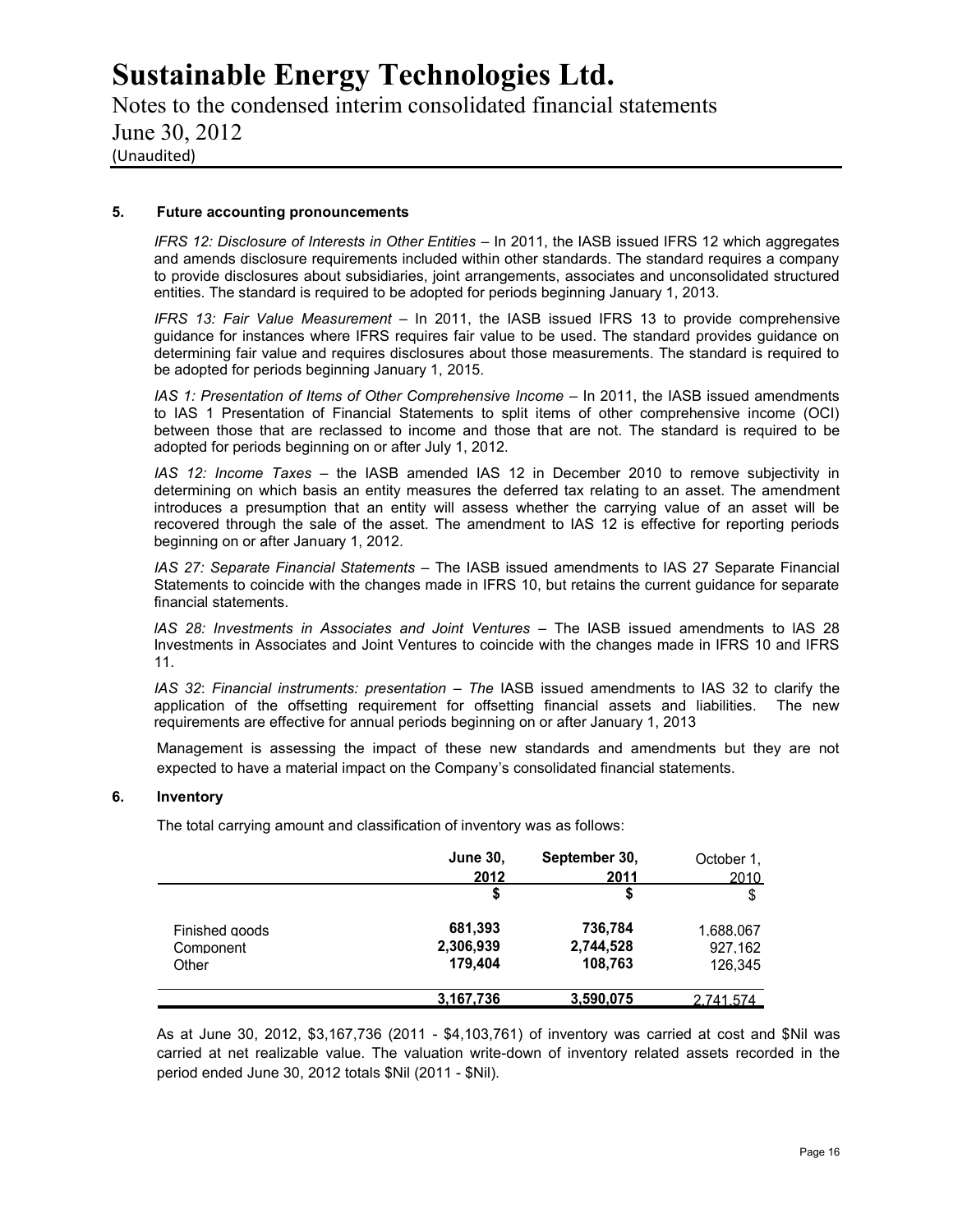### 5. Future accounting pronouncements

*IFRS 12: Disclosure of Interests in Other Entities* – In 2011, the IASB issued IFRS 12 which aggregates and amends disclosure requirements included within other standards. The standard requires a company to provide disclosures about subsidiaries, joint arrangements, associates and unconsolidated structured entities. The standard is required to be adopted for periods beginning January 1, 2013.

*IFRS 13: Fair Value Measurement* – In 2011, the IASB issued IFRS 13 to provide comprehensive guidance for instances where IFRS requires fair value to be used. The standard provides guidance on determining fair value and requires disclosures about those measurements. The standard is required to be adopted for periods beginning January 1, 2015.

*IAS 1: Presentation of Items of Other Comprehensive Income* – In 2011, the IASB issued amendments to IAS 1 Presentation of Financial Statements to split items of other comprehensive income (OCI) between those that are reclassed to income and those that are not. The standard is required to be adopted for periods beginning on or after July 1, 2012.

*IAS 12: Income Taxes* – the IASB amended IAS 12 in December 2010 to remove subjectivity in determining on which basis an entity measures the deferred tax relating to an asset. The amendment introduces a presumption that an entity will assess whether the carrying value of an asset will be recovered through the sale of the asset. The amendment to IAS 12 is effective for reporting periods beginning on or after January 1, 2012.

*IAS 27: Separate Financial Statements* – The IASB issued amendments to IAS 27 Separate Financial Statements to coincide with the changes made in IFRS 10, but retains the current guidance for separate financial statements.

*IAS 28: Investments in Associates and Joint Ventures* – The IASB issued amendments to IAS 28 Investments in Associates and Joint Ventures to coincide with the changes made in IFRS 10 and IFRS 11.

*IAS 32*: *Financial instruments: presentation – The* IASB issued amendments to IAS 32 to clarify the application of the offsetting requirement for offsetting financial assets and liabilities. The new requirements are effective for annual periods beginning on or after January 1, 2013

Management is assessing the impact of these new standards and amendments but they are not expected to have a material impact on the Company's consolidated financial statements.

### 6. Inventory

The total carrying amount and classification of inventory was as follows:

| | **June 30, 2012** | **September 30, 2011** | October 1, 2010 |
|---|---|---|---|
| | **$** | **$** | $ |
| Finished goods | **681,393** | **736,784** | 1,688,067 |
| Component | **2,306,939** | **2,744,528** | 927,162 |
| Other | **179,404** | **108,763** | 126,345 |
| | **3,167,736** | **3,590,075** | 2,741,574 |

As at June 30, 2012, $3,167,736 (2011 - $4,103,761) of inventory was carried at cost and $Nil was carried at net realizable value. The valuation write-down of inventory related assets recorded in the period ended June 30, 2012 totals $Nil (2011 - $Nil).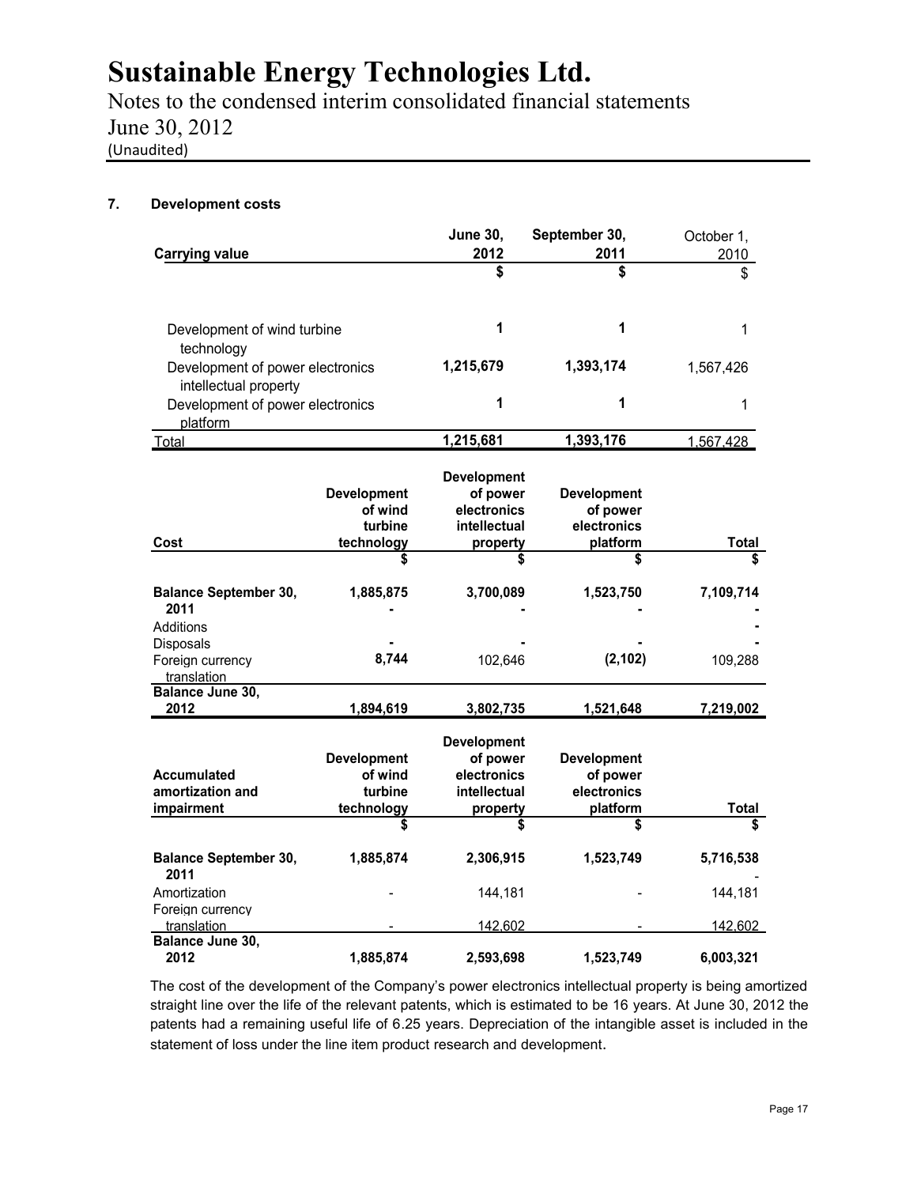# Sustainable Energy Technologies Ltd.

Notes to the condensed interim consolidated financial statements
June 30, 2012
(Unaudited)

### 7. Development costs

| Carrying value | June 30, 2012 | September 30, 2011 | October 1, 2010 |
|---|---|---|---|
| | $ | $ | $ |
| Development of wind turbine technology | 1 | 1 | 1 |
| Development of power electronics intellectual property | 1,215,679 | 1,393,174 | 1,567,426 |
| Development of power electronics platform | 1 | 1 | 1 |
| Total | 1,215,681 | 1,393,176 | 1,567,428 |

| Cost | Development of wind turbine technology | Development of power electronics intellectual property | Development of power electronics platform | Total |
|---|---|---|---|---|
| | $ | $ | $ | $ |
| Balance September 30, 2011 | 1,885,875 | 3,700,089 | 1,523,750 | 7,109,714 |
| Additions | - | - | - | - |
| Disposals | - | - | - | - |
| Foreign currency translation | 8,744 | 102,646 | (2,102) | 109,288 |
| Balance June 30, 2012 | 1,894,619 | 3,802,735 | 1,521,648 | 7,219,002 |

| Accumulated amortization and impairment | Development of wind turbine technology | Development of power electronics intellectual property | Development of power electronics platform | Total |
|---|---|---|---|---|
| | $ | $ | $ | $ |
| Balance September 30, 2011 | 1,885,874 | 2,306,915 | 1,523,749 | 5,716,538 |
| Amortization | - | 144,181 | - | 144,181 |
| Foreign currency translation | - | 142,602 | - | 142,602 |
| Balance June 30, 2012 | 1,885,874 | 2,593,698 | 1,523,749 | 6,003,321 |

The cost of the development of the Company's power electronics intellectual property is being amortized straight line over the life of the relevant patents, which is estimated to be 16 years. At June 30, 2012 the patents had a remaining useful life of 6.25 years. Depreciation of the intangible asset is included in the statement of loss under the line item product research and development.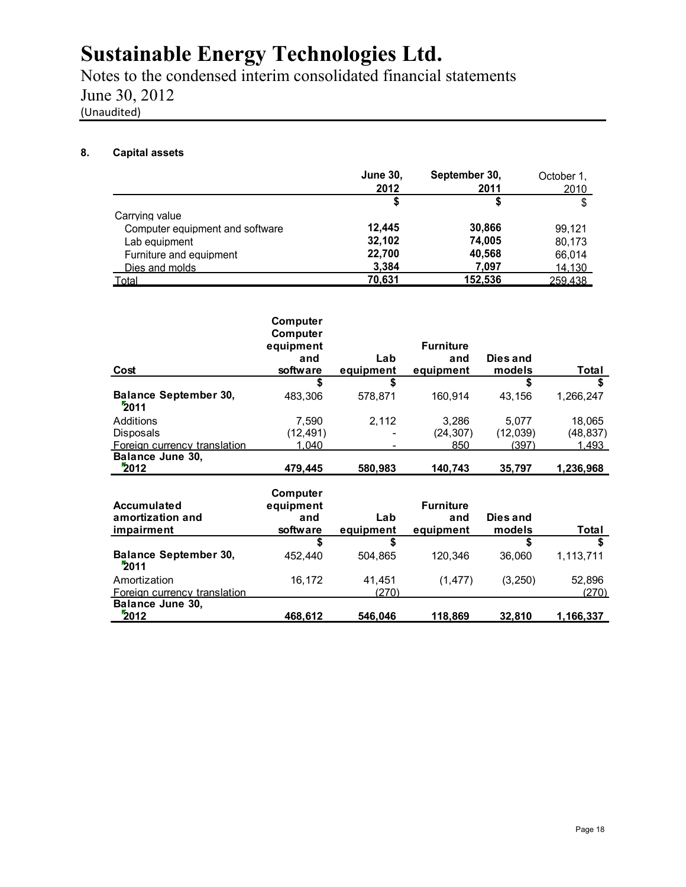# Sustainable Energy Technologies Ltd.

Notes to the condensed interim consolidated financial statements
June 30, 2012
(Unaudited)

## 8. Capital assets

| | June 30, 2012 | September 30, 2011 | October 1, 2010 |
|---|---|---|---|
| | $ | $ | $ |
| Carrying value | | | |
| Computer equipment and software | **12,445** | **30,866** | 99,121 |
| Lab equipment | **32,102** | **74,005** | 80,173 |
| Furniture and equipment | **22,700** | **40,568** | 66,014 |
| Dies and molds | **3,384** | **7,097** | 14,130 |
| Total | **70,631** | **152,536** | 259,438 |

| Cost | Computer Computer equipment and software | Lab equipment | Furniture and equipment | Dies and models | Total |
|---|---|---|---|---|---|
| | $ | $ | | $ | $ |
| **Balance September 30, 2011** | 483,306 | 578,871 | 160,914 | 43,156 | 1,266,247 |
| Additions | 7,590 | 2,112 | 3,286 | 5,077 | 18,065 |
| Disposals | (12,491) | - | (24,307) | (12,039) | (48,837) |
| Foreign currency translation | 1,040 | - | 850 | (397) | 1,493 |
| **Balance June 30, 2012** | **479,445** | **580,983** | **140,743** | **35,797** | **1,236,968** |

| Accumulated amortization and impairment | Computer equipment and software | Lab equipment | Furniture and equipment | Dies and models | Total |
|---|---|---|---|---|---|
| | $ | $ | | $ | $ |
| **Balance September 30, 2011** | 452,440 | 504,865 | 120,346 | 36,060 | 1,113,711 |
| Amortization | 16,172 | 41,451 | (1,477) | (3,250) | 52,896 |
| Foreign currency translation | | (270) | | | (270) |
| **Balance June 30, 2012** | **468,612** | **546,046** | **118,869** | **32,810** | **1,166,337** |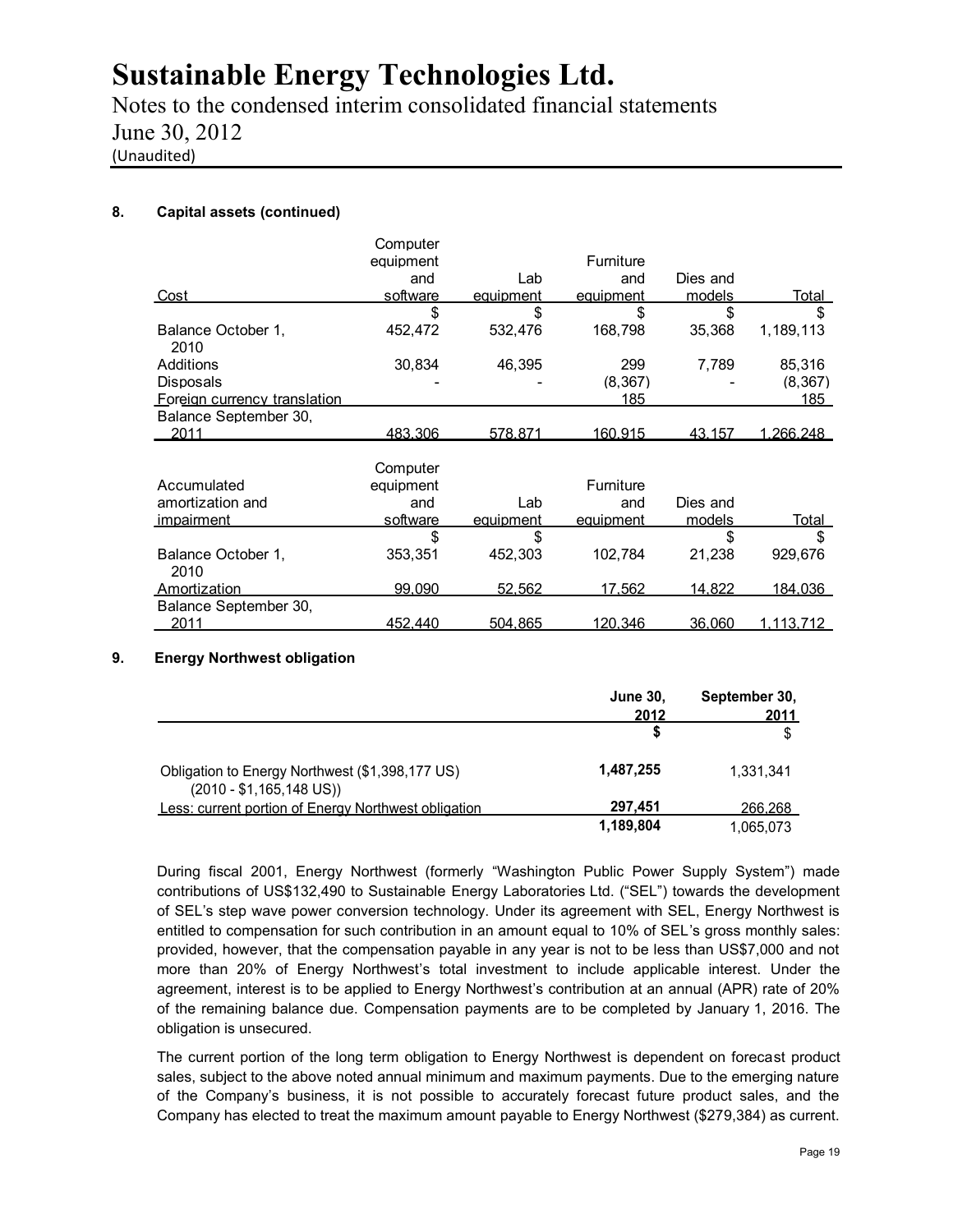**8. Capital assets (continued)**

| Cost | Computer equipment and software | Lab equipment | Furniture and equipment | Dies and models | Total |
|---|---|---|---|---|---|
| | $ | $ | $ | $ | $ |
| Balance October 1, 2010 | 452,472 | 532,476 | 168,798 | 35,368 | 1,189,113 |
| Additions | 30,834 | 46,395 | 299 | 7,789 | 85,316 |
| Disposals | - | - | (8,367) | - | (8,367) |
| Foreign currency translation | | | 185 | | 185 |
| Balance September 30, 2011 | 483,306 | 578,871 | 160,915 | 43,157 | 1,266,248 |

| Accumulated amortization and impairment | Computer equipment and software | Lab equipment | Furniture and equipment | Dies and models | Total |
|---|---|---|---|---|---|
| | $ | $ | | $ | $ |
| Balance October 1, 2010 | 353,351 | 452,303 | 102,784 | 21,238 | 929,676 |
| Amortization | 99,090 | 52,562 | 17,562 | 14,822 | 184,036 |
| Balance September 30, 2011 | 452,440 | 504,865 | 120,346 | 36,060 | 1,113,712 |

**9. Energy Northwest obligation**

| | **June 30, 2012** | September 30, 2011 |
|---|---|---|
| | **$** | $ |
| Obligation to Energy Northwest ($1,398,177 US) (2010 - $1,165,148 US)) | **1,487,255** | 1,331,341 |
| Less: current portion of Energy Northwest obligation | **297,451** | 266,268 |
| | **1,189,804** | 1,065,073 |

During fiscal 2001, Energy Northwest (formerly "Washington Public Power Supply System") made contributions of US$132,490 to Sustainable Energy Laboratories Ltd. ("SEL") towards the development of SEL's step wave power conversion technology. Under its agreement with SEL, Energy Northwest is entitled to compensation for such contribution in an amount equal to 10% of SEL's gross monthly sales: provided, however, that the compensation payable in any year is not to be less than US$7,000 and not more than 20% of Energy Northwest's total investment to include applicable interest. Under the agreement, interest is to be applied to Energy Northwest's contribution at an annual (APR) rate of 20% of the remaining balance due. Compensation payments are to be completed by January 1, 2016. The obligation is unsecured.

The current portion of the long term obligation to Energy Northwest is dependent on forecast product sales, subject to the above noted annual minimum and maximum payments. Due to the emerging nature of the Company's business, it is not possible to accurately forecast future product sales, and the Company has elected to treat the maximum amount payable to Energy Northwest ($279,384) as current.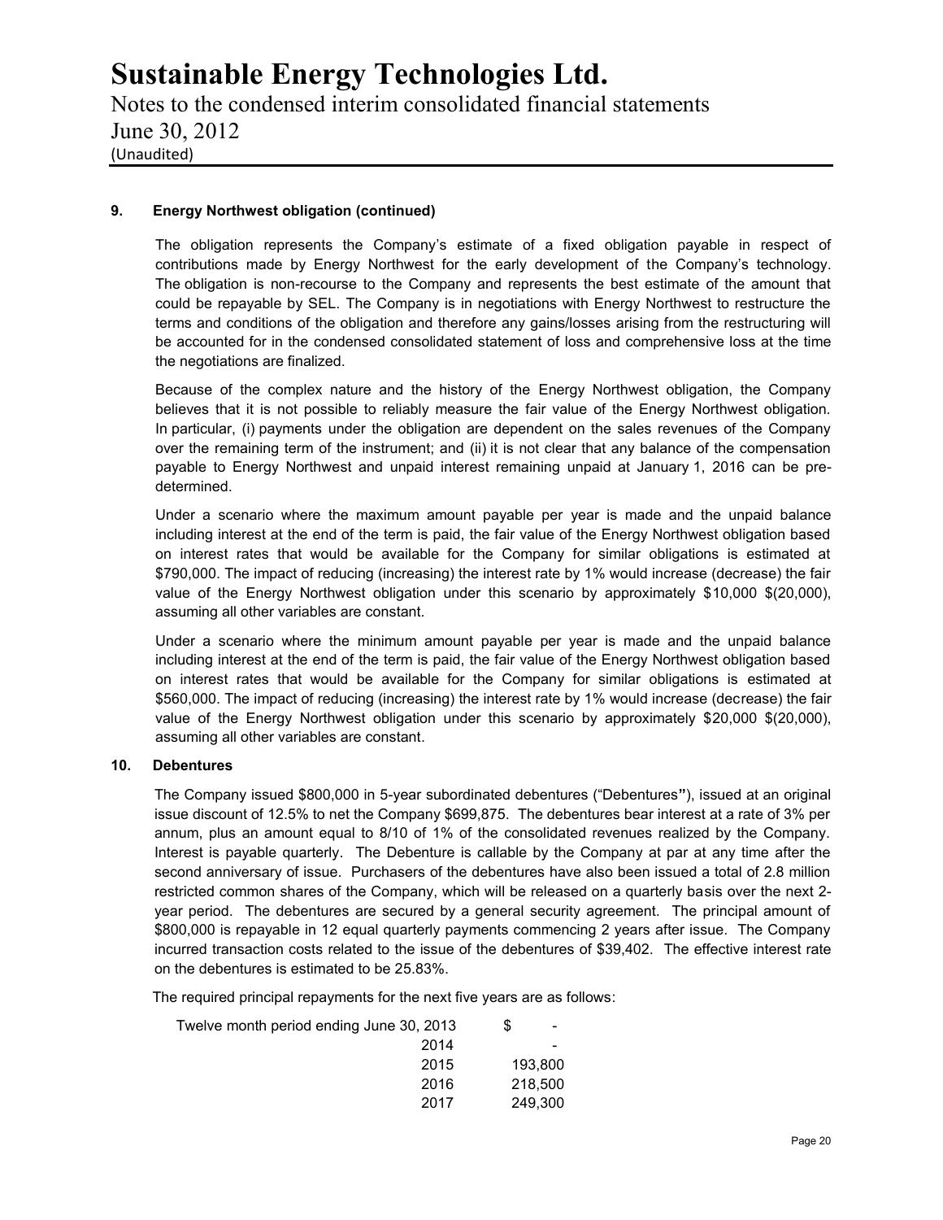### 9. Energy Northwest obligation (continued)

The obligation represents the Company's estimate of a fixed obligation payable in respect of contributions made by Energy Northwest for the early development of the Company's technology. The obligation is non-recourse to the Company and represents the best estimate of the amount that could be repayable by SEL. The Company is in negotiations with Energy Northwest to restructure the terms and conditions of the obligation and therefore any gains/losses arising from the restructuring will be accounted for in the condensed consolidated statement of loss and comprehensive loss at the time the negotiations are finalized.

Because of the complex nature and the history of the Energy Northwest obligation, the Company believes that it is not possible to reliably measure the fair value of the Energy Northwest obligation. In particular, (i) payments under the obligation are dependent on the sales revenues of the Company over the remaining term of the instrument; and (ii) it is not clear that any balance of the compensation payable to Energy Northwest and unpaid interest remaining unpaid at January 1, 2016 can be pre-determined.

Under a scenario where the maximum amount payable per year is made and the unpaid balance including interest at the end of the term is paid, the fair value of the Energy Northwest obligation based on interest rates that would be available for the Company for similar obligations is estimated at $790,000. The impact of reducing (increasing) the interest rate by 1% would increase (decrease) the fair value of the Energy Northwest obligation under this scenario by approximately $10,000 $(20,000), assuming all other variables are constant.

Under a scenario where the minimum amount payable per year is made and the unpaid balance including interest at the end of the term is paid, the fair value of the Energy Northwest obligation based on interest rates that would be available for the Company for similar obligations is estimated at $560,000. The impact of reducing (increasing) the interest rate by 1% would increase (decrease) the fair value of the Energy Northwest obligation under this scenario by approximately $20,000 $(20,000), assuming all other variables are constant.

### 10. Debentures

The Company issued $800,000 in 5-year subordinated debentures ("Debentures"), issued at an original issue discount of 12.5% to net the Company $699,875. The debentures bear interest at a rate of 3% per annum, plus an amount equal to 8/10 of 1% of the consolidated revenues realized by the Company. Interest is payable quarterly. The Debenture is callable by the Company at par at any time after the second anniversary of issue. Purchasers of the debentures have also been issued a total of 2.8 million restricted common shares of the Company, which will be released on a quarterly basis over the next 2-year period. The debentures are secured by a general security agreement. The principal amount of $800,000 is repayable in 12 equal quarterly payments commencing 2 years after issue. The Company incurred transaction costs related to the issue of the debentures of $39,402. The effective interest rate on the debentures is estimated to be 25.83%.

The required principal repayments for the next five years are as follows:

| | |
|---|---|
| Twelve month period ending June 30, 2013 | $ - |
| 2014 | - |
| 2015 | 193,800 |
| 2016 | 218,500 |
| 2017 | 249,300 |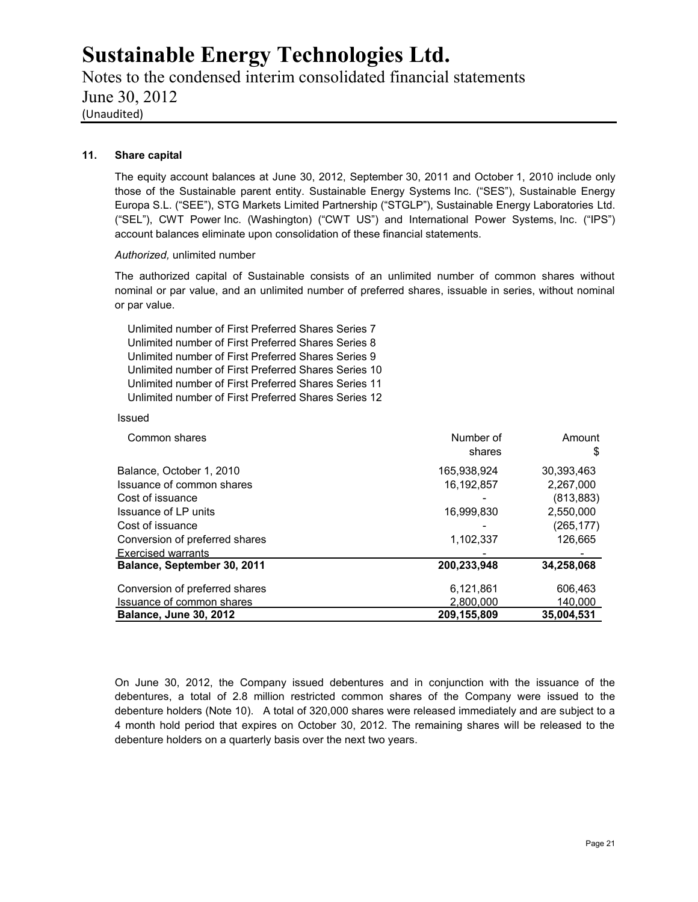# Sustainable Energy Technologies Ltd.

Notes to the condensed interim consolidated financial statements
June 30, 2012
(Unaudited)

## 11. Share capital

The equity account balances at June 30, 2012, September 30, 2011 and October 1, 2010 include only those of the Sustainable parent entity. Sustainable Energy Systems Inc. ("SES"), Sustainable Energy Europa S.L. ("SEE"), STG Markets Limited Partnership ("STGLP"), Sustainable Energy Laboratories Ltd. ("SEL"), CWT Power Inc. (Washington) ("CWT US") and International Power Systems, Inc. ("IPS") account balances eliminate upon consolidation of these financial statements.

*Authorized,* unlimited number

The authorized capital of Sustainable consists of an unlimited number of common shares without nominal or par value, and an unlimited number of preferred shares, issuable in series, without nominal or par value.

Unlimited number of First Preferred Shares Series 7
Unlimited number of First Preferred Shares Series 8
Unlimited number of First Preferred Shares Series 9
Unlimited number of First Preferred Shares Series 10
Unlimited number of First Preferred Shares Series 11
Unlimited number of First Preferred Shares Series 12

Issued

| Common shares | Number of shares | Amount $ |
|---|---|---|
| Balance, October 1, 2010 | 165,938,924 | 30,393,463 |
| Issuance of common shares | 16,192,857 | 2,267,000 |
| Cost of issuance | - | (813,883) |
| Issuance of LP units | 16,999,830 | 2,550,000 |
| Cost of issuance | - | (265,177) |
| Conversion of preferred shares | 1,102,337 | 126,665 |
| Exercised warrants | - | - |
| **Balance, September 30, 2011** | **200,233,948** | **34,258,068** |
| Conversion of preferred shares | 6,121,861 | 606,463 |
| Issuance of common shares | 2,800,000 | 140,000 |
| **Balance, June 30, 2012** | **209,155,809** | **35,004,531** |

On June 30, 2012, the Company issued debentures and in conjunction with the issuance of the debentures, a total of 2.8 million restricted common shares of the Company were issued to the debenture holders (Note 10). A total of 320,000 shares were released immediately and are subject to a 4 month hold period that expires on October 30, 2012. The remaining shares will be released to the debenture holders on a quarterly basis over the next two years.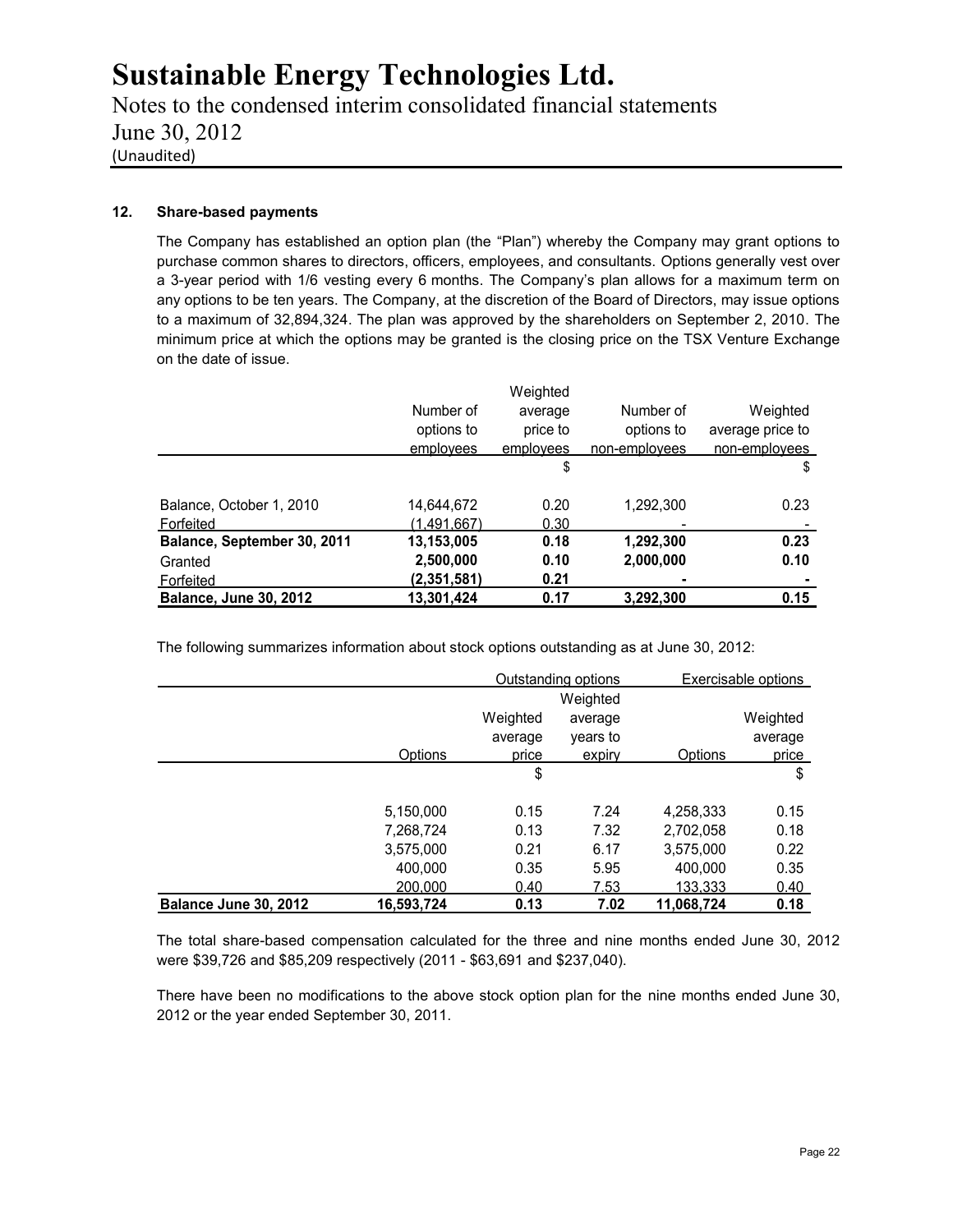## 12. Share-based payments

The Company has established an option plan (the "Plan") whereby the Company may grant options to purchase common shares to directors, officers, employees, and consultants. Options generally vest over a 3-year period with 1/6 vesting every 6 months. The Company's plan allows for a maximum term on any options to be ten years. The Company, at the discretion of the Board of Directors, may issue options to a maximum of 32,894,324. The plan was approved by the shareholders on September 2, 2010. The minimum price at which the options may be granted is the closing price on the TSX Venture Exchange on the date of issue.

| | Number of options to employees | Weighted average price to employees | Number of options to non-employees | Weighted average price to non-employees |
|---|---|---|---|---|
| | | $ | | $ |
| Balance, October 1, 2010 | 14,644,672 | 0.20 | 1,292,300 | 0.23 |
| Forfeited | (1,491,667) | 0.30 | - | - |
| **Balance, September 30, 2011** | **13,153,005** | **0.18** | **1,292,300** | **0.23** |
| Granted | **2,500,000** | **0.10** | **2,000,000** | **0.10** |
| Forfeited | **(2,351,581)** | **0.21** | **-** | **-** |
| **Balance, June 30, 2012** | **13,301,424** | **0.17** | **3,292,300** | **0.15** |

The following summarizes information about stock options outstanding as at June 30, 2012:

| | Outstanding options | | | Exercisable options | |
|---|---|---|---|---|---|
| | Options | Weighted average price | Weighted average years to expiry | Options | Weighted average price |
| | | $ | | | $ |
| | 5,150,000 | 0.15 | 7.24 | 4,258,333 | 0.15 |
| | 7,268,724 | 0.13 | 7.32 | 2,702,058 | 0.18 |
| | 3,575,000 | 0.21 | 6.17 | 3,575,000 | 0.22 |
| | 400,000 | 0.35 | 5.95 | 400,000 | 0.35 |
| | 200,000 | 0.40 | 7.53 | 133,333 | 0.40 |
| **Balance June 30, 2012** | **16,593,724** | **0.13** | **7.02** | **11,068,724** | **0.18** |

The total share-based compensation calculated for the three and nine months ended June 30, 2012 were $39,726 and $85,209 respectively (2011 - $63,691 and $237,040).

There have been no modifications to the above stock option plan for the nine months ended June 30, 2012 or the year ended September 30, 2011.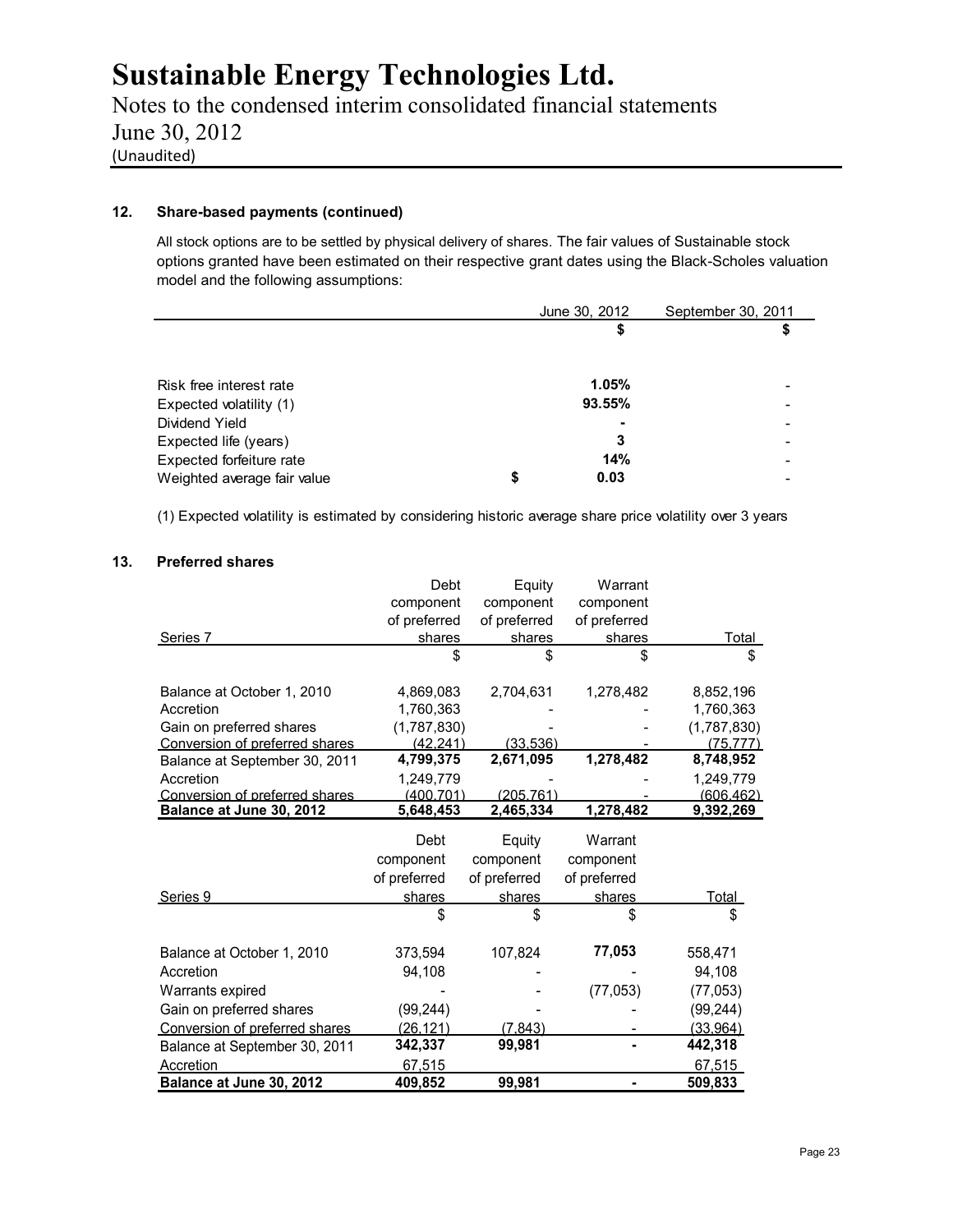## 12. Share-based payments (continued)

All stock options are to be settled by physical delivery of shares. The fair values of Sustainable stock options granted have been estimated on their respective grant dates using the Black-Scholes valuation model and the following assumptions:

| | June 30, 2012 | September 30, 2011 |
|---|---|---|
| | $ | $ |
| Risk free interest rate | **1.05%** | - |
| Expected volatility (1) | **93.55%** | - |
| Dividend Yield | **-** | - |
| Expected life (years) | **3** | - |
| Expected forfeiture rate | **14%** | - |
| Weighted average fair value | **$ 0.03** | - |

(1) Expected volatility is estimated by considering historic average share price volatility over 3 years

## 13. Preferred shares

| Series 7 | Debt component of preferred shares | Equity component of preferred shares | Warrant component of preferred shares | Total |
|---|---|---|---|---|
| | $ | $ | $ | $ |
| Balance at October 1, 2010 | 4,869,083 | 2,704,631 | 1,278,482 | 8,852,196 |
| Accretion | 1,760,363 | - | - | 1,760,363 |
| Gain on preferred shares | (1,787,830) | - | - | (1,787,830) |
| Conversion of preferred shares | (42,241) | (33,536) | - | (75,777) |
| Balance at September 30, 2011 | **4,799,375** | **2,671,095** | **1,278,482** | **8,748,952** |
| Accretion | 1,249,779 | - | - | 1,249,779 |
| Conversion of preferred shares | (400,701) | (205,761) | - | (606,462) |
| **Balance at June 30, 2012** | **5,648,453** | **2,465,334** | **1,278,482** | **9,392,269** |

| Series 9 | Debt component of preferred shares | Equity component of preferred shares | Warrant component of preferred shares | Total |
|---|---|---|---|---|
| | $ | $ | $ | $ |
| Balance at October 1, 2010 | 373,594 | 107,824 | **77,053** | 558,471 |
| Accretion | 94,108 | - | - | 94,108 |
| Warrants expired | - | - | (77,053) | (77,053) |
| Gain on preferred shares | (99,244) | - | - | (99,244) |
| Conversion of preferred shares | (26,121) | (7,843) | - | (33,964) |
| Balance at September 30, 2011 | **342,337** | **99,981** | **-** | **442,318** |
| Accretion | 67,515 | | | 67,515 |
| **Balance at June 30, 2012** | **409,852** | **99,981** | **-** | **509,833** |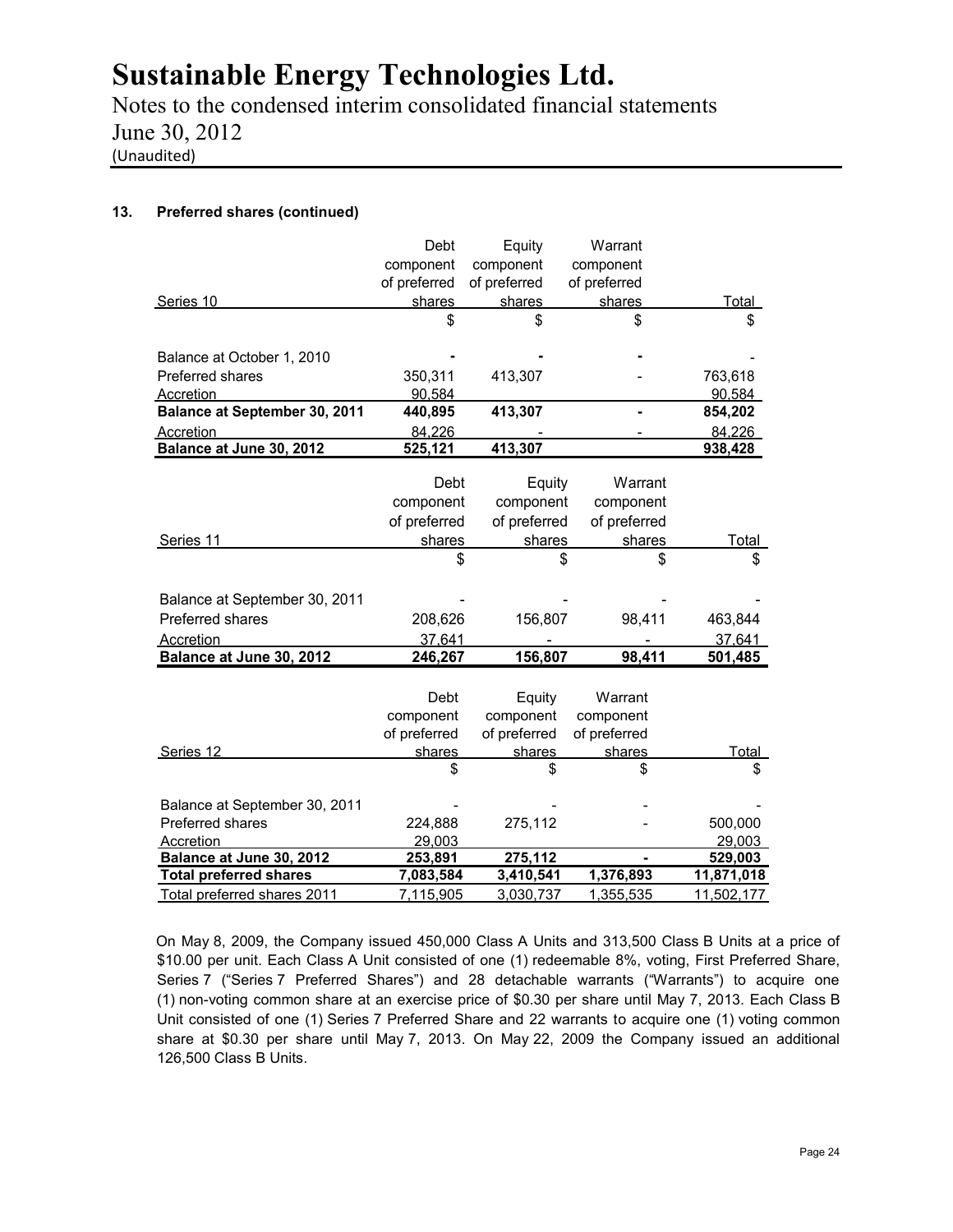## 13. Preferred shares (continued)

| Series 10 | Debt component of preferred shares | Equity component of preferred shares | Warrant component of preferred shares | Total |
|---|---|---|---|---|
| | $ | $ | $ | $ |
| Balance at October 1, 2010 | - | - | - | - |
| Preferred shares | 350,311 | 413,307 | - | 763,618 |
| Accretion | 90,584 | | | 90,584 |
| **Balance at September 30, 2011** | **440,895** | **413,307** | **-** | **854,202** |
| Accretion | 84,226 | - | - | 84,226 |
| **Balance at June 30, 2012** | **525,121** | **413,307** | | **938,428** |

| Series 11 | Debt component of preferred shares | Equity component of preferred shares | Warrant component of preferred shares | Total |
|---|---|---|---|---|
| | $ | $ | $ | $ |
| Balance at September 30, 2011 | - | - | - | - |
| Preferred shares | 208,626 | 156,807 | 98,411 | 463,844 |
| Accretion | 37,641 | - | - | 37,641 |
| **Balance at June 30, 2012** | **246,267** | **156,807** | **98,411** | **501,485** |

| Series 12 | Debt component of preferred shares | Equity component of preferred shares | Warrant component of preferred shares | Total |
|---|---|---|---|---|
| | $ | $ | $ | $ |
| Balance at September 30, 2011 | - | - | - | - |
| Preferred shares | 224,888 | 275,112 | - | 500,000 |
| Accretion | 29,003 | | | 29,003 |
| **Balance at June 30, 2012** | **253,891** | **275,112** | **-** | **529,003** |
| **Total preferred shares** | **7,083,584** | **3,410,541** | **1,376,893** | **11,871,018** |
| Total preferred shares 2011 | 7,115,905 | 3,030,737 | 1,355,535 | 11,502,177 |

On May 8, 2009, the Company issued 450,000 Class A Units and 313,500 Class B Units at a price of $10.00 per unit. Each Class A Unit consisted of one (1) redeemable 8%, voting, First Preferred Share, Series 7 ("Series 7 Preferred Shares") and 28 detachable warrants ("Warrants") to acquire one (1) non-voting common share at an exercise price of $0.30 per share until May 7, 2013. Each Class B Unit consisted of one (1) Series 7 Preferred Share and 22 warrants to acquire one (1) voting common share at $0.30 per share until May 7, 2013. On May 22, 2009 the Company issued an additional 126,500 Class B Units.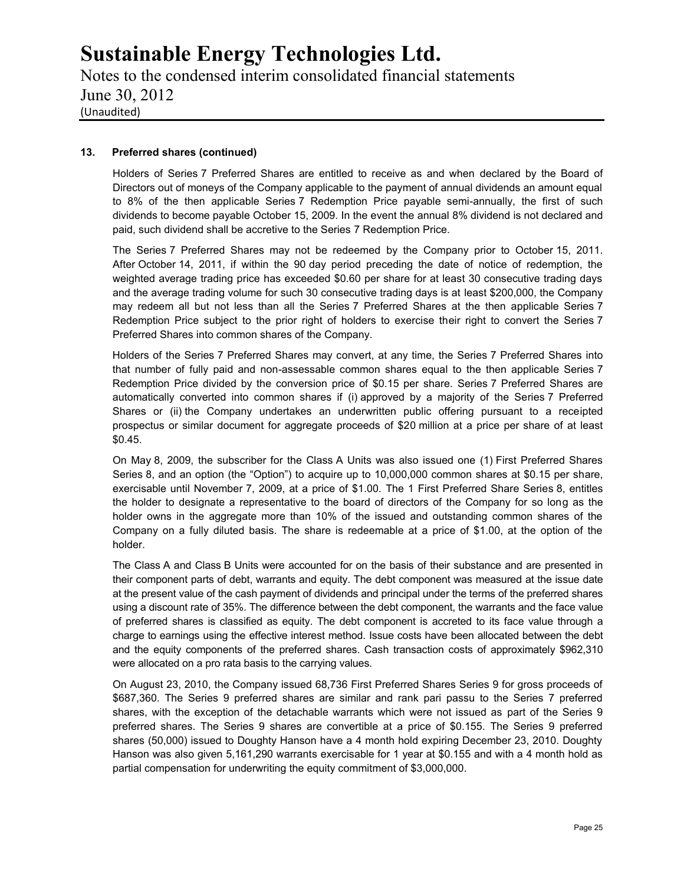### 13. Preferred shares (continued)

Holders of Series 7 Preferred Shares are entitled to receive as and when declared by the Board of Directors out of moneys of the Company applicable to the payment of annual dividends an amount equal to 8% of the then applicable Series 7 Redemption Price payable semi-annually, the first of such dividends to become payable October 15, 2009. In the event the annual 8% dividend is not declared and paid, such dividend shall be accretive to the Series 7 Redemption Price.

The Series 7 Preferred Shares may not be redeemed by the Company prior to October 15, 2011. After October 14, 2011, if within the 90 day period preceding the date of notice of redemption, the weighted average trading price has exceeded $0.60 per share for at least 30 consecutive trading days and the average trading volume for such 30 consecutive trading days is at least $200,000, the Company may redeem all but not less than all the Series 7 Preferred Shares at the then applicable Series 7 Redemption Price subject to the prior right of holders to exercise their right to convert the Series 7 Preferred Shares into common shares of the Company.

Holders of the Series 7 Preferred Shares may convert, at any time, the Series 7 Preferred Shares into that number of fully paid and non-assessable common shares equal to the then applicable Series 7 Redemption Price divided by the conversion price of $0.15 per share. Series 7 Preferred Shares are automatically converted into common shares if (i) approved by a majority of the Series 7 Preferred Shares or (ii) the Company undertakes an underwritten public offering pursuant to a receipted prospectus or similar document for aggregate proceeds of $20 million at a price per share of at least $0.45.

On May 8, 2009, the subscriber for the Class A Units was also issued one (1) First Preferred Shares Series 8, and an option (the "Option") to acquire up to 10,000,000 common shares at $0.15 per share, exercisable until November 7, 2009, at a price of $1.00. The 1 First Preferred Share Series 8, entitles the holder to designate a representative to the board of directors of the Company for so long as the holder owns in the aggregate more than 10% of the issued and outstanding common shares of the Company on a fully diluted basis. The share is redeemable at a price of $1.00, at the option of the holder.

The Class A and Class B Units were accounted for on the basis of their substance and are presented in their component parts of debt, warrants and equity. The debt component was measured at the issue date at the present value of the cash payment of dividends and principal under the terms of the preferred shares using a discount rate of 35%. The difference between the debt component, the warrants and the face value of preferred shares is classified as equity. The debt component is accreted to its face value through a charge to earnings using the effective interest method. Issue costs have been allocated between the debt and the equity components of the preferred shares. Cash transaction costs of approximately $962,310 were allocated on a pro rata basis to the carrying values.

On August 23, 2010, the Company issued 68,736 First Preferred Shares Series 9 for gross proceeds of $687,360. The Series 9 preferred shares are similar and rank pari passu to the Series 7 preferred shares, with the exception of the detachable warrants which were not issued as part of the Series 9 preferred shares. The Series 9 shares are convertible at a price of $0.155. The Series 9 preferred shares (50,000) issued to Doughty Hanson have a 4 month hold expiring December 23, 2010. Doughty Hanson was also given 5,161,290 warrants exercisable for 1 year at $0.155 and with a 4 month hold as partial compensation for underwriting the equity commitment of $3,000,000.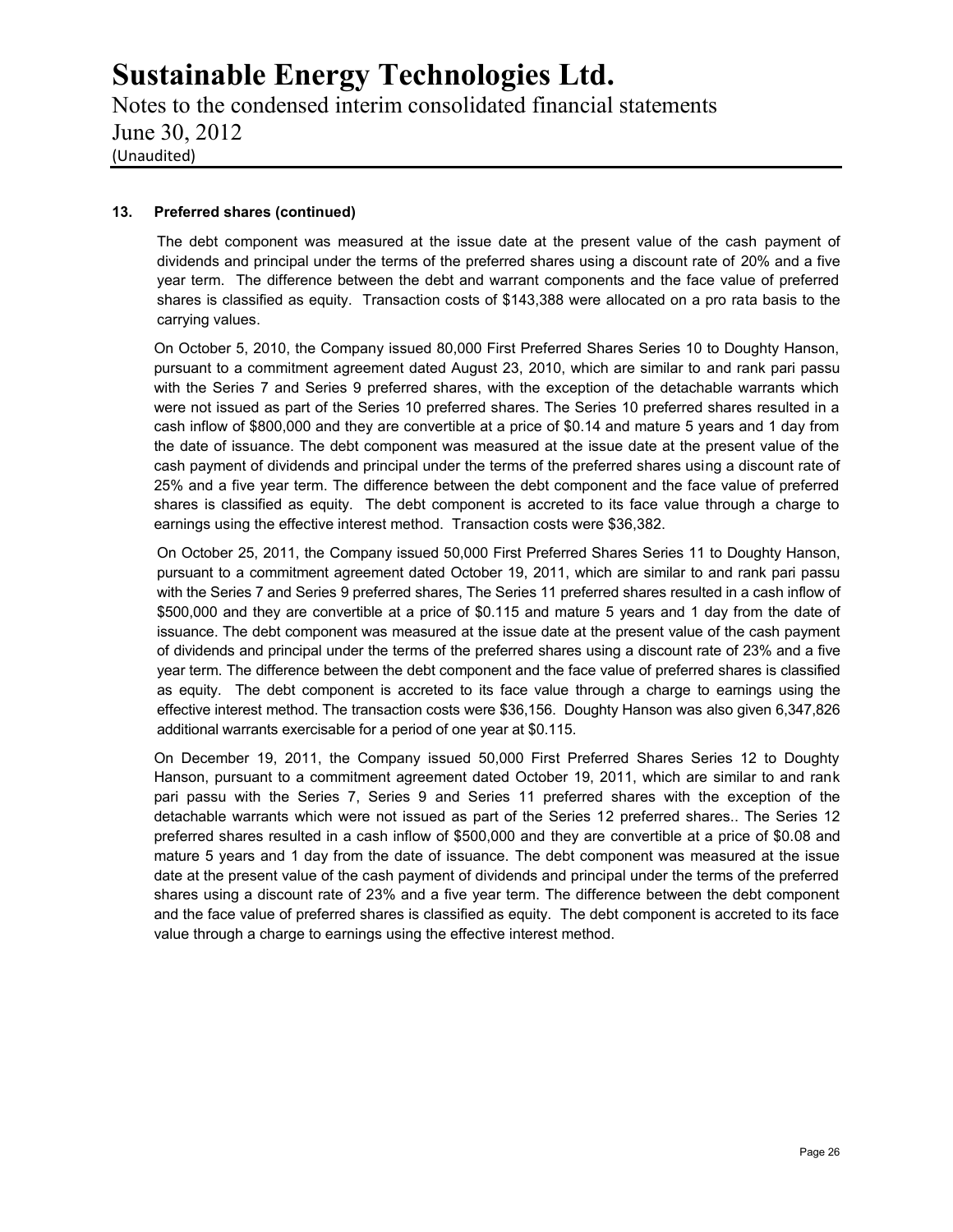### 13. Preferred shares (continued)

The debt component was measured at the issue date at the present value of the cash payment of dividends and principal under the terms of the preferred shares using a discount rate of 20% and a five year term. The difference between the debt and warrant components and the face value of preferred shares is classified as equity. Transaction costs of $143,388 were allocated on a pro rata basis to the carrying values.

On October 5, 2010, the Company issued 80,000 First Preferred Shares Series 10 to Doughty Hanson, pursuant to a commitment agreement dated August 23, 2010, which are similar to and rank pari passu with the Series 7 and Series 9 preferred shares, with the exception of the detachable warrants which were not issued as part of the Series 10 preferred shares. The Series 10 preferred shares resulted in a cash inflow of $800,000 and they are convertible at a price of $0.14 and mature 5 years and 1 day from the date of issuance. The debt component was measured at the issue date at the present value of the cash payment of dividends and principal under the terms of the preferred shares using a discount rate of 25% and a five year term. The difference between the debt component and the face value of preferred shares is classified as equity. The debt component is accreted to its face value through a charge to earnings using the effective interest method. Transaction costs were $36,382.

On October 25, 2011, the Company issued 50,000 First Preferred Shares Series 11 to Doughty Hanson, pursuant to a commitment agreement dated October 19, 2011, which are similar to and rank pari passu with the Series 7 and Series 9 preferred shares, The Series 11 preferred shares resulted in a cash inflow of $500,000 and they are convertible at a price of $0.115 and mature 5 years and 1 day from the date of issuance. The debt component was measured at the issue date at the present value of the cash payment of dividends and principal under the terms of the preferred shares using a discount rate of 23% and a five year term. The difference between the debt component and the face value of preferred shares is classified as equity. The debt component is accreted to its face value through a charge to earnings using the effective interest method. The transaction costs were $36,156. Doughty Hanson was also given 6,347,826 additional warrants exercisable for a period of one year at $0.115.

On December 19, 2011, the Company issued 50,000 First Preferred Shares Series 12 to Doughty Hanson, pursuant to a commitment agreement dated October 19, 2011, which are similar to and rank pari passu with the Series 7, Series 9 and Series 11 preferred shares with the exception of the detachable warrants which were not issued as part of the Series 12 preferred shares.. The Series 12 preferred shares resulted in a cash inflow of $500,000 and they are convertible at a price of $0.08 and mature 5 years and 1 day from the date of issuance. The debt component was measured at the issue date at the present value of the cash payment of dividends and principal under the terms of the preferred shares using a discount rate of 23% and a five year term. The difference between the debt component and the face value of preferred shares is classified as equity. The debt component is accreted to its face value through a charge to earnings using the effective interest method.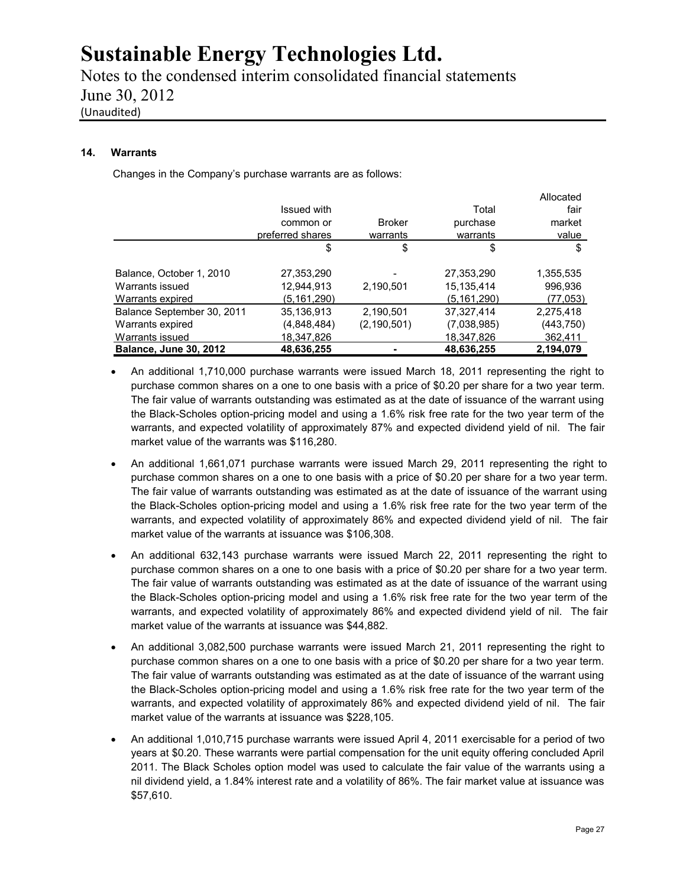### 14. Warrants

Changes in the Company's purchase warrants are as follows:

| | Issued with common or preferred shares | Broker warrants | Total purchase warrants | Allocated fair market value |
|---|---|---|---|---|
| | \$ | \$ | \$ | \$ |
| Balance, October 1, 2010 | 27,353,290 | - | 27,353,290 | 1,355,535 |
| Warrants issued | 12,944,913 | 2,190,501 | 15,135,414 | 996,936 |
| Warrants expired | (5,161,290) | | (5,161,290) | (77,053) |
| Balance September 30, 2011 | 35,136,913 | 2,190,501 | 37,327,414 | 2,275,418 |
| Warrants expired | (4,848,484) | (2,190,501) | (7,038,985) | (443,750) |
| Warrants issued | 18,347,826 | | 18,347,826 | 362,411 |
| **Balance, June 30, 2012** | **48,636,255** | **-** | **48,636,255** | **2,194,079** |

- An additional 1,710,000 purchase warrants were issued March 18, 2011 representing the right to purchase common shares on a one to one basis with a price of \$0.20 per share for a two year term. The fair value of warrants outstanding was estimated as at the date of issuance of the warrant using the Black-Scholes option-pricing model and using a 1.6% risk free rate for the two year term of the warrants, and expected volatility of approximately 87% and expected dividend yield of nil. The fair market value of the warrants was \$116,280.
- An additional 1,661,071 purchase warrants were issued March 29, 2011 representing the right to purchase common shares on a one to one basis with a price of \$0.20 per share for a two year term. The fair value of warrants outstanding was estimated as at the date of issuance of the warrant using the Black-Scholes option-pricing model and using a 1.6% risk free rate for the two year term of the warrants, and expected volatility of approximately 86% and expected dividend yield of nil. The fair market value of the warrants at issuance was \$106,308.
- An additional 632,143 purchase warrants were issued March 22, 2011 representing the right to purchase common shares on a one to one basis with a price of \$0.20 per share for a two year term. The fair value of warrants outstanding was estimated as at the date of issuance of the warrant using the Black-Scholes option-pricing model and using a 1.6% risk free rate for the two year term of the warrants, and expected volatility of approximately 86% and expected dividend yield of nil. The fair market value of the warrants at issuance was \$44,882.
- An additional 3,082,500 purchase warrants were issued March 21, 2011 representing the right to purchase common shares on a one to one basis with a price of \$0.20 per share for a two year term. The fair value of warrants outstanding was estimated as at the date of issuance of the warrant using the Black-Scholes option-pricing model and using a 1.6% risk free rate for the two year term of the warrants, and expected volatility of approximately 86% and expected dividend yield of nil. The fair market value of the warrants at issuance was \$228,105.
- An additional 1,010,715 purchase warrants were issued April 4, 2011 exercisable for a period of two years at \$0.20. These warrants were partial compensation for the unit equity offering concluded April 2011. The Black Scholes option model was used to calculate the fair value of the warrants using a nil dividend yield, a 1.84% interest rate and a volatility of 86%. The fair market value at issuance was \$57,610.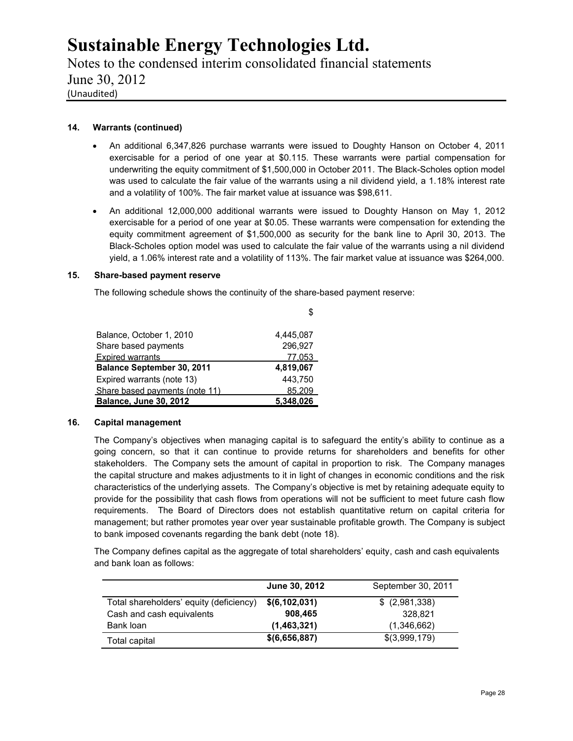## 14. Warrants (continued)

- An additional 6,347,826 purchase warrants were issued to Doughty Hanson on October 4, 2011 exercisable for a period of one year at $0.115. These warrants were partial compensation for underwriting the equity commitment of $1,500,000 in October 2011. The Black-Scholes option model was used to calculate the fair value of the warrants using a nil dividend yield, a 1.18% interest rate and a volatility of 100%. The fair market value at issuance was $98,611.
- An additional 12,000,000 additional warrants were issued to Doughty Hanson on May 1, 2012 exercisable for a period of one year at $0.05. These warrants were compensation for extending the equity commitment agreement of $1,500,000 as security for the bank line to April 30, 2013. The Black-Scholes option model was used to calculate the fair value of the warrants using a nil dividend yield, a 1.06% interest rate and a volatility of 113%. The fair market value at issuance was $264,000.

## 15. Share-based payment reserve

The following schedule shows the continuity of the share-based payment reserve:

| | $ |
|---|---|
| Balance, October 1, 2010 | 4,445,087 |
| Share based payments | 296,927 |
| Expired warrants | 77,053 |
| **Balance September 30, 2011** | **4,819,067** |
| Expired warrants (note 13) | 443,750 |
| Share based payments (note 11) | 85,209 |
| **Balance, June 30, 2012** | **5,348,026** |

## 16. Capital management

The Company's objectives when managing capital is to safeguard the entity's ability to continue as a going concern, so that it can continue to provide returns for shareholders and benefits for other stakeholders. The Company sets the amount of capital in proportion to risk. The Company manages the capital structure and makes adjustments to it in light of changes in economic conditions and the risk characteristics of the underlying assets. The Company's objective is met by retaining adequate equity to provide for the possibility that cash flows from operations will not be sufficient to meet future cash flow requirements. The Board of Directors does not establish quantitative return on capital criteria for management; but rather promotes year over year sustainable profitable growth. The Company is subject to bank imposed covenants regarding the bank debt (note 18).

The Company defines capital as the aggregate of total shareholders' equity, cash and cash equivalents and bank loan as follows:

| | **June 30, 2012** | September 30, 2011 |
|---|---|---|
| Total shareholders' equity (deficiency) | **$(6,102,031)** | $ (2,981,338) |
| Cash and cash equivalents | **908,465** | 328,821 |
| Bank loan | **(1,463,321)** | (1,346,662) |
| Total capital | **$(6,656,887)** | $(3,999,179) |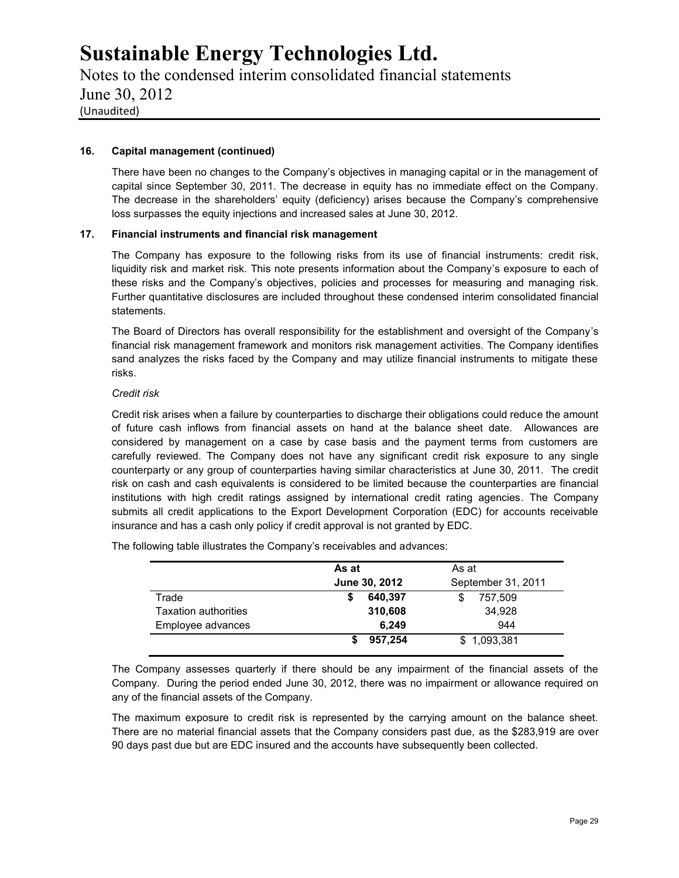### 16. Capital management (continued)

There have been no changes to the Company's objectives in managing capital or in the management of capital since September 30, 2011. The decrease in equity has no immediate effect on the Company. The decrease in the shareholders' equity (deficiency) arises because the Company's comprehensive loss surpasses the equity injections and increased sales at June 30, 2012.

### 17. Financial instruments and financial risk management

The Company has exposure to the following risks from its use of financial instruments: credit risk, liquidity risk and market risk. This note presents information about the Company's exposure to each of these risks and the Company's objectives, policies and processes for measuring and managing risk. Further quantitative disclosures are included throughout these condensed interim consolidated financial statements.

The Board of Directors has overall responsibility for the establishment and oversight of the Company's financial risk management framework and monitors risk management activities. The Company identifies sand analyzes the risks faced by the Company and may utilize financial instruments to mitigate these risks.

*Credit risk*

Credit risk arises when a failure by counterparties to discharge their obligations could reduce the amount of future cash inflows from financial assets on hand at the balance sheet date. Allowances are considered by management on a case by case basis and the payment terms from customers are carefully reviewed. The Company does not have any significant credit risk exposure to any single counterparty or any group of counterparties having similar characteristics at June 30, 2011. The credit risk on cash and cash equivalents is considered to be limited because the counterparties are financial institutions with high credit ratings assigned by international credit rating agencies. The Company submits all credit applications to the Export Development Corporation (EDC) for accounts receivable insurance and has a cash only policy if credit approval is not granted by EDC.

The following table illustrates the Company's receivables and advances:

| | **As at June 30, 2012** | As at September 31, 2011 |
|---|---|---|
| Trade | **$ 640,397** | $ 757,509 |
| Taxation authorities | **310,608** | 34,928 |
| Employee advances | **6,249** | 944 |
| | **$ 957,254** | $ 1,093,381 |

The Company assesses quarterly if there should be any impairment of the financial assets of the Company. During the period ended June 30, 2012, there was no impairment or allowance required on any of the financial assets of the Company.

The maximum exposure to credit risk is represented by the carrying amount on the balance sheet. There are no material financial assets that the Company considers past due, as the $283,919 are over 90 days past due but are EDC insured and the accounts have subsequently been collected.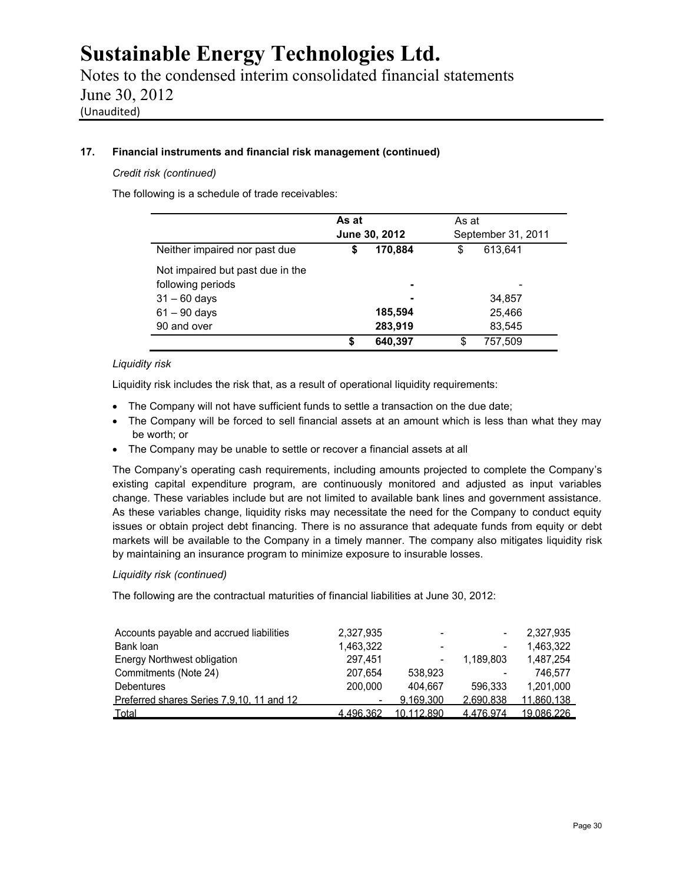### 17. Financial instruments and financial risk management (continued)

*Credit risk (continued)*

The following is a schedule of trade receivables:

| | As at June 30, 2012 | As at September 31, 2011 |
|---|---|---|
| Neither impaired nor past due | **$ 170,884** | $ 613,641 |
| Not impaired but past due in the following periods | **-** | - |
| 31 – 60 days | **-** | 34,857 |
| 61 – 90 days | **185,594** | 25,466 |
| 90 and over | **283,919** | 83,545 |
| | **$ 640,397** | $ 757,509 |

*Liquidity risk*

Liquidity risk includes the risk that, as a result of operational liquidity requirements:

- The Company will not have sufficient funds to settle a transaction on the due date;
- The Company will be forced to sell financial assets at an amount which is less than what they may be worth; or
- The Company may be unable to settle or recover a financial assets at all

The Company's operating cash requirements, including amounts projected to complete the Company's existing capital expenditure program, are continuously monitored and adjusted as input variables change. These variables include but are not limited to available bank lines and government assistance. As these variables change, liquidity risks may necessitate the need for the Company to conduct equity issues or obtain project debt financing. There is no assurance that adequate funds from equity or debt markets will be available to the Company in a timely manner. The company also mitigates liquidity risk by maintaining an insurance program to minimize exposure to insurable losses.

*Liquidity risk (continued)*

The following are the contractual maturities of financial liabilities at June 30, 2012:

| | | | | |
|---|---|---|---|---|
| Accounts payable and accrued liabilities | 2,327,935 | - | - | 2,327,935 |
| Bank loan | 1,463,322 | - | - | 1,463,322 |
| Energy Northwest obligation | 297,451 | - | 1,189,803 | 1,487,254 |
| Commitments (Note 24) | 207,654 | 538,923 | - | 746,577 |
| Debentures | 200,000 | 404,667 | 596,333 | 1,201,000 |
| Preferred shares Series 7,9,10, 11 and 12 | - | 9,169,300 | 2,690,838 | 11,860,138 |
| Total | 4,496,362 | 10,112,890 | 4,476,974 | 19,086,226 |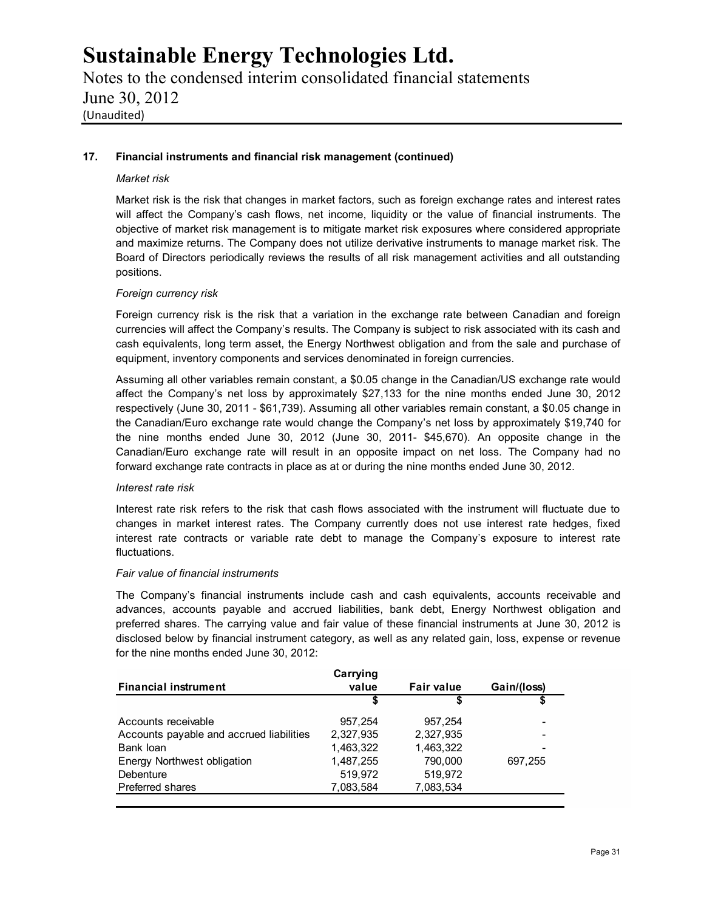### 17. Financial instruments and financial risk management (continued)

*Market risk*

Market risk is the risk that changes in market factors, such as foreign exchange rates and interest rates will affect the Company's cash flows, net income, liquidity or the value of financial instruments. The objective of market risk management is to mitigate market risk exposures where considered appropriate and maximize returns. The Company does not utilize derivative instruments to manage market risk. The Board of Directors periodically reviews the results of all risk management activities and all outstanding positions.

*Foreign currency risk*

Foreign currency risk is the risk that a variation in the exchange rate between Canadian and foreign currencies will affect the Company's results. The Company is subject to risk associated with its cash and cash equivalents, long term asset, the Energy Northwest obligation and from the sale and purchase of equipment, inventory components and services denominated in foreign currencies.

Assuming all other variables remain constant, a $0.05 change in the Canadian/US exchange rate would affect the Company's net loss by approximately $27,133 for the nine months ended June 30, 2012 respectively (June 30, 2011 - $61,739). Assuming all other variables remain constant, a $0.05 change in the Canadian/Euro exchange rate would change the Company's net loss by approximately $19,740 for the nine months ended June 30, 2012 (June 30, 2011- $45,670). An opposite change in the Canadian/Euro exchange rate will result in an opposite impact on net loss. The Company had no forward exchange rate contracts in place as at or during the nine months ended June 30, 2012.

*Interest rate risk*

Interest rate risk refers to the risk that cash flows associated with the instrument will fluctuate due to changes in market interest rates. The Company currently does not use interest rate hedges, fixed interest rate contracts or variable rate debt to manage the Company's exposure to interest rate fluctuations.

*Fair value of financial instruments*

The Company's financial instruments include cash and cash equivalents, accounts receivable and advances, accounts payable and accrued liabilities, bank debt, Energy Northwest obligation and preferred shares. The carrying value and fair value of these financial instruments at June 30, 2012 is disclosed below by financial instrument category, as well as any related gain, loss, expense or revenue for the nine months ended June 30, 2012:

| Financial instrument | Carrying value | Fair value | Gain/(loss) |
|---|---|---|---|
| | $ | $ | $ |
| Accounts receivable | 957,254 | 957,254 | - |
| Accounts payable and accrued liabilities | 2,327,935 | 2,327,935 | - |
| Bank loan | 1,463,322 | 1,463,322 | - |
| Energy Northwest obligation | 1,487,255 | 790,000 | 697,255 |
| Debenture | 519,972 | 519,972 | |
| Preferred shares | 7,083,584 | 7,083,534 | |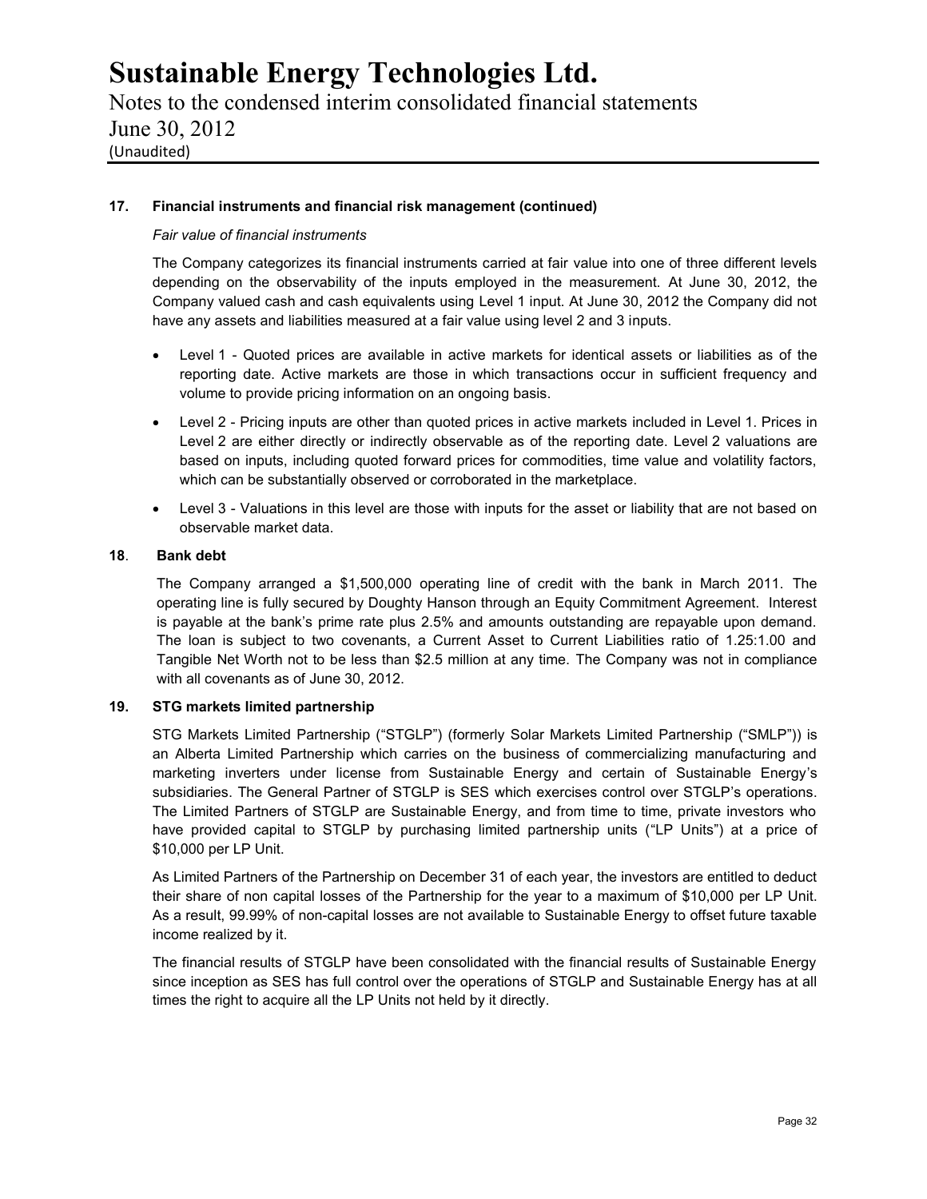### 17. Financial instruments and financial risk management (continued)

*Fair value of financial instruments*

The Company categorizes its financial instruments carried at fair value into one of three different levels depending on the observability of the inputs employed in the measurement. At June 30, 2012, the Company valued cash and cash equivalents using Level 1 input. At June 30, 2012 the Company did not have any assets and liabilities measured at a fair value using level 2 and 3 inputs.

- Level 1 - Quoted prices are available in active markets for identical assets or liabilities as of the reporting date. Active markets are those in which transactions occur in sufficient frequency and volume to provide pricing information on an ongoing basis.
- Level 2 - Pricing inputs are other than quoted prices in active markets included in Level 1. Prices in Level 2 are either directly or indirectly observable as of the reporting date. Level 2 valuations are based on inputs, including quoted forward prices for commodities, time value and volatility factors, which can be substantially observed or corroborated in the marketplace.
- Level 3 - Valuations in this level are those with inputs for the asset or liability that are not based on observable market data.

### 18. Bank debt

The Company arranged a $1,500,000 operating line of credit with the bank in March 2011. The operating line is fully secured by Doughty Hanson through an Equity Commitment Agreement. Interest is payable at the bank's prime rate plus 2.5% and amounts outstanding are repayable upon demand. The loan is subject to two covenants, a Current Asset to Current Liabilities ratio of 1.25:1.00 and Tangible Net Worth not to be less than $2.5 million at any time. The Company was not in compliance with all covenants as of June 30, 2012.

### 19. STG markets limited partnership

STG Markets Limited Partnership ("STGLP") (formerly Solar Markets Limited Partnership ("SMLP")) is an Alberta Limited Partnership which carries on the business of commercializing manufacturing and marketing inverters under license from Sustainable Energy and certain of Sustainable Energy's subsidiaries. The General Partner of STGLP is SES which exercises control over STGLP's operations. The Limited Partners of STGLP are Sustainable Energy, and from time to time, private investors who have provided capital to STGLP by purchasing limited partnership units ("LP Units") at a price of $10,000 per LP Unit.

As Limited Partners of the Partnership on December 31 of each year, the investors are entitled to deduct their share of non capital losses of the Partnership for the year to a maximum of $10,000 per LP Unit. As a result, 99.99% of non-capital losses are not available to Sustainable Energy to offset future taxable income realized by it.

The financial results of STGLP have been consolidated with the financial results of Sustainable Energy since inception as SES has full control over the operations of STGLP and Sustainable Energy has at all times the right to acquire all the LP Units not held by it directly.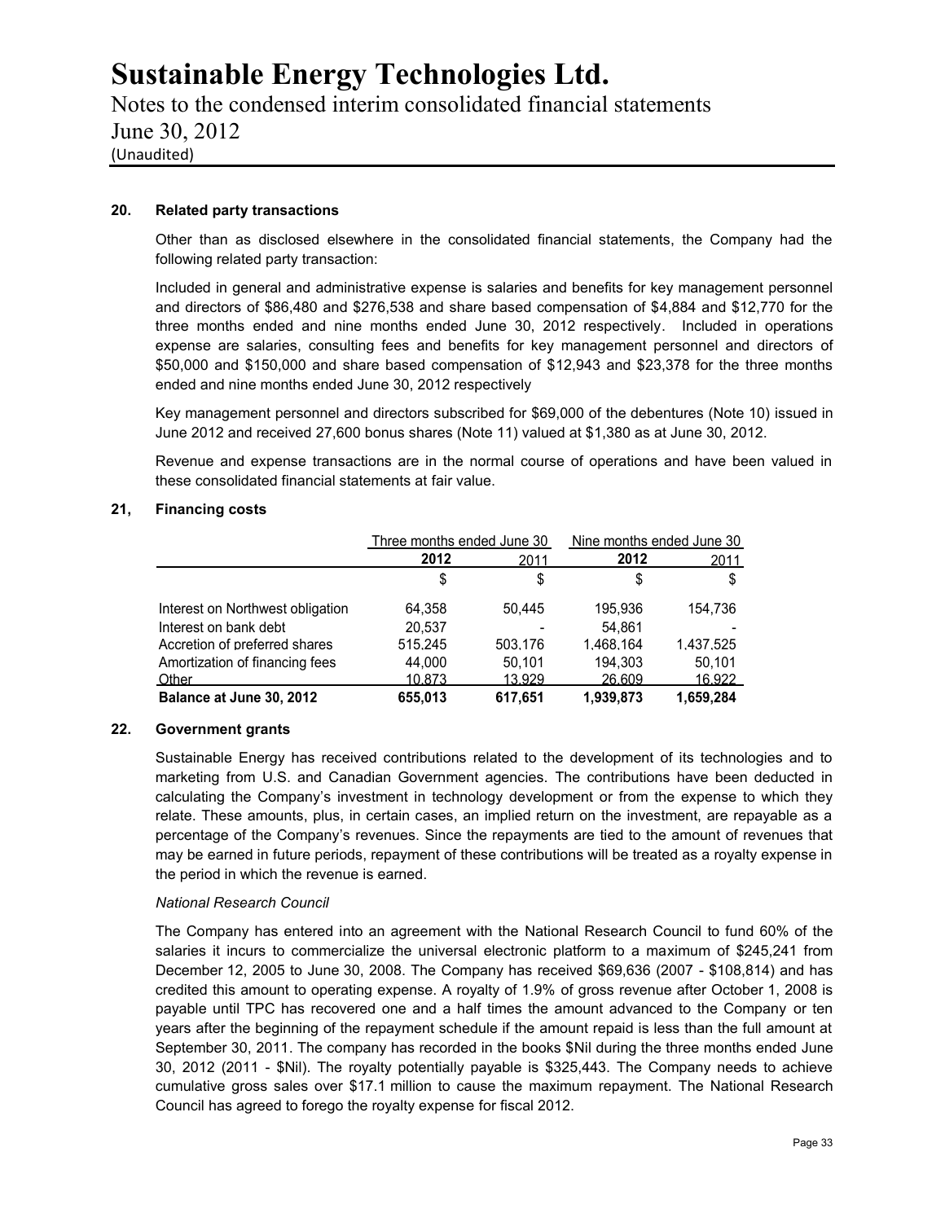## 20. Related party transactions

Other than as disclosed elsewhere in the consolidated financial statements, the Company had the following related party transaction:

Included in general and administrative expense is salaries and benefits for key management personnel and directors of $86,480 and $276,538 and share based compensation of $4,884 and $12,770 for the three months ended and nine months ended June 30, 2012 respectively. Included in operations expense are salaries, consulting fees and benefits for key management personnel and directors of $50,000 and $150,000 and share based compensation of $12,943 and $23,378 for the three months ended and nine months ended June 30, 2012 respectively

Key management personnel and directors subscribed for $69,000 of the debentures (Note 10) issued in June 2012 and received 27,600 bonus shares (Note 11) valued at $1,380 as at June 30, 2012.

Revenue and expense transactions are in the normal course of operations and have been valued in these consolidated financial statements at fair value.

## 21, Financing costs

| | Three months ended June 30 | | Nine months ended June 30 | |
|---|---|---|---|---|
| | **2012** | 2011 | **2012** | 2011 |
| | $ | $ | $ | $ |
| Interest on Northwest obligation | 64,358 | 50,445 | 195,936 | 154,736 |
| Interest on bank debt | 20,537 | - | 54,861 | - |
| Accretion of preferred shares | 515,245 | 503,176 | 1,468,164 | 1,437,525 |
| Amortization of financing fees | 44,000 | 50,101 | 194,303 | 50,101 |
| Other | 10,873 | 13,929 | 26,609 | 16,922 |
| **Balance at June 30, 2012** | **655,013** | **617,651** | **1,939,873** | **1,659,284** |

## 22. Government grants

Sustainable Energy has received contributions related to the development of its technologies and to marketing from U.S. and Canadian Government agencies. The contributions have been deducted in calculating the Company's investment in technology development or from the expense to which they relate. These amounts, plus, in certain cases, an implied return on the investment, are repayable as a percentage of the Company's revenues. Since the repayments are tied to the amount of revenues that may be earned in future periods, repayment of these contributions will be treated as a royalty expense in the period in which the revenue is earned.

*National Research Council*

The Company has entered into an agreement with the National Research Council to fund 60% of the salaries it incurs to commercialize the universal electronic platform to a maximum of $245,241 from December 12, 2005 to June 30, 2008. The Company has received $69,636 (2007 - $108,814) and has credited this amount to operating expense. A royalty of 1.9% of gross revenue after October 1, 2008 is payable until TPC has recovered one and a half times the amount advanced to the Company or ten years after the beginning of the repayment schedule if the amount repaid is less than the full amount at September 30, 2011. The company has recorded in the books $Nil during the three months ended June 30, 2012 (2011 - $Nil). The royalty potentially payable is $325,443. The Company needs to achieve cumulative gross sales over $17.1 million to cause the maximum repayment. The National Research Council has agreed to forego the royalty expense for fiscal 2012.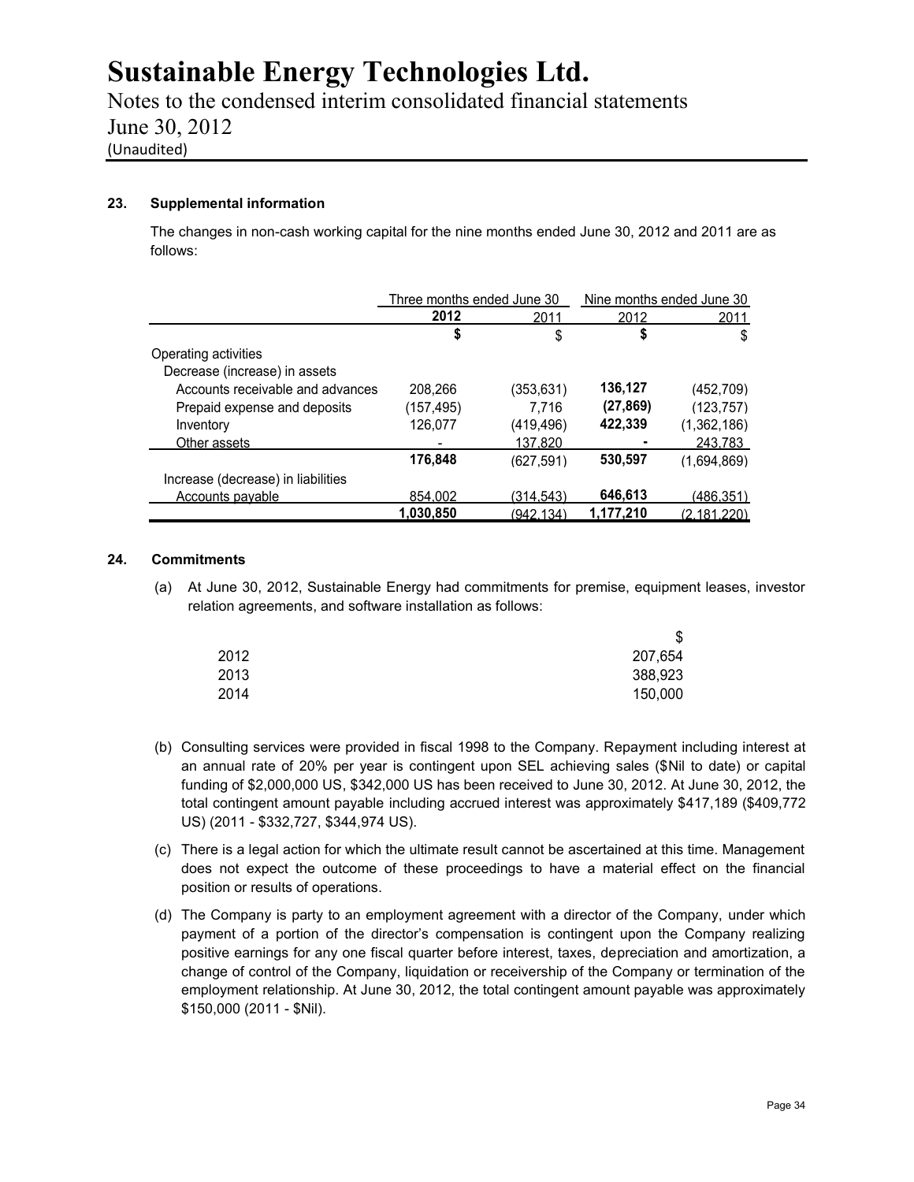# Sustainable Energy Technologies Ltd.

Notes to the condensed interim consolidated financial statements
June 30, 2012
(Unaudited)

## 23. Supplemental information

The changes in non-cash working capital for the nine months ended June 30, 2012 and 2011 are as follows:

| | Three months ended June 30 | | Nine months ended June 30 | |
|---|---|---|---|---|
| | **2012** | 2011 | 2012 | 2011 |
| | **$** | $ | **$** | $ |
| Operating activities | | | | |
| Decrease (increase) in assets | | | | |
| Accounts receivable and advances | 208,266 | (353,631) | **136,127** | (452,709) |
| Prepaid expense and deposits | (157,495) | 7,716 | **(27,869)** | (123,757) |
| Inventory | 126,077 | (419,496) | **422,339** | (1,362,186) |
| Other assets | - | 137,820 | **-** | 243,783 |
| | **176,848** | (627,591) | **530,597** | (1,694,869) |
| Increase (decrease) in liabilities | | | | |
| Accounts payable | 854,002 | (314,543) | **646,613** | (486,351) |
| | **1,030,850** | (942,134) | **1,177,210** | (2,181,220) |

## 24. Commitments

(a) At June 30, 2012, Sustainable Energy had commitments for premise, equipment leases, investor relation agreements, and software installation as follows:

| | $ |
|---|---|
| 2012 | 207,654 |
| 2013 | 388,923 |
| 2014 | 150,000 |

(b) Consulting services were provided in fiscal 1998 to the Company. Repayment including interest at an annual rate of 20% per year is contingent upon SEL achieving sales ($Nil to date) or capital funding of $2,000,000 US, $342,000 US has been received to June 30, 2012. At June 30, 2012, the total contingent amount payable including accrued interest was approximately $417,189 ($409,772 US) (2011 - $332,727, $344,974 US).

(c) There is a legal action for which the ultimate result cannot be ascertained at this time. Management does not expect the outcome of these proceedings to have a material effect on the financial position or results of operations.

(d) The Company is party to an employment agreement with a director of the Company, under which payment of a portion of the director's compensation is contingent upon the Company realizing positive earnings for any one fiscal quarter before interest, taxes, depreciation and amortization, a change of control of the Company, liquidation or receivership of the Company or termination of the employment relationship. At June 30, 2012, the total contingent amount payable was approximately $150,000 (2011 - $Nil).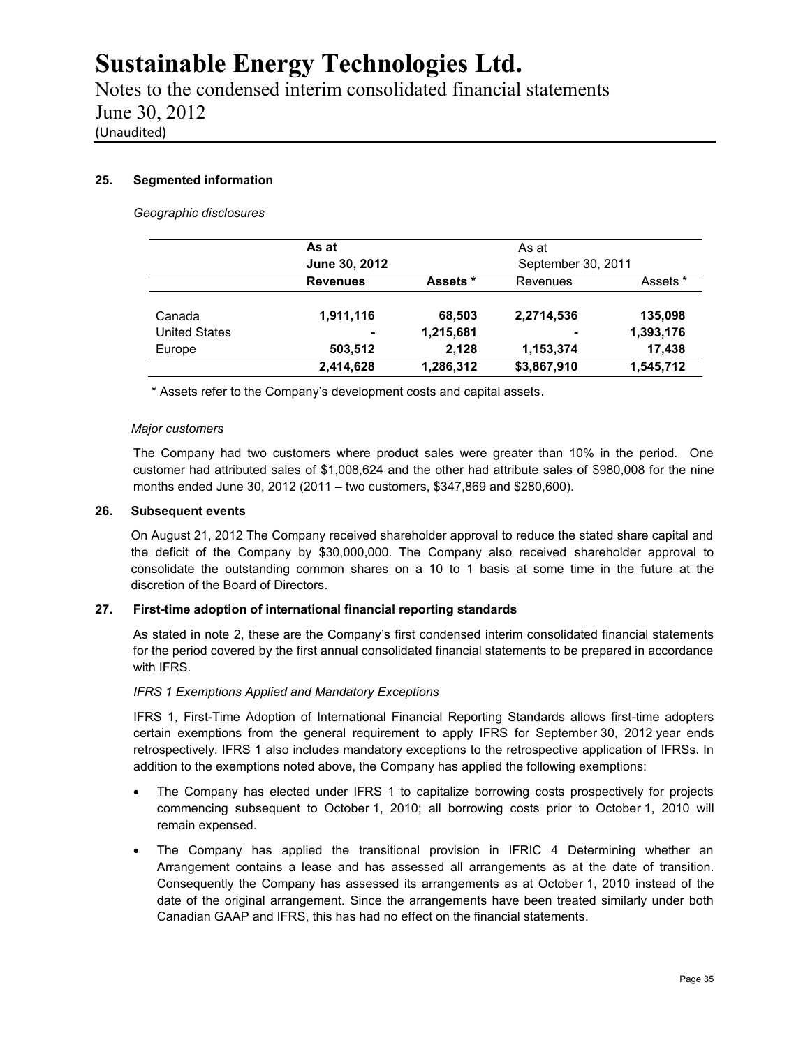### 25. Segmented information

*Geographic disclosures*

| | **As at June 30, 2012** | | As at September 30, 2011 | |
|---|---|---|---|---|
| | **Revenues** | **Assets \*** | Revenues | Assets * |
| Canada | **1,911,116** | **68,503** | **2,2714,536** | **135,098** |
| United States | **-** | **1,215,681** | **-** | **1,393,176** |
| Europe | **503,512** | **2,128** | **1,153,374** | **17,438** |
| | **2,414,628** | **1,286,312** | **$3,867,910** | **1,545,712** |

\* Assets refer to the Company's development costs and capital assets.

*Major customers*

The Company had two customers where product sales were greater than 10% in the period. One customer had attributed sales of $1,008,624 and the other had attribute sales of $980,008 for the nine months ended June 30, 2012 (2011 – two customers, $347,869 and $280,600).

### 26. Subsequent events

On August 21, 2012 The Company received shareholder approval to reduce the stated share capital and the deficit of the Company by $30,000,000. The Company also received shareholder approval to consolidate the outstanding common shares on a 10 to 1 basis at some time in the future at the discretion of the Board of Directors.

### 27. First-time adoption of international financial reporting standards

As stated in note 2, these are the Company's first condensed interim consolidated financial statements for the period covered by the first annual consolidated financial statements to be prepared in accordance with IFRS.

*IFRS 1 Exemptions Applied and Mandatory Exceptions*

IFRS 1, First-Time Adoption of International Financial Reporting Standards allows first-time adopters certain exemptions from the general requirement to apply IFRS for September 30, 2012 year ends retrospectively. IFRS 1 also includes mandatory exceptions to the retrospective application of IFRSs. In addition to the exemptions noted above, the Company has applied the following exemptions:

- The Company has elected under IFRS 1 to capitalize borrowing costs prospectively for projects commencing subsequent to October 1, 2010; all borrowing costs prior to October 1, 2010 will remain expensed.
- The Company has applied the transitional provision in IFRIC 4 Determining whether an Arrangement contains a lease and has assessed all arrangements as at the date of transition. Consequently the Company has assessed its arrangements as at October 1, 2010 instead of the date of the original arrangement. Since the arrangements have been treated similarly under both Canadian GAAP and IFRS, this has had no effect on the financial statements.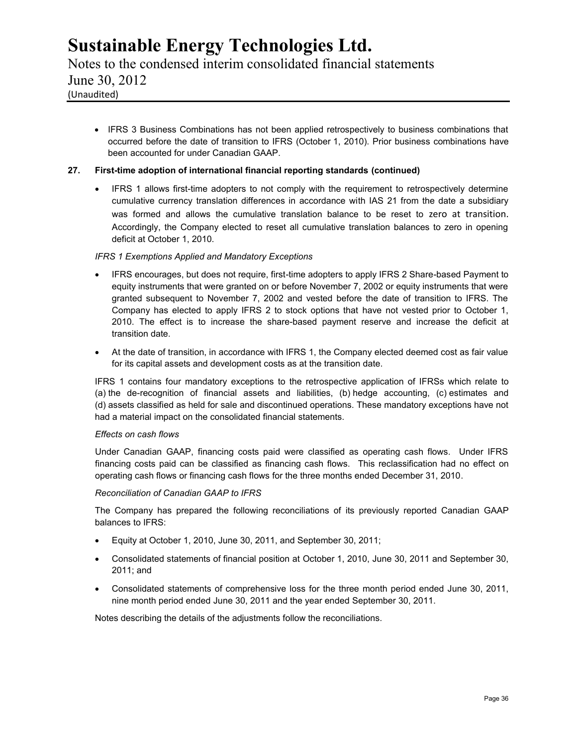- IFRS 3 Business Combinations has not been applied retrospectively to business combinations that occurred before the date of transition to IFRS (October 1, 2010). Prior business combinations have been accounted for under Canadian GAAP.

**27. First-time adoption of international financial reporting standards (continued)**

- IFRS 1 allows first-time adopters to not comply with the requirement to retrospectively determine cumulative currency translation differences in accordance with IAS 21 from the date a subsidiary was formed and allows the cumulative translation balance to be reset to zero at transition. Accordingly, the Company elected to reset all cumulative translation balances to zero in opening deficit at October 1, 2010.

*IFRS 1 Exemptions Applied and Mandatory Exceptions*

- IFRS encourages, but does not require, first-time adopters to apply IFRS 2 Share-based Payment to equity instruments that were granted on or before November 7, 2002 or equity instruments that were granted subsequent to November 7, 2002 and vested before the date of transition to IFRS. The Company has elected to apply IFRS 2 to stock options that have not vested prior to October 1, 2010. The effect is to increase the share-based payment reserve and increase the deficit at transition date.
- At the date of transition, in accordance with IFRS 1, the Company elected deemed cost as fair value for its capital assets and development costs as at the transition date.

IFRS 1 contains four mandatory exceptions to the retrospective application of IFRSs which relate to (a) the de-recognition of financial assets and liabilities, (b) hedge accounting, (c) estimates and (d) assets classified as held for sale and discontinued operations. These mandatory exceptions have not had a material impact on the consolidated financial statements.

*Effects on cash flows*

Under Canadian GAAP, financing costs paid were classified as operating cash flows. Under IFRS financing costs paid can be classified as financing cash flows. This reclassification had no effect on operating cash flows or financing cash flows for the three months ended December 31, 2010.

*Reconciliation of Canadian GAAP to IFRS*

The Company has prepared the following reconciliations of its previously reported Canadian GAAP balances to IFRS:

- Equity at October 1, 2010, June 30, 2011, and September 30, 2011;
- Consolidated statements of financial position at October 1, 2010, June 30, 2011 and September 30, 2011; and
- Consolidated statements of comprehensive loss for the three month period ended June 30, 2011, nine month period ended June 30, 2011 and the year ended September 30, 2011.

Notes describing the details of the adjustments follow the reconciliations.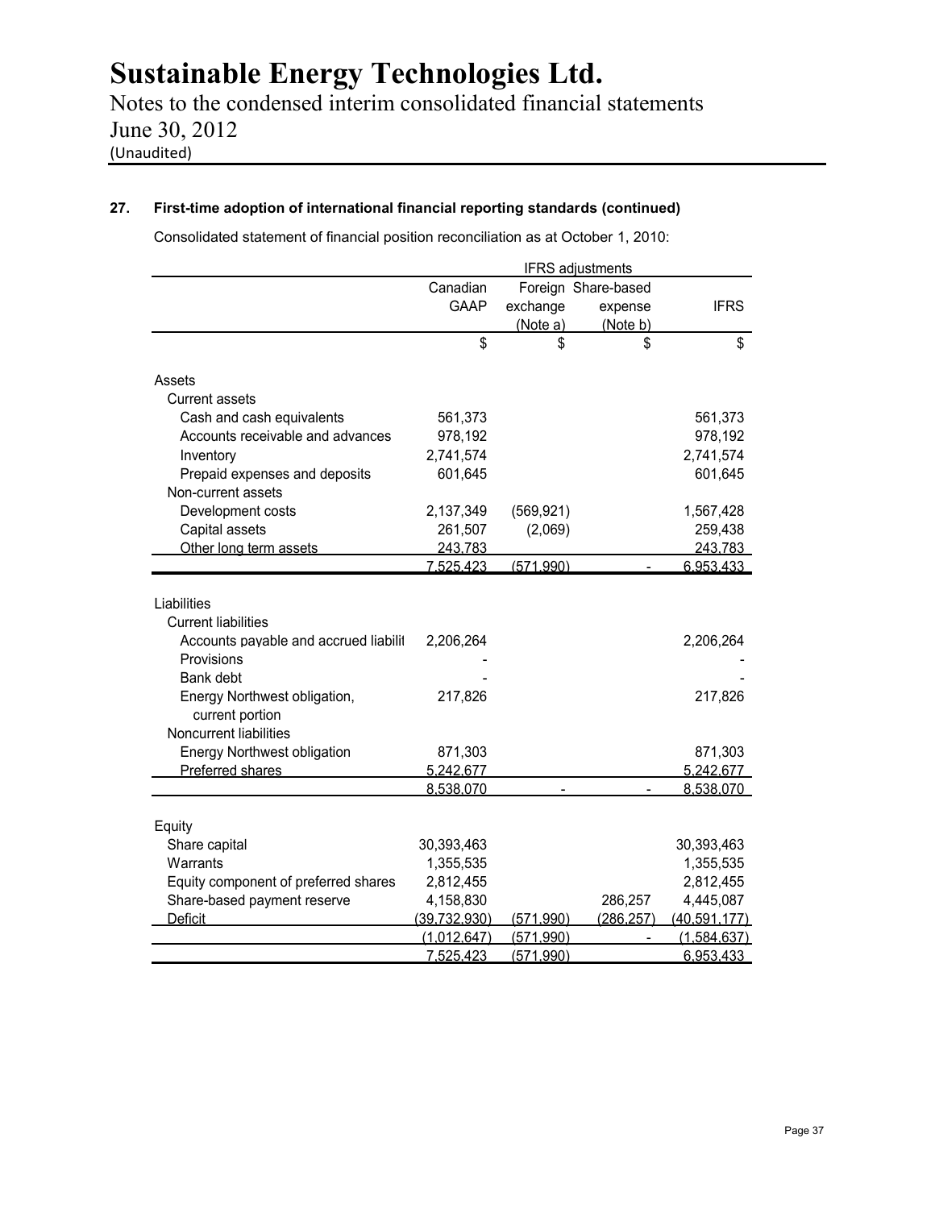## 27. First-time adoption of international financial reporting standards (continued)

Consolidated statement of financial position reconciliation as at October 1, 2010:

| | Canadian GAAP | IFRS adjustments: Foreign exchange (Note a) | IFRS adjustments: Share-based expense (Note b) | IFRS |
|---|---|---|---|---|
| | $ | $ | $ | $ |
| **Assets** | | | | |
| Current assets | | | | |
| Cash and cash equivalents | 561,373 | | | 561,373 |
| Accounts receivable and advances | 978,192 | | | 978,192 |
| Inventory | 2,741,574 | | | 2,741,574 |
| Prepaid expenses and deposits | 601,645 | | | 601,645 |
| Non-current assets | | | | |
| Development costs | 2,137,349 | (569,921) | | 1,567,428 |
| Capital assets | 261,507 | (2,069) | | 259,438 |
| Other long term assets | 243,783 | | | 243,783 |
| | 7,525,423 | (571,990) | - | 6,953,433 |
| **Liabilities** | | | | |
| Current liabilities | | | | |
| Accounts payable and accrued liabilit | 2,206,264 | | | 2,206,264 |
| Provisions | - | | | - |
| Bank debt | - | | | - |
| Energy Northwest obligation, current portion | 217,826 | | | 217,826 |
| Noncurrent liabilities | | | | |
| Energy Northwest obligation | 871,303 | | | 871,303 |
| Preferred shares | 5,242,677 | | | 5,242,677 |
| | 8,538,070 | - | - | 8,538,070 |
| **Equity** | | | | |
| Share capital | 30,393,463 | | | 30,393,463 |
| Warrants | 1,355,535 | | | 1,355,535 |
| Equity component of preferred shares | 2,812,455 | | | 2,812,455 |
| Share-based payment reserve | 4,158,830 | | 286,257 | 4,445,087 |
| Deficit | (39,732,930) | (571,990) | (286,257) | (40,591,177) |
| | (1,012,647) | (571,990) | - | (1,584,637) |
| | 7,525,423 | (571,990) | | 6,953,433 |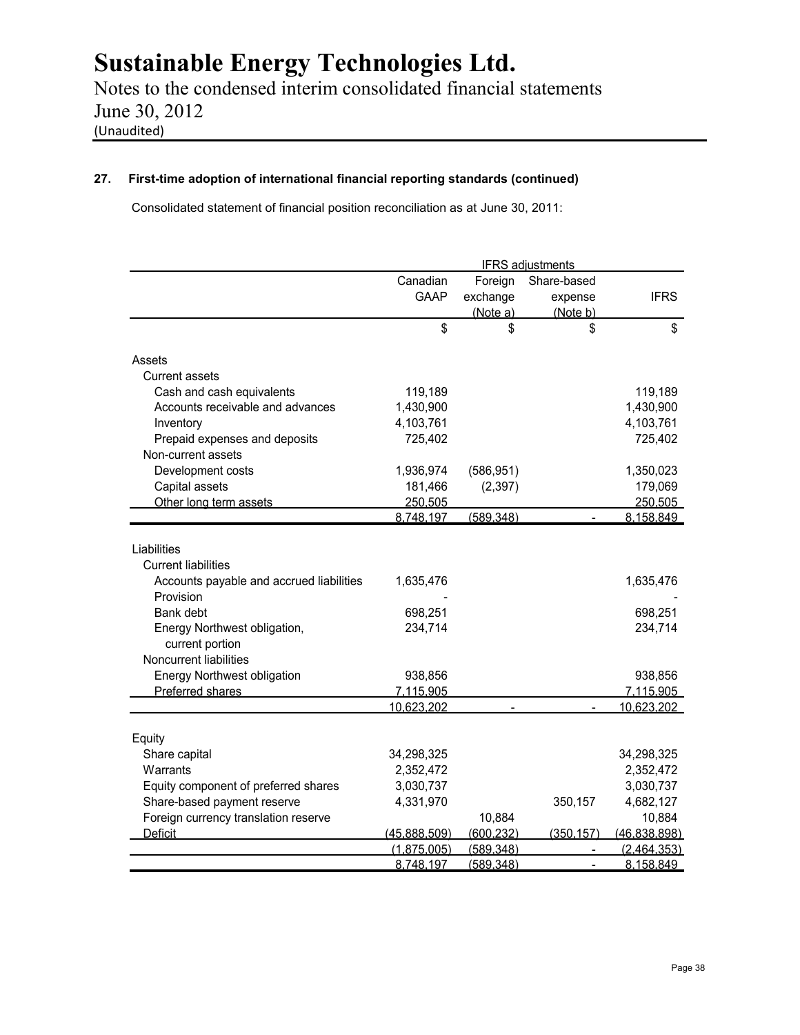## 27. First-time adoption of international financial reporting standards (continued)

Consolidated statement of financial position reconciliation as at June 30, 2011:

| | Canadian GAAP | IFRS adjustments | | IFRS |
|---|---|---|---|---|
| | | Foreign exchange (Note a) | Share-based expense (Note b) | |
| | $ | $ | $ | $ |
| **Assets** | | | | |
| Current assets | | | | |
| Cash and cash equivalents | 119,189 | | | 119,189 |
| Accounts receivable and advances | 1,430,900 | | | 1,430,900 |
| Inventory | 4,103,761 | | | 4,103,761 |
| Prepaid expenses and deposits | 725,402 | | | 725,402 |
| Non-current assets | | | | |
| Development costs | 1,936,974 | (586,951) | | 1,350,023 |
| Capital assets | 181,466 | (2,397) | | 179,069 |
| Other long term assets | 250,505 | | | 250,505 |
| | 8,748,197 | (589,348) | - | 8,158,849 |
| **Liabilities** | | | | |
| Current liabilities | | | | |
| Accounts payable and accrued liabilities | 1,635,476 | | | 1,635,476 |
| Provision | - | | | - |
| Bank debt | 698,251 | | | 698,251 |
| Energy Northwest obligation, current portion | 234,714 | | | 234,714 |
| Noncurrent liabilities | | | | |
| Energy Northwest obligation | 938,856 | | | 938,856 |
| Preferred shares | 7,115,905 | | | 7,115,905 |
| | 10,623,202 | - | - | 10,623,202 |
| **Equity** | | | | |
| Share capital | 34,298,325 | | | 34,298,325 |
| Warrants | 2,352,472 | | | 2,352,472 |
| Equity component of preferred shares | 3,030,737 | | | 3,030,737 |
| Share-based payment reserve | 4,331,970 | | 350,157 | 4,682,127 |
| Foreign currency translation reserve | | 10,884 | | 10,884 |
| Deficit | (45,888,509) | (600,232) | (350,157) | (46,838,898) |
| | (1,875,005) | (589,348) | - | (2,464,353) |
| | 8,748,197 | (589,348) | - | 8,158,849 |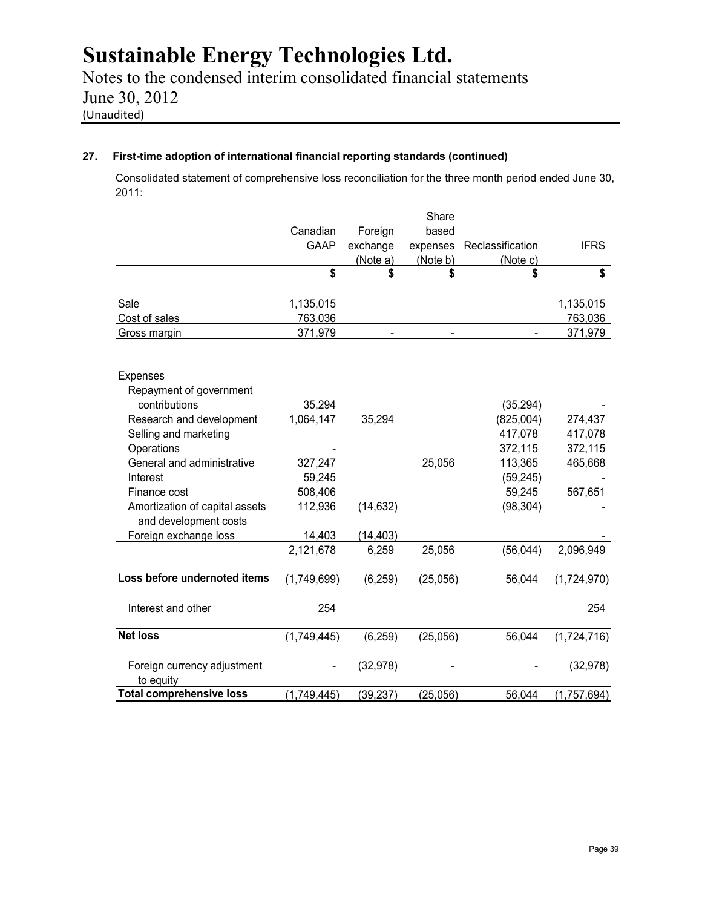# Sustainable Energy Technologies Ltd.

Notes to the condensed interim consolidated financial statements
June 30, 2012
(Unaudited)

## 27. First-time adoption of international financial reporting standards (continued)

Consolidated statement of comprehensive loss reconciliation for the three month period ended June 30, 2011:

| | Canadian GAAP | Foreign exchange (Note a) | Share based expenses (Note b) | Reclassification (Note c) | IFRS |
|---|---|---|---|---|---|
| | $ | $ | $ | $ | $ |
| Sale | 1,135,015 | | | | 1,135,015 |
| Cost of sales | 763,036 | | | | 763,036 |
| Gross margin | 371,979 | - | - | - | 371,979 |
| Expenses | | | | | |
| Repayment of government contributions | 35,294 | | | (35,294) | - |
| Research and development | 1,064,147 | 35,294 | | (825,004) | 274,437 |
| Selling and marketing | | | | 417,078 | 417,078 |
| Operations | - | | | 372,115 | 372,115 |
| General and administrative | 327,247 | | 25,056 | 113,365 | 465,668 |
| Interest | 59,245 | | | (59,245) | - |
| Finance cost | 508,406 | | | 59,245 | 567,651 |
| Amortization of capital assets and development costs | 112,936 | (14,632) | | (98,304) | - |
| Foreign exchange loss | 14,403 | (14,403) | | | - |
| | 2,121,678 | 6,259 | 25,056 | (56,044) | 2,096,949 |
| **Loss before undernoted items** | (1,749,699) | (6,259) | (25,056) | 56,044 | (1,724,970) |
| Interest and other | 254 | | | | 254 |
| **Net loss** | (1,749,445) | (6,259) | (25,056) | 56,044 | (1,724,716) |
| Foreign currency adjustment to equity | - | (32,978) | - | - | (32,978) |
| **Total comprehensive loss** | (1,749,445) | (39,237) | (25,056) | 56,044 | (1,757,694) |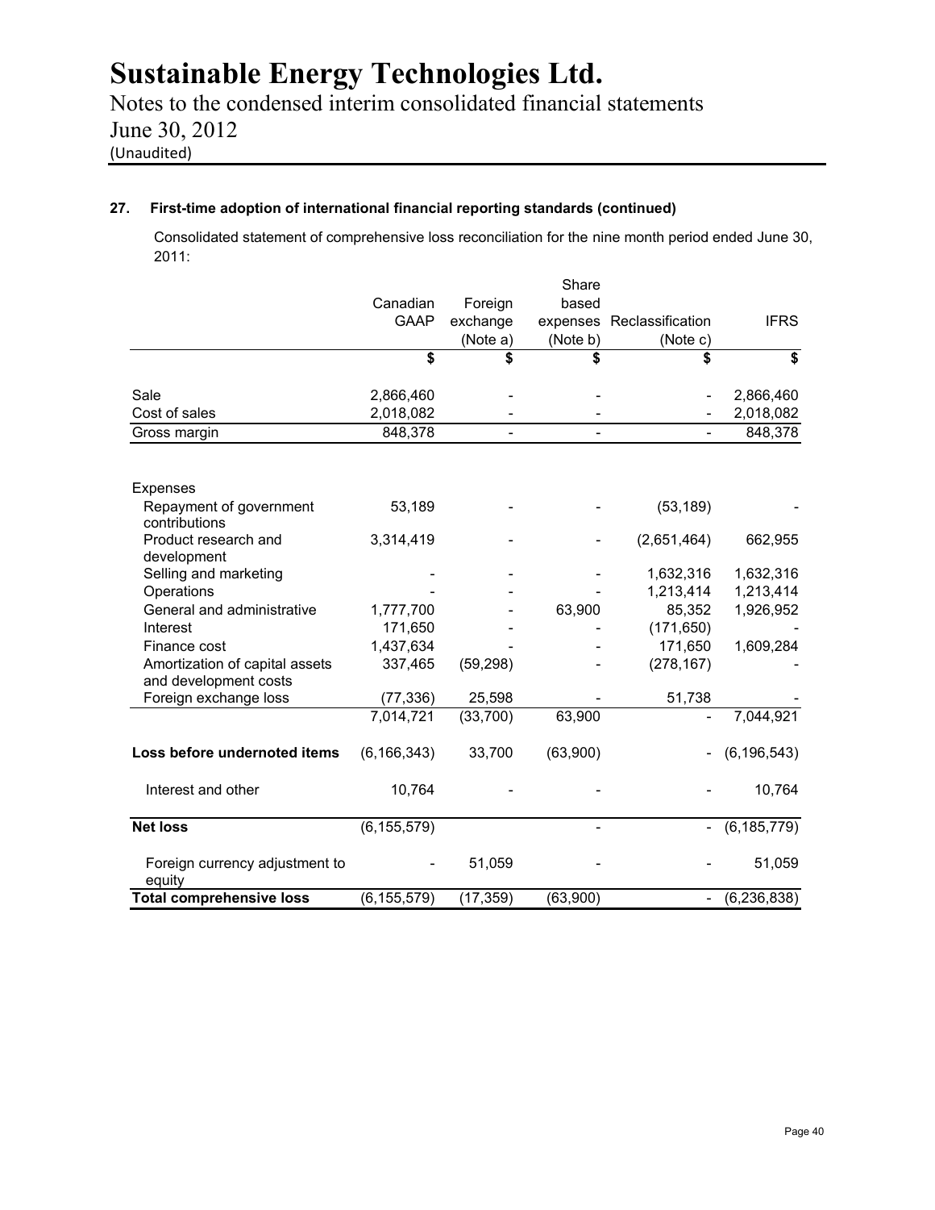# Sustainable Energy Technologies Ltd.

Notes to the condensed interim consolidated financial statements
June 30, 2012
(Unaudited)

**27. First-time adoption of international financial reporting standards (continued)**

Consolidated statement of comprehensive loss reconciliation for the nine month period ended June 30, 2011:

| | Canadian GAAP | Foreign exchange (Note a) | Share based expenses (Note b) | Reclassification (Note c) | IFRS |
|---|---|---|---|---|---|
| | $ | $ | $ | $ | $ |
| Sale | 2,866,460 | - | - | - | 2,866,460 |
| Cost of sales | 2,018,082 | - | - | - | 2,018,082 |
| Gross margin | 848,378 | - | - | - | 848,378 |
| | | | | | |
| Expenses | | | | | |
| Repayment of government contributions | 53,189 | - | - | (53,189) | - |
| Product research and development | 3,314,419 | - | - | (2,651,464) | 662,955 |
| Selling and marketing | - | - | - | 1,632,316 | 1,632,316 |
| Operations | - | - | - | 1,213,414 | 1,213,414 |
| General and administrative | 1,777,700 | - | 63,900 | 85,352 | 1,926,952 |
| Interest | 171,650 | - | - | (171,650) | - |
| Finance cost | 1,437,634 | - | - | 171,650 | 1,609,284 |
| Amortization of capital assets and development costs | 337,465 | (59,298) | - | (278,167) | - |
| Foreign exchange loss | (77,336) | 25,598 | - | 51,738 | - |
| | 7,014,721 | (33,700) | 63,900 | - | 7,044,921 |
| | | | | | |
| **Loss before undernoted items** | (6,166,343) | 33,700 | (63,900) | - | (6,196,543) |
| | | | | | |
| Interest and other | 10,764 | - | - | - | 10,764 |
| | | | | | |
| **Net loss** | (6,155,579) | | - | - | (6,185,779) |
| | | | | | |
| Foreign currency adjustment to equity | - | 51,059 | - | - | 51,059 |
| **Total comprehensive loss** | (6,155,579) | (17,359) | (63,900) | - | (6,236,838) |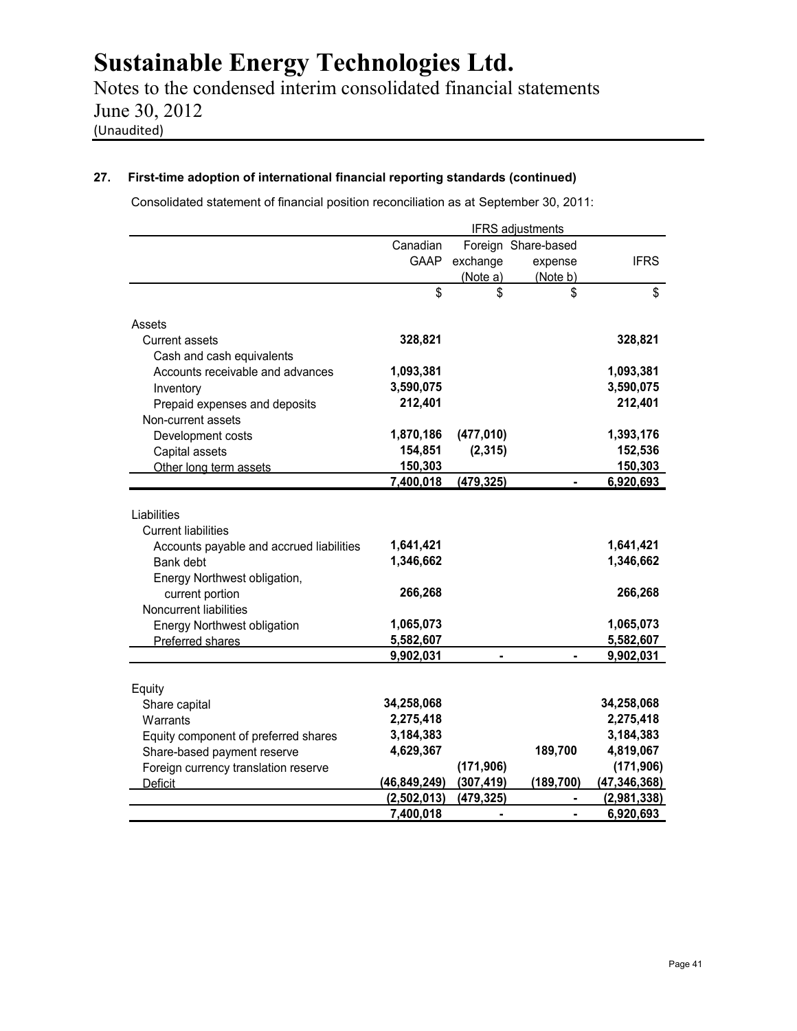# Sustainable Energy Technologies Ltd.

Notes to the condensed interim consolidated financial statements
June 30, 2012
(Unaudited)

## 27. First-time adoption of international financial reporting standards (continued)

Consolidated statement of financial position reconciliation as at September 30, 2011:

| | Canadian GAAP | IFRS adjustments: Foreign exchange (Note a) | IFRS adjustments: Share-based expense (Note b) | IFRS |
|---|---|---|---|---|
| | $ | $ | $ | $ |
| **Assets** | | | | |
| Current assets | | | | |
| Cash and cash equivalents | **328,821** | | | **328,821** |
| Accounts receivable and advances | **1,093,381** | | | **1,093,381** |
| Inventory | **3,590,075** | | | **3,590,075** |
| Prepaid expenses and deposits | **212,401** | | | **212,401** |
| Non-current assets | | | | |
| Development costs | **1,870,186** | **(477,010)** | | **1,393,176** |
| Capital assets | **154,851** | **(2,315)** | | **152,536** |
| Other long term assets | **150,303** | | | **150,303** |
| | **7,400,018** | **(479,325)** | **-** | **6,920,693** |
| **Liabilities** | | | | |
| Current liabilities | | | | |
| Accounts payable and accrued liabilities | **1,641,421** | | | **1,641,421** |
| Bank debt | **1,346,662** | | | **1,346,662** |
| Energy Northwest obligation, current portion | **266,268** | | | **266,268** |
| Noncurrent liabilities | | | | |
| Energy Northwest obligation | **1,065,073** | | | **1,065,073** |
| Preferred shares | **5,582,607** | | | **5,582,607** |
| | **9,902,031** | **-** | **-** | **9,902,031** |
| **Equity** | | | | |
| Share capital | **34,258,068** | | | **34,258,068** |
| Warrants | **2,275,418** | | | **2,275,418** |
| Equity component of preferred shares | **3,184,383** | | | **3,184,383** |
| Share-based payment reserve | **4,629,367** | | **189,700** | **4,819,067** |
| Foreign currency translation reserve | | **(171,906)** | | **(171,906)** |
| Deficit | **(46,849,249)** | **(307,419)** | **(189,700)** | **(47,346,368)** |
| | **(2,502,013)** | **(479,325)** | **-** | **(2,981,338)** |
| | **7,400,018** | **-** | **-** | **6,920,693** |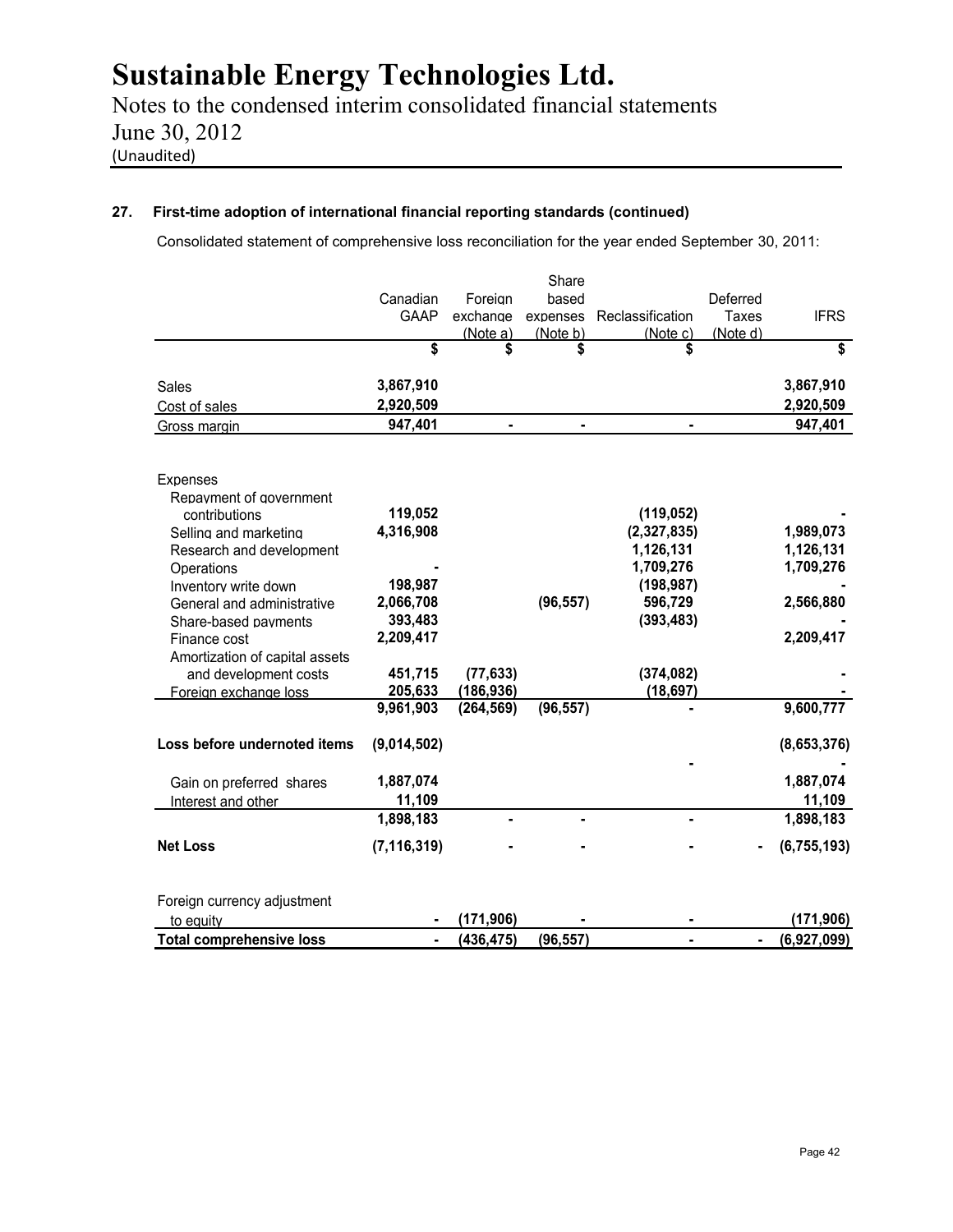## 27. First-time adoption of international financial reporting standards (continued)

Consolidated statement of comprehensive loss reconciliation for the year ended September 30, 2011:

| | Canadian GAAP | Foreign exchange (Note a) | Share based expenses (Note b) | Reclassification (Note c) | Deferred Taxes (Note d) | IFRS |
|---|---|---|---|---|---|---|
| | $ | $ | $ | $ | | $ |
| Sales | 3,867,910 | | | | | 3,867,910 |
| Cost of sales | 2,920,509 | | | | | 2,920,509 |
| Gross margin | 947,401 | - | - | - | | 947,401 |
| Expenses | | | | | | |
| Repayment of government contributions | 119,052 | | | (119,052) | | - |
| Selling and marketing | 4,316,908 | | | (2,327,835) | | 1,989,073 |
| Research and development | | | | 1,126,131 | | 1,126,131 |
| Operations | - | | | 1,709,276 | | 1,709,276 |
| Inventory write down | 198,987 | | | (198,987) | | - |
| General and administrative | 2,066,708 | | (96,557) | 596,729 | | 2,566,880 |
| Share-based payments | 393,483 | | | (393,483) | | - |
| Finance cost | 2,209,417 | | | | | 2,209,417 |
| Amortization of capital assets and development costs | 451,715 | (77,633) | | (374,082) | | - |
| Foreign exchange loss | 205,633 | (186,936) | | (18,697) | | - |
| | 9,961,903 | (264,569) | (96,557) | - | | 9,600,777 |
| Loss before undernoted items | (9,014,502) | | | - | | (8,653,376) |
| | | | | | | - |
| Gain on preferred shares | 1,887,074 | | | | | 1,887,074 |
| Interest and other | 11,109 | | | | | 11,109 |
| | 1,898,183 | - | - | - | | 1,898,183 |
| **Net Loss** | (7,116,319) | - | - | - | - | (6,755,193) |
| Foreign currency adjustment to equity | - | (171,906) | - | - | | (171,906) |
| **Total comprehensive loss** | - | (436,475) | (96,557) | - | - | (6,927,099) |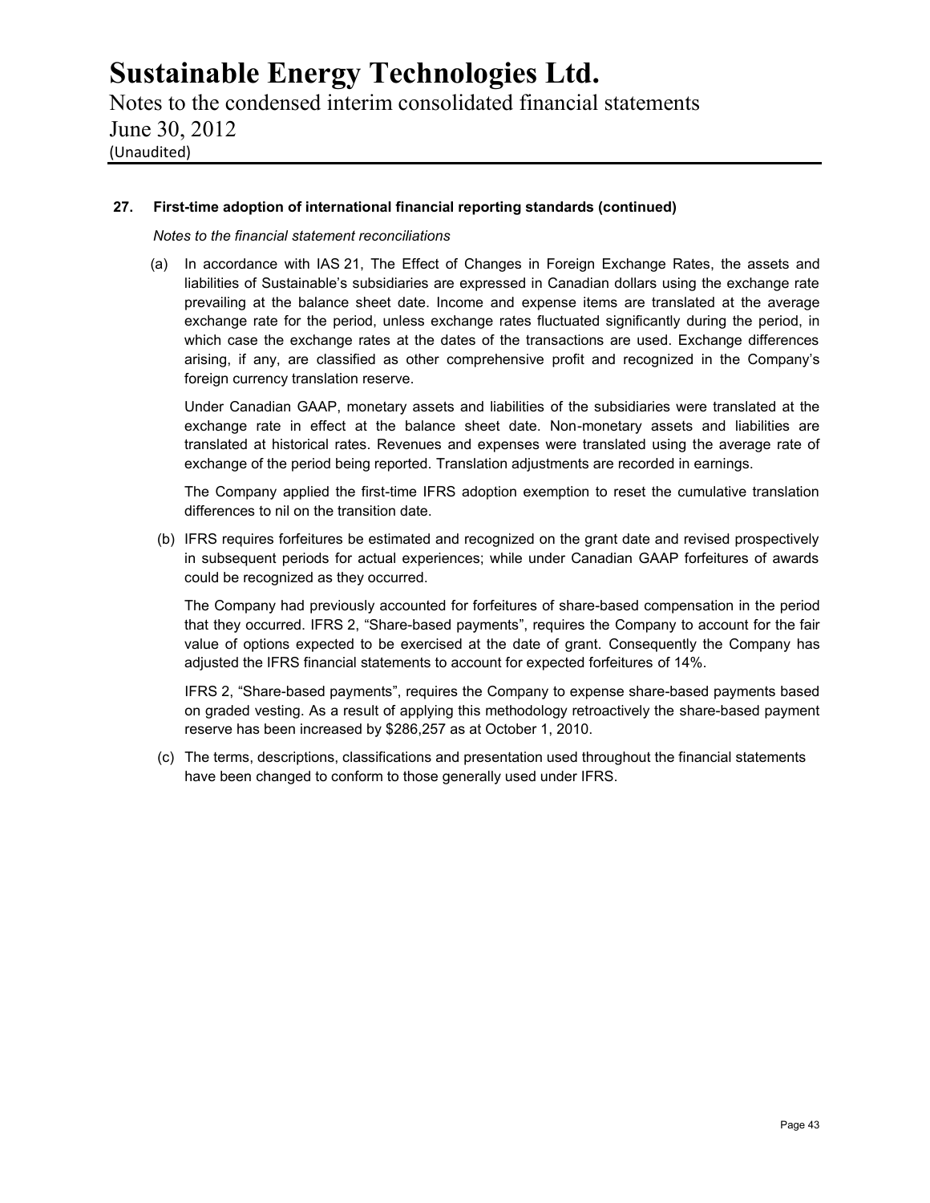## 27. First-time adoption of international financial reporting standards (continued)

*Notes to the financial statement reconciliations*

(a) In accordance with IAS 21, The Effect of Changes in Foreign Exchange Rates, the assets and liabilities of Sustainable's subsidiaries are expressed in Canadian dollars using the exchange rate prevailing at the balance sheet date. Income and expense items are translated at the average exchange rate for the period, unless exchange rates fluctuated significantly during the period, in which case the exchange rates at the dates of the transactions are used. Exchange differences arising, if any, are classified as other comprehensive profit and recognized in the Company's foreign currency translation reserve.

Under Canadian GAAP, monetary assets and liabilities of the subsidiaries were translated at the exchange rate in effect at the balance sheet date. Non-monetary assets and liabilities are translated at historical rates. Revenues and expenses were translated using the average rate of exchange of the period being reported. Translation adjustments are recorded in earnings.

The Company applied the first-time IFRS adoption exemption to reset the cumulative translation differences to nil on the transition date.

(b) IFRS requires forfeitures be estimated and recognized on the grant date and revised prospectively in subsequent periods for actual experiences; while under Canadian GAAP forfeitures of awards could be recognized as they occurred.

The Company had previously accounted for forfeitures of share-based compensation in the period that they occurred. IFRS 2, "Share-based payments", requires the Company to account for the fair value of options expected to be exercised at the date of grant. Consequently the Company has adjusted the IFRS financial statements to account for expected forfeitures of 14%.

IFRS 2, "Share-based payments", requires the Company to expense share-based payments based on graded vesting. As a result of applying this methodology retroactively the share-based payment reserve has been increased by $286,257 as at October 1, 2010.

(c) The terms, descriptions, classifications and presentation used throughout the financial statements have been changed to conform to those generally used under IFRS.